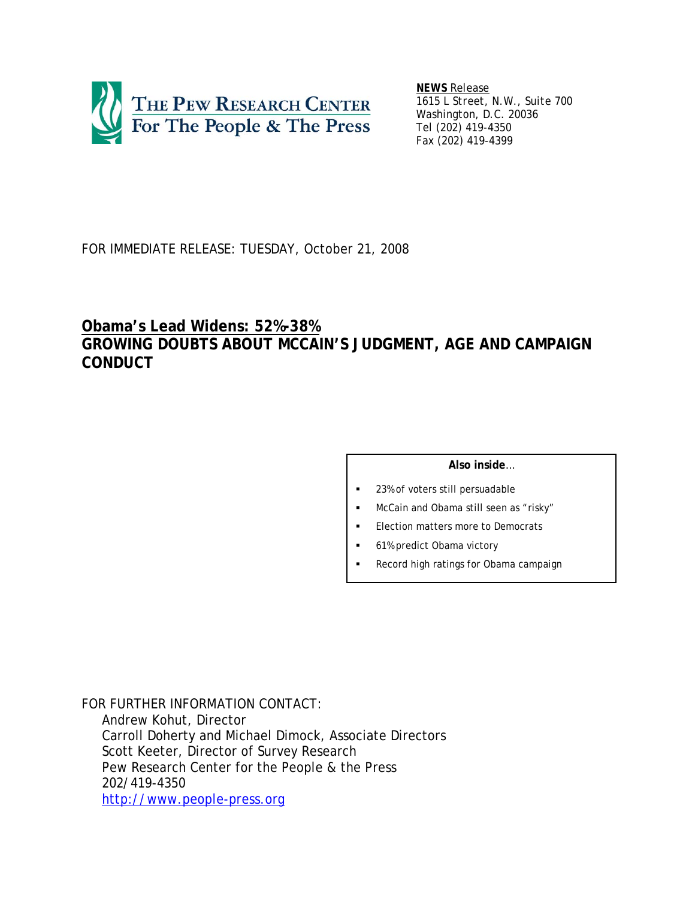THE PEW RESEARCH CENTER
For The People & The Press

**NEWS** Release
1615 L Street, N.W., Suite 700
Washington, D.C. 20036
Tel (202) 419-4350
Fax (202) 419-4399

FOR IMMEDIATE RELEASE: TUESDAY, October 21, 2008

# Obama's Lead Widens: 52%-38%
## GROWING DOUBTS ABOUT MCCAIN'S JUDGMENT, AGE AND CAMPAIGN CONDUCT

**Also inside**...

- 23% of voters still persuadable
- McCain and Obama still seen as "risky"
- Election matters more to Democrats
- 61% predict Obama victory
- Record high ratings for Obama campaign

FOR FURTHER INFORMATION CONTACT:
Andrew Kohut, Director
Carroll Doherty and Michael Dimock, Associate Directors
Scott Keeter, Director of Survey Research
Pew Research Center for the People & the Press
202/419-4350
http://www.people-press.org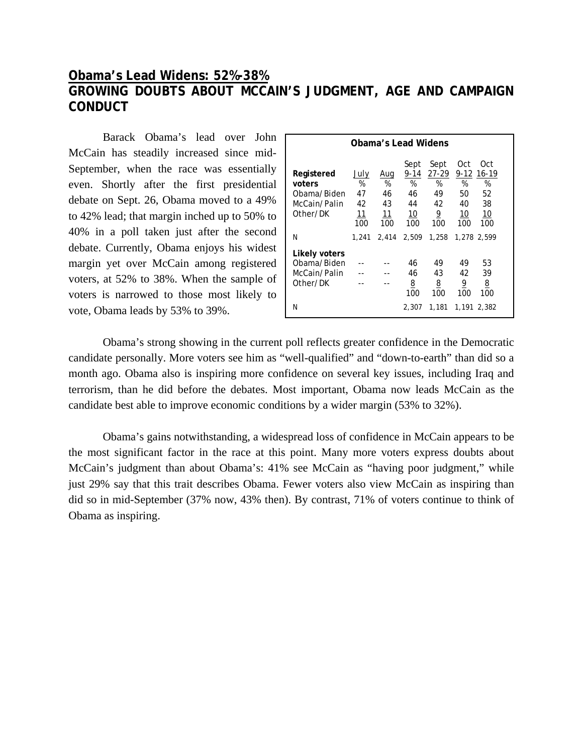## Obama's Lead Widens: 52%-38%
## GROWING DOUBTS ABOUT MCCAIN'S JUDGMENT, AGE AND CAMPAIGN CONDUCT

Barack Obama's lead over John McCain has steadily increased since mid-September, when the race was essentially even. Shortly after the first presidential debate on Sept. 26, Obama moved to a 49% to 42% lead; that margin inched up to 50% to 40% in a poll taken just after the second debate. Currently, Obama enjoys his widest margin yet over McCain among registered voters, at 52% to 38%. When the sample of voters is narrowed to those most likely to vote, Obama leads by 53% to 39%.

**Obama's Lead Widens**

| Registered voters | July % | Aug % | Sept 9-14 % | Sept 27-29 % | Oct 9-12 % | Oct 16-19 % |
|---|---|---|---|---|---|---|
| Obama/Biden | 47 | 46 | 46 | 49 | 50 | 52 |
| McCain/Palin | 42 | 43 | 44 | 42 | 40 | 38 |
| Other/DK | 11 | 11 | 10 | 9 | 10 | 10 |
| | 100 | 100 | 100 | 100 | 100 | 100 |
| N | 1,241 | 2,414 | 2,509 | 1,258 | 1,278 | 2,599 |
| **Likely voters** | | | | | | |
| Obama/Biden | -- | -- | 46 | 49 | 49 | 53 |
| McCain/Palin | -- | -- | 46 | 43 | 42 | 39 |
| Other/DK | -- | -- | 8 | 8 | 9 | 8 |
| | | | 100 | 100 | 100 | 100 |
| N | | | 2,307 | 1,181 | 1,191 | 2,382 |

Obama's strong showing in the current poll reflects greater confidence in the Democratic candidate personally. More voters see him as "well-qualified" and "down-to-earth" than did so a month ago. Obama also is inspiring more confidence on several key issues, including Iraq and terrorism, than he did before the debates. Most important, Obama now leads McCain as the candidate best able to improve economic conditions by a wider margin (53% to 32%).

Obama's gains notwithstanding, a widespread loss of confidence in McCain appears to be the most significant factor in the race at this point. Many more voters express doubts about McCain's judgment than about Obama's: 41% see McCain as "having poor judgment," while just 29% say that this trait describes Obama. Fewer voters also view McCain as inspiring than did so in mid-September (37% now, 43% then). By contrast, 71% of voters continue to think of Obama as inspiring.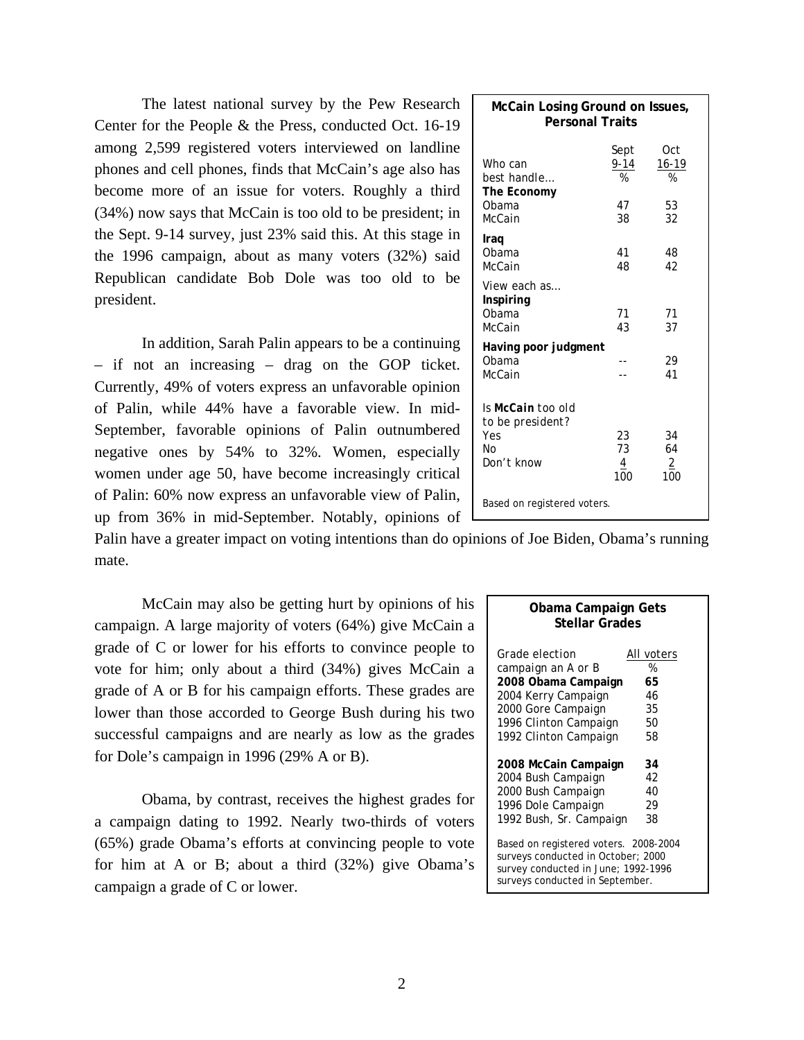The latest national survey by the Pew Research Center for the People & the Press, conducted Oct. 16-19 among 2,599 registered voters interviewed on landline phones and cell phones, finds that McCain's age also has become more of an issue for voters. Roughly a third (34%) now says that McCain is too old to be president; in the Sept. 9-14 survey, just 23% said this. At this stage in the 1996 campaign, about as many voters (32%) said Republican candidate Bob Dole was too old to be president.

**McCain Losing Ground on Issues, Personal Traits**

| Who can best handle… | Sept 9-14 % | Oct 16-19 % |
|---|---|---|
| **The Economy** | | |
| Obama | 47 | 53 |
| McCain | 38 | 32 |
| **Iraq** | | |
| Obama | 41 | 48 |
| McCain | 48 | 42 |
| View each as… | | |
| **Inspiring** | | |
| Obama | 71 | 71 |
| McCain | 43 | 37 |
| **Having poor judgment** | | |
| Obama | -- | 29 |
| McCain | -- | 41 |
| Is ***McCain*** too old to be president? | | |
| Yes | 23 | 34 |
| No | 73 | 64 |
| Don't know | 4 | 2 |
| | 100 | 100 |

Based on registered voters.

In addition, Sarah Palin appears to be a continuing – if not an increasing – drag on the GOP ticket. Currently, 49% of voters express an unfavorable opinion of Palin, while 44% have a favorable view. In mid-September, favorable opinions of Palin outnumbered negative ones by 54% to 32%. Women, especially women under age 50, have become increasingly critical of Palin: 60% now express an unfavorable view of Palin, up from 36% in mid-September. Notably, opinions of Palin have a greater impact on voting intentions than do opinions of Joe Biden, Obama's running mate.

McCain may also be getting hurt by opinions of his campaign. A large majority of voters (64%) give McCain a grade of C or lower for his efforts to convince people to vote for him; only about a third (34%) gives McCain a grade of A or B for his campaign efforts. These grades are lower than those accorded to George Bush during his two successful campaigns and are nearly as low as the grades for Dole's campaign in 1996 (29% A or B).

Obama, by contrast, receives the highest grades for a campaign dating to 1992. Nearly two-thirds of voters (65%) grade Obama's efforts at convincing people to vote for him at A or B; about a third (32%) give Obama's campaign a grade of C or lower.

**Obama Campaign Gets Stellar Grades**

| Grade election campaign an A or B | All voters % |
|---|---|
| **2008 Obama Campaign** | **65** |
| 2004 Kerry Campaign | 46 |
| 2000 Gore Campaign | 35 |
| 1996 Clinton Campaign | 50 |
| 1992 Clinton Campaign | 58 |
| | |
| **2008 McCain Campaign** | **34** |
| 2004 Bush Campaign | 42 |
| 2000 Bush Campaign | 40 |
| 1996 Dole Campaign | 29 |
| 1992 Bush, Sr. Campaign | 38 |

Based on registered voters. 2008-2004 surveys conducted in October; 2000 survey conducted in June; 1992-1996 surveys conducted in September.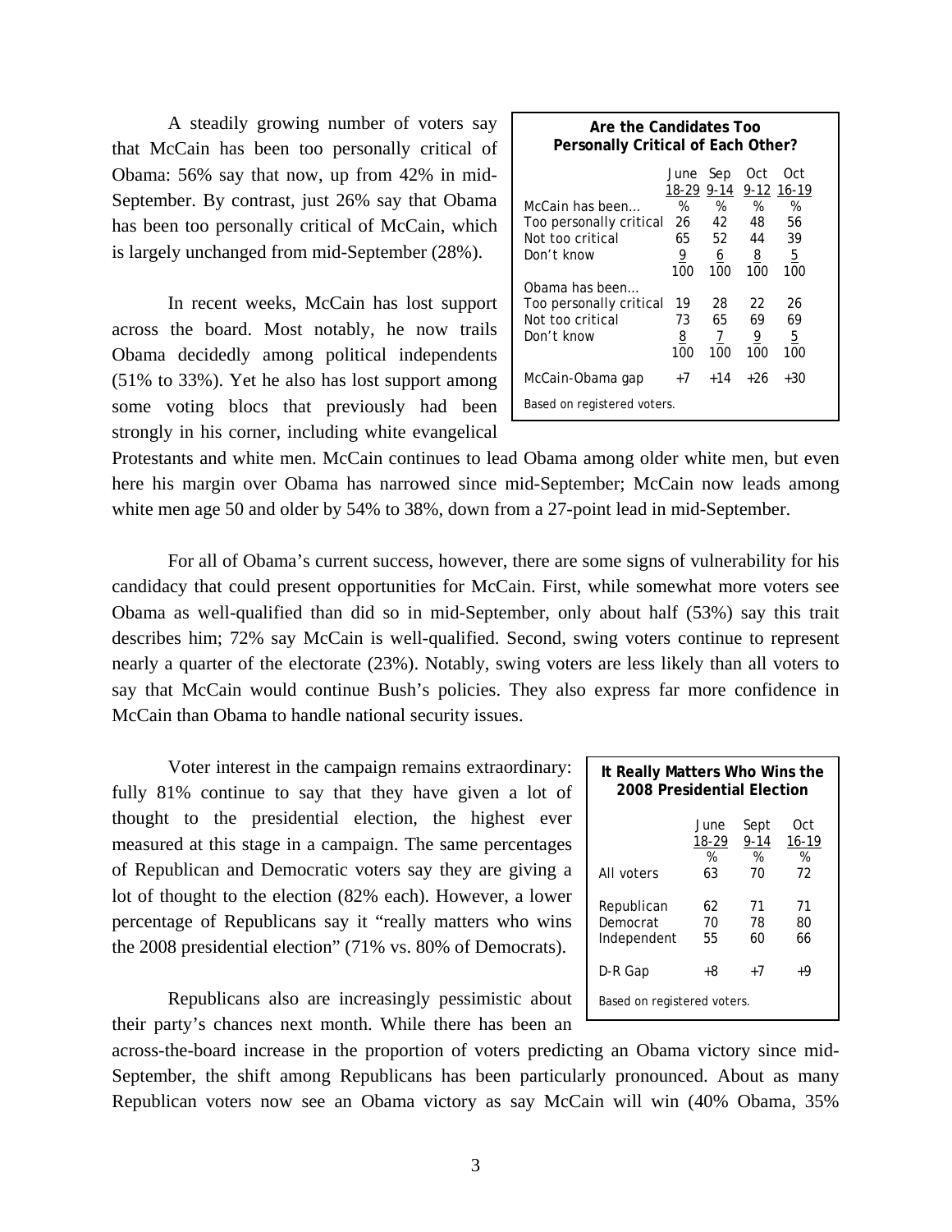A steadily growing number of voters say that McCain has been too personally critical of Obama: 56% say that now, up from 42% in mid-September. By contrast, just 26% say that Obama has been too personally critical of McCain, which is largely unchanged from mid-September (28%).

**Are the Candidates Too Personally Critical of Each Other?**

| | June 18-29 | Sep 9-14 | Oct 9-12 | Oct 16-19 |
|---|---|---|---|---|
| McCain has been… | % | % | % | % |
| Too personally critical | 26 | 42 | 48 | 56 |
| Not too critical | 65 | 52 | 44 | 39 |
| Don't know | 9 | 6 | 8 | 5 |
| | 100 | 100 | 100 | 100 |
| Obama has been… | | | | |
| Too personally critical | 19 | 28 | 22 | 26 |
| Not too critical | 73 | 65 | 69 | 69 |
| Don't know | 8 | 7 | 9 | 5 |
| | 100 | 100 | 100 | 100 |
| McCain-Obama gap | +7 | +14 | +26 | +30 |

Based on registered voters.

In recent weeks, McCain has lost support across the board. Most notably, he now trails Obama decidedly among political independents (51% to 33%). Yet he also has lost support among some voting blocs that previously had been strongly in his corner, including white evangelical Protestants and white men. McCain continues to lead Obama among older white men, but even here his margin over Obama has narrowed since mid-September; McCain now leads among white men age 50 and older by 54% to 38%, down from a 27-point lead in mid-September.

For all of Obama's current success, however, there are some signs of vulnerability for his candidacy that could present opportunities for McCain. First, while somewhat more voters see Obama as well-qualified than did so in mid-September, only about half (53%) say this trait describes him; 72% say McCain is well-qualified. Second, swing voters continue to represent nearly a quarter of the electorate (23%). Notably, swing voters are less likely than all voters to say that McCain would continue Bush's policies. They also express far more confidence in McCain than Obama to handle national security issues.

Voter interest in the campaign remains extraordinary: fully 81% continue to say that they have given a lot of thought to the presidential election, the highest ever measured at this stage in a campaign. The same percentages of Republican and Democratic voters say they are giving a lot of thought to the election (82% each). However, a lower percentage of Republicans say it "really matters who wins the 2008 presidential election" (71% vs. 80% of Democrats).

**It Really Matters Who Wins the 2008 Presidential Election**

| | June 18-29 | Sept 9-14 | Oct 16-19 |
|---|---|---|---|
| | % | % | % |
| All voters | 63 | 70 | 72 |
| Republican | 62 | 71 | 71 |
| Democrat | 70 | 78 | 80 |
| Independent | 55 | 60 | 66 |
| D-R Gap | +8 | +7 | +9 |

Based on registered voters.

Republicans also are increasingly pessimistic about their party's chances next month. While there has been an across-the-board increase in the proportion of voters predicting an Obama victory since mid-September, the shift among Republicans has been particularly pronounced. About as many Republican voters now see an Obama victory as say McCain will win (40% Obama, 35%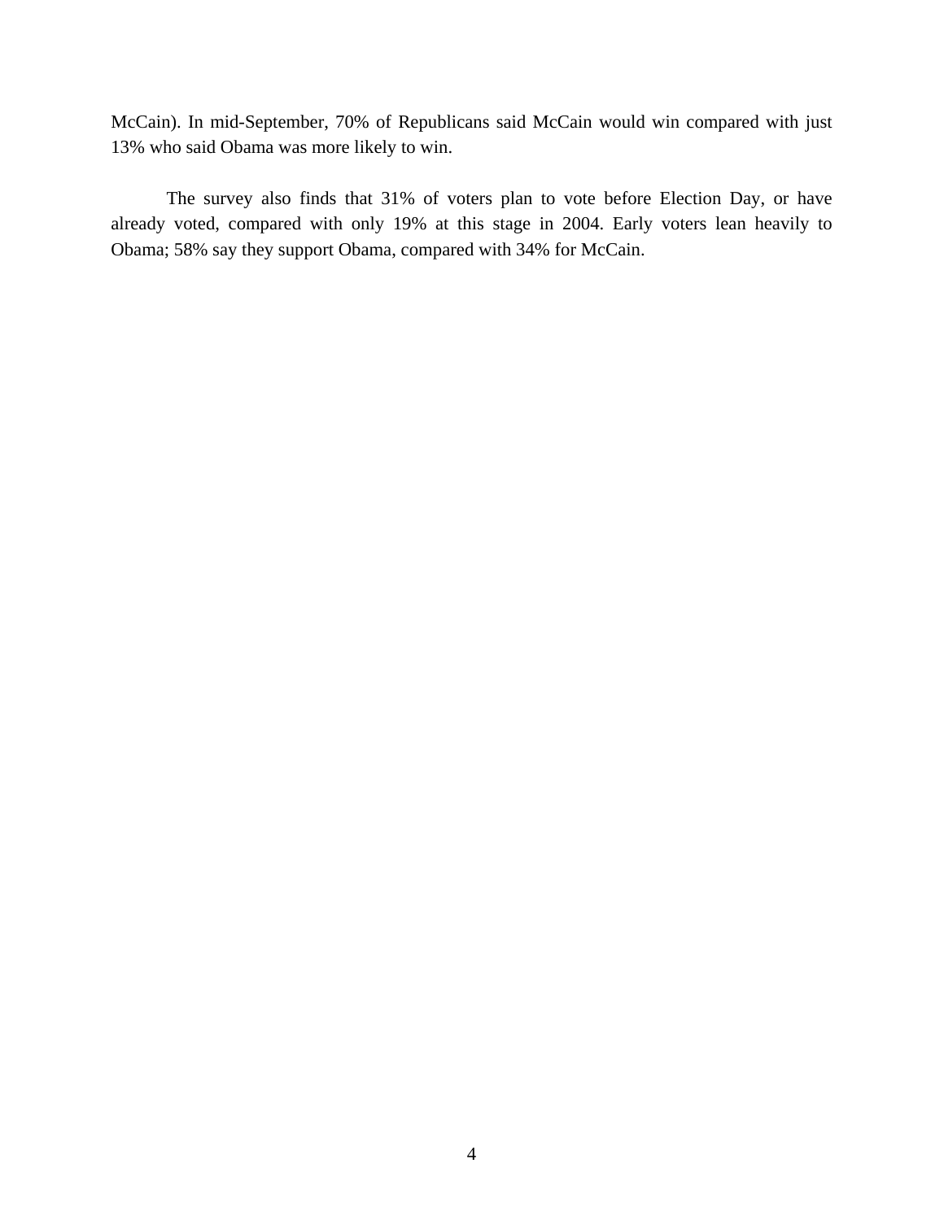McCain). In mid-September, 70% of Republicans said McCain would win compared with just 13% who said Obama was more likely to win.

The survey also finds that 31% of voters plan to vote before Election Day, or have already voted, compared with only 19% at this stage in 2004. Early voters lean heavily to Obama; 58% say they support Obama, compared with 34% for McCain.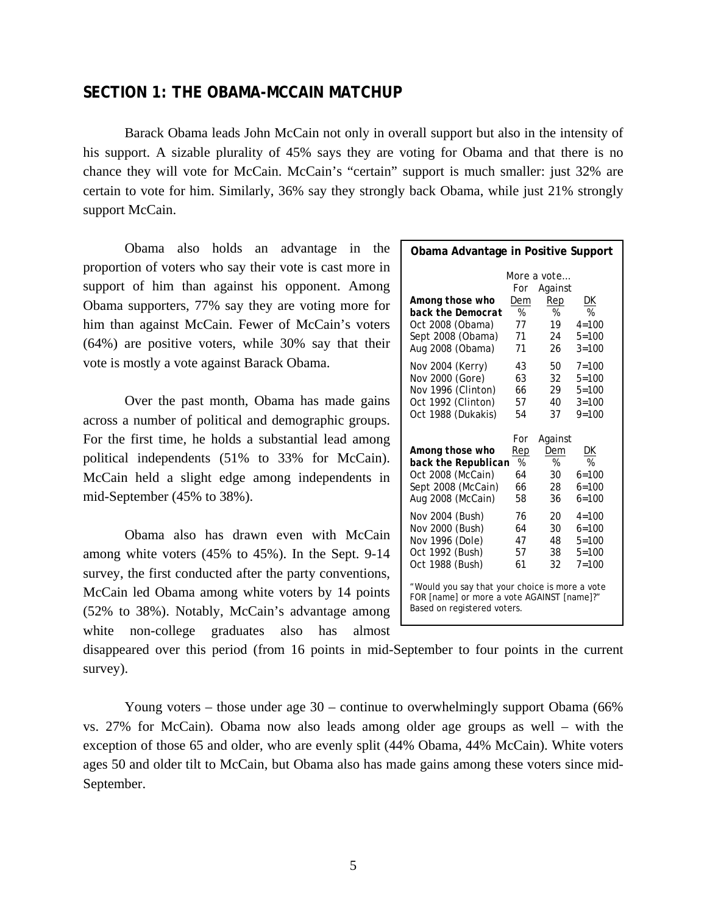## SECTION 1: THE OBAMA-MCCAIN MATCHUP

Barack Obama leads John McCain not only in overall support but also in the intensity of his support. A sizable plurality of 45% says they are voting for Obama and that there is no chance they will vote for McCain. McCain's "certain" support is much smaller: just 32% are certain to vote for him. Similarly, 36% say they strongly back Obama, while just 21% strongly support McCain.

Obama also holds an advantage in the proportion of voters who say their vote is cast more in support of him than against his opponent. Among Obama supporters, 77% say they are voting more for him than against McCain. Fewer of McCain's voters (64%) are positive voters, while 30% say that their vote is mostly a vote against Barack Obama.

**Obama Advantage in Positive Support**

| | More a vote… | | |
|---|---|---|---|
| | For | Against | |
| **Among those who back the Democrat** | Dem % | Rep % | DK % |
| Oct 2008 (Obama) | 77 | 19 | 4=100 |
| Sept 2008 (Obama) | 71 | 24 | 5=100 |
| Aug 2008 (Obama) | 71 | 26 | 3=100 |
| Nov 2004 (Kerry) | 43 | 50 | 7=100 |
| Nov 2000 (Gore) | 63 | 32 | 5=100 |
| Nov 1996 (Clinton) | 66 | 29 | 5=100 |
| Oct 1992 (Clinton) | 57 | 40 | 3=100 |
| Oct 1988 (Dukakis) | 54 | 37 | 9=100 |
| | For | Against | |
| **Among those who back the Republican** | Rep % | Dem % | DK % |
| Oct 2008 (McCain) | 64 | 30 | 6=100 |
| Sept 2008 (McCain) | 66 | 28 | 6=100 |
| Aug 2008 (McCain) | 58 | 36 | 6=100 |
| Nov 2004 (Bush) | 76 | 20 | 4=100 |
| Nov 2000 (Bush) | 64 | 30 | 6=100 |
| Nov 1996 (Dole) | 47 | 48 | 5=100 |
| Oct 1992 (Bush) | 57 | 38 | 5=100 |
| Oct 1988 (Bush) | 61 | 32 | 7=100 |

"Would you say that your choice is more a vote FOR [name] or more a vote AGAINST [name]?" Based on registered voters.

Over the past month, Obama has made gains across a number of political and demographic groups. For the first time, he holds a substantial lead among political independents (51% to 33% for McCain). McCain held a slight edge among independents in mid-September (45% to 38%).

Obama also has drawn even with McCain among white voters (45% to 45%). In the Sept. 9-14 survey, the first conducted after the party conventions, McCain led Obama among white voters by 14 points (52% to 38%). Notably, McCain's advantage among white non-college graduates also has almost disappeared over this period (from 16 points in mid-September to four points in the current survey).

Young voters – those under age 30 – continue to overwhelmingly support Obama (66% vs. 27% for McCain). Obama now also leads among older age groups as well – with the exception of those 65 and older, who are evenly split (44% Obama, 44% McCain). White voters ages 50 and older tilt to McCain, but Obama also has made gains among these voters since mid-September.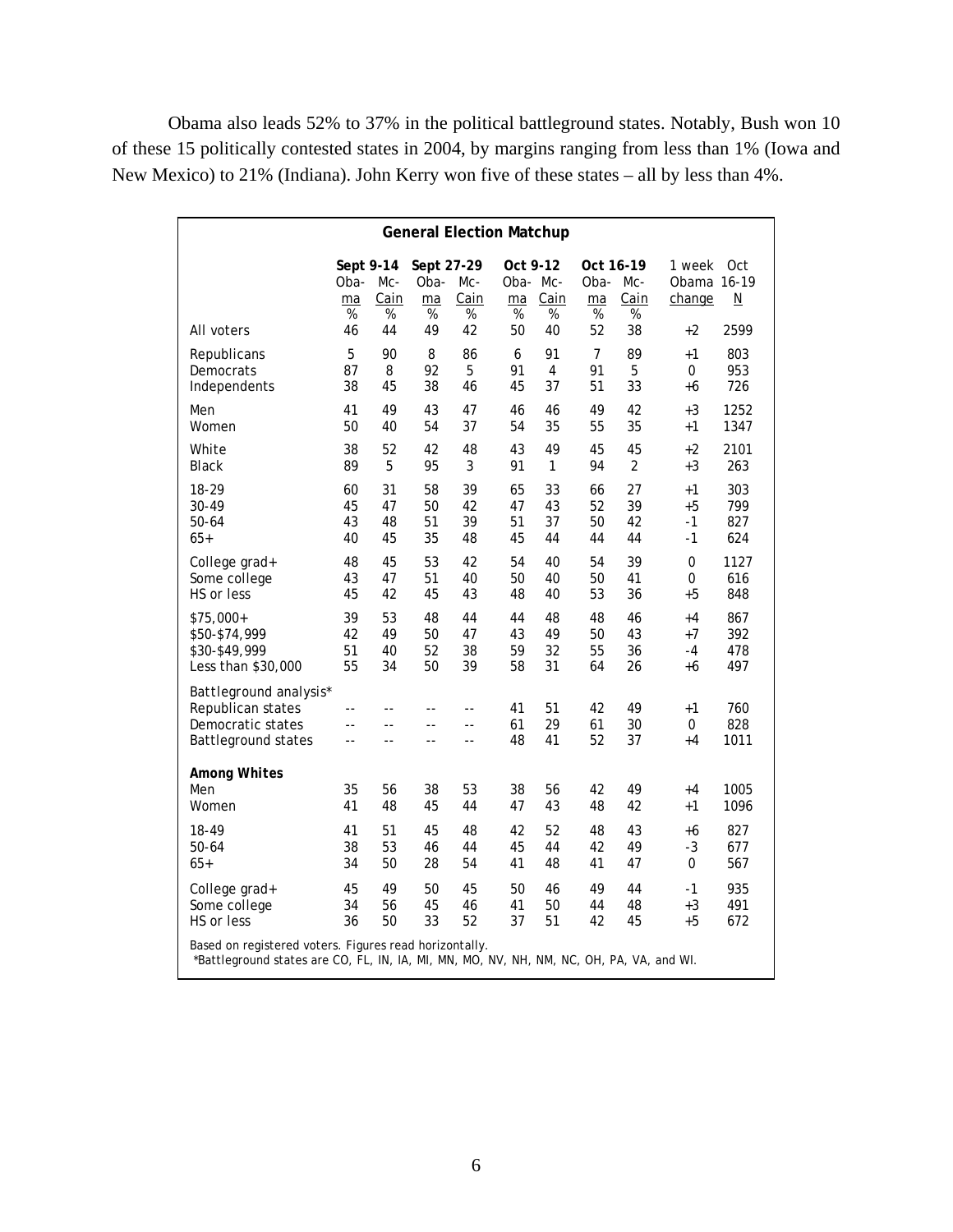Obama also leads 52% to 37% in the political battleground states. Notably, Bush won 10 of these 15 politically contested states in 2004, by margins ranging from less than 1% (Iowa and New Mexico) to 21% (Indiana). John Kerry won five of these states – all by less than 4%.

**General Election Matchup**

| | Sept 9-14 | | Sept 27-29 | | Oct 9-12 | | Oct 16-19 | | 1 week | Oct |
|---|---|---|---|---|---|---|---|---|---|---|
| | Obama | McCain | Obama | McCain | Obama | McCain | Obama | McCain | Obama change | 16-19 N |
| | % | % | % | % | % | % | % | % | | |
| All voters | 46 | 44 | 49 | 42 | 50 | 40 | 52 | 38 | +2 | 2599 |
| Republicans | 5 | 90 | 8 | 86 | 6 | 91 | 7 | 89 | +1 | 803 |
| Democrats | 87 | 8 | 92 | 5 | 91 | 4 | 91 | 5 | 0 | 953 |
| Independents | 38 | 45 | 38 | 46 | 45 | 37 | 51 | 33 | +6 | 726 |
| Men | 41 | 49 | 43 | 47 | 46 | 46 | 49 | 42 | +3 | 1252 |
| Women | 50 | 40 | 54 | 37 | 54 | 35 | 55 | 35 | +1 | 1347 |
| White | 38 | 52 | 42 | 48 | 43 | 49 | 45 | 45 | +2 | 2101 |
| Black | 89 | 5 | 95 | 3 | 91 | 1 | 94 | 2 | +3 | 263 |
| 18-29 | 60 | 31 | 58 | 39 | 65 | 33 | 66 | 27 | +1 | 303 |
| 30-49 | 45 | 47 | 50 | 42 | 47 | 43 | 52 | 39 | +5 | 799 |
| 50-64 | 43 | 48 | 51 | 39 | 51 | 37 | 50 | 42 | -1 | 827 |
| 65+ | 40 | 45 | 35 | 48 | 45 | 44 | 44 | 44 | -1 | 624 |
| College grad+ | 48 | 45 | 53 | 42 | 54 | 40 | 54 | 39 | 0 | 1127 |
| Some college | 43 | 47 | 51 | 40 | 50 | 40 | 50 | 41 | 0 | 616 |
| HS or less | 45 | 42 | 45 | 43 | 48 | 40 | 53 | 36 | +5 | 848 |
| $75,000+ | 39 | 53 | 48 | 44 | 44 | 48 | 48 | 46 | +4 | 867 |
| $50-$74,999 | 42 | 49 | 50 | 47 | 43 | 49 | 50 | 43 | +7 | 392 |
| $30-$49,999 | 51 | 40 | 52 | 38 | 59 | 32 | 55 | 36 | -4 | 478 |
| Less than $30,000 | 55 | 34 | 50 | 39 | 58 | 31 | 64 | 26 | +6 | 497 |
| Battleground analysis* | | | | | | | | | | |
| Republican states | -- | -- | -- | -- | 41 | 51 | 42 | 49 | +1 | 760 |
| Democratic states | -- | -- | -- | -- | 61 | 29 | 61 | 30 | 0 | 828 |
| Battleground states | -- | -- | -- | -- | 48 | 41 | 52 | 37 | +4 | 1011 |
| **Among Whites** | | | | | | | | | | |
| Men | 35 | 56 | 38 | 53 | 38 | 56 | 42 | 49 | +4 | 1005 |
| Women | 41 | 48 | 45 | 44 | 47 | 43 | 48 | 42 | +1 | 1096 |
| 18-49 | 41 | 51 | 45 | 48 | 42 | 52 | 48 | 43 | +6 | 827 |
| 50-64 | 38 | 53 | 46 | 44 | 45 | 44 | 42 | 49 | -3 | 677 |
| 65+ | 34 | 50 | 28 | 54 | 41 | 48 | 41 | 47 | 0 | 567 |
| College grad+ | 45 | 49 | 50 | 45 | 50 | 46 | 49 | 44 | -1 | 935 |
| Some college | 34 | 56 | 45 | 46 | 41 | 50 | 44 | 48 | +3 | 491 |
| HS or less | 36 | 50 | 33 | 52 | 37 | 51 | 42 | 45 | +5 | 672 |

Based on registered voters. Figures read horizontally.
*Battleground states are CO, FL, IN, IA, MI, MN, MO, NV, NH, NM, NC, OH, PA, VA, and WI.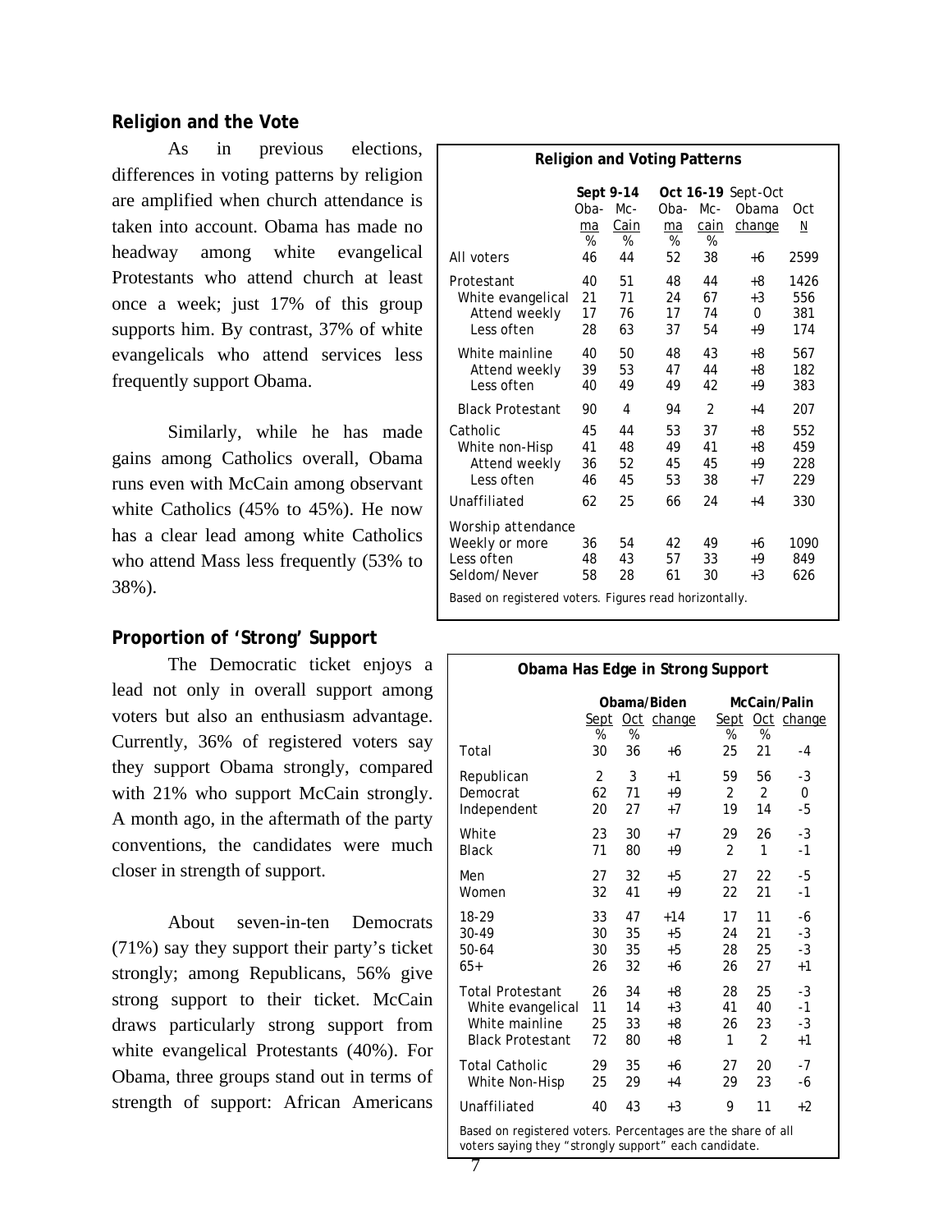## Religion and the Vote

As in previous elections, differences in voting patterns by religion are amplified when church attendance is taken into account. Obama has made no headway among white evangelical Protestants who attend church at least once a week; just 17% of this group supports him. By contrast, 37% of white evangelicals who attend services less frequently support Obama.

Similarly, while he has made gains among Catholics overall, Obama runs even with McCain among observant white Catholics (45% to 45%). He now has a clear lead among white Catholics who attend Mass less frequently (53% to 38%).

**Religion and Voting Patterns**

| | Sept 9-14 | | Oct 16-19 | | Sept-Oct | |
|---|---|---|---|---|---|---|
| | Obama | McCain | Obama | McCain | Obama change | Oct N |
| | % | % | % | % | | |
| All voters | 46 | 44 | 52 | 38 | +6 | 2599 |
| Protestant | 40 | 51 | 48 | 44 | +8 | 1426 |
| White evangelical | 21 | 71 | 24 | 67 | +3 | 556 |
| Attend weekly | 17 | 76 | 17 | 74 | 0 | 381 |
| Less often | 28 | 63 | 37 | 54 | +9 | 174 |
| White mainline | 40 | 50 | 48 | 43 | +8 | 567 |
| Attend weekly | 39 | 53 | 47 | 44 | +8 | 182 |
| Less often | 40 | 49 | 49 | 42 | +9 | 383 |
| Black Protestant | 90 | 4 | 94 | 2 | +4 | 207 |
| Catholic | 45 | 44 | 53 | 37 | +8 | 552 |
| White non-Hisp | 41 | 48 | 49 | 41 | +8 | 459 |
| Attend weekly | 36 | 52 | 45 | 45 | +9 | 228 |
| Less often | 46 | 45 | 53 | 38 | +7 | 229 |
| Unaffiliated | 62 | 25 | 66 | 24 | +4 | 330 |
| Worship attendance | | | | | | |
| Weekly or more | 36 | 54 | 42 | 49 | +6 | 1090 |
| Less often | 48 | 43 | 57 | 33 | +9 | 849 |
| Seldom/Never | 58 | 28 | 61 | 30 | +3 | 626 |

Based on registered voters. Figures read horizontally.

## Proportion of 'Strong' Support

The Democratic ticket enjoys a lead not only in overall support among voters but also an enthusiasm advantage. Currently, 36% of registered voters say they support Obama strongly, compared with 21% who support McCain strongly. A month ago, in the aftermath of the party conventions, the candidates were much closer in strength of support.

About seven-in-ten Democrats (71%) say they support their party's ticket strongly; among Republicans, 56% give strong support to their ticket. McCain draws particularly strong support from white evangelical Protestants (40%). For Obama, three groups stand out in terms of strength of support: African Americans

**Obama Has Edge in Strong Support**

| | Obama/Biden | | | McCain/Palin | | |
|---|---|---|---|---|---|---|
| | Sept | Oct | change | Sept | Oct | change |
| | % | % | | % | % | |
| Total | 30 | 36 | +6 | 25 | 21 | -4 |
| Republican | 2 | 3 | +1 | 59 | 56 | -3 |
| Democrat | 62 | 71 | +9 | 2 | 2 | 0 |
| Independent | 20 | 27 | +7 | 19 | 14 | -5 |
| White | 23 | 30 | +7 | 29 | 26 | -3 |
| Black | 71 | 80 | +9 | 2 | 1 | -1 |
| Men | 27 | 32 | +5 | 27 | 22 | -5 |
| Women | 32 | 41 | +9 | 22 | 21 | -1 |
| 18-29 | 33 | 47 | +14 | 17 | 11 | -6 |
| 30-49 | 30 | 35 | +5 | 24 | 21 | -3 |
| 50-64 | 30 | 35 | +5 | 28 | 25 | -3 |
| 65+ | 26 | 32 | +6 | 26 | 27 | +1 |
| Total Protestant | 26 | 34 | +8 | 28 | 25 | -3 |
| White evangelical | 11 | 14 | +3 | 41 | 40 | -1 |
| White mainline | 25 | 33 | +8 | 26 | 23 | -3 |
| Black Protestant | 72 | 80 | +8 | 1 | 2 | +1 |
| Total Catholic | 29 | 35 | +6 | 27 | 20 | -7 |
| White Non-Hisp | 25 | 29 | +4 | 29 | 23 | -6 |
| Unaffiliated | 40 | 43 | +3 | 9 | 11 | +2 |

Based on registered voters. Percentages are the share of all voters saying they "strongly support" each candidate.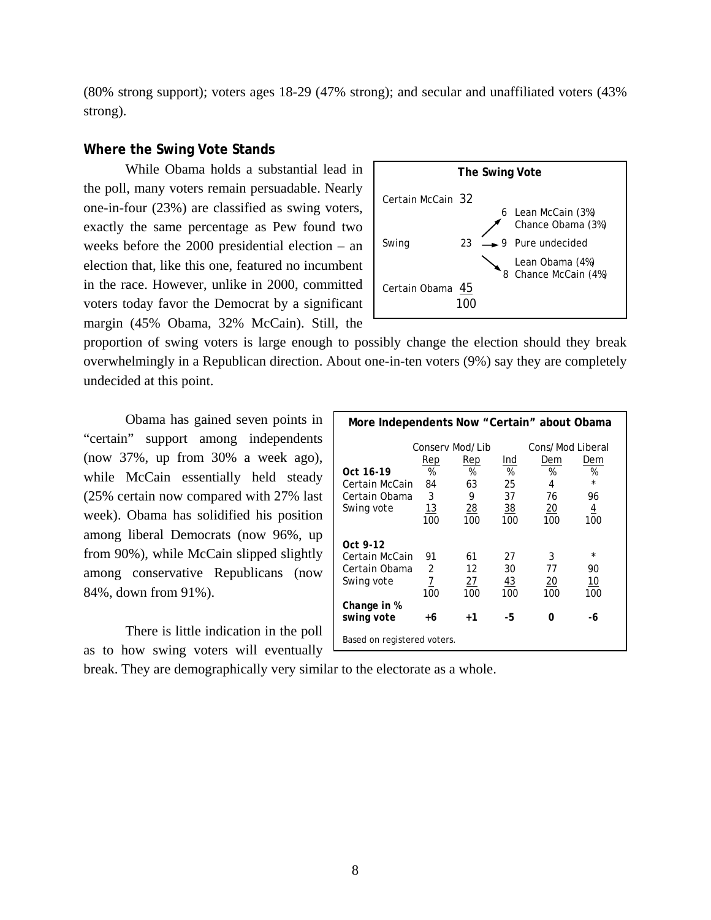(80% strong support); voters ages 18-29 (47% strong); and secular and unaffiliated voters (43% strong).

### Where the Swing Vote Stands

While Obama holds a substantial lead in the poll, many voters remain persuadable. Nearly one-in-four (23%) are classified as swing voters, exactly the same percentage as Pew found two weeks before the 2000 presidential election – an election that, like this one, featured no incumbent in the race. However, unlike in 2000, committed voters today favor the Democrat by a significant margin (45% Obama, 32% McCain). Still, the proportion of swing voters is large enough to possibly change the election should they break overwhelmingly in a Republican direction. About one-in-ten voters (9%) say they are completely undecided at this point.

**The Swing Vote**

| | | | |
|---|---|---|---|
| Certain McCain | 32 | | |
| | | 6 | Lean McCain (3%) Chance Obama (3%) |
| Swing | 23 | 9 | Pure undecided |
| | | 8 | Lean Obama (4%) Chance McCain (4%) |
| Certain Obama | 45 | | |
| | 100 | | |

Obama has gained seven points in "certain" support among independents (now 37%, up from 30% a week ago), while McCain essentially held steady (25% certain now compared with 27% last week). Obama has solidified his position among liberal Democrats (now 96%, up from 90%), while McCain slipped slightly among conservative Republicans (now 84%, down from 91%).

**More Independents Now "Certain" about Obama**

| | Conserv Rep | Mod/Lib Rep | Ind | Cons/Mod Dem | Liberal Dem |
|---|---|---|---|---|---|
| **Oct 16-19** | % | % | % | % | % |
| Certain McCain | 84 | 63 | 25 | 4 | * |
| Certain Obama | 3 | 9 | 37 | 76 | 96 |
| Swing vote | 13 | 28 | 38 | 20 | 4 |
| | 100 | 100 | 100 | 100 | 100 |
| **Oct 9-12** | | | | | |
| Certain McCain | 91 | 61 | 27 | 3 | * |
| Certain Obama | 2 | 12 | 30 | 77 | 90 |
| Swing vote | 7 | 27 | 43 | 20 | 10 |
| | 100 | 100 | 100 | 100 | 100 |
| **Change in % swing vote** | **+6** | **+1** | **-5** | **0** | **-6** |

Based on registered voters.

There is little indication in the poll as to how swing voters will eventually break. They are demographically very similar to the electorate as a whole.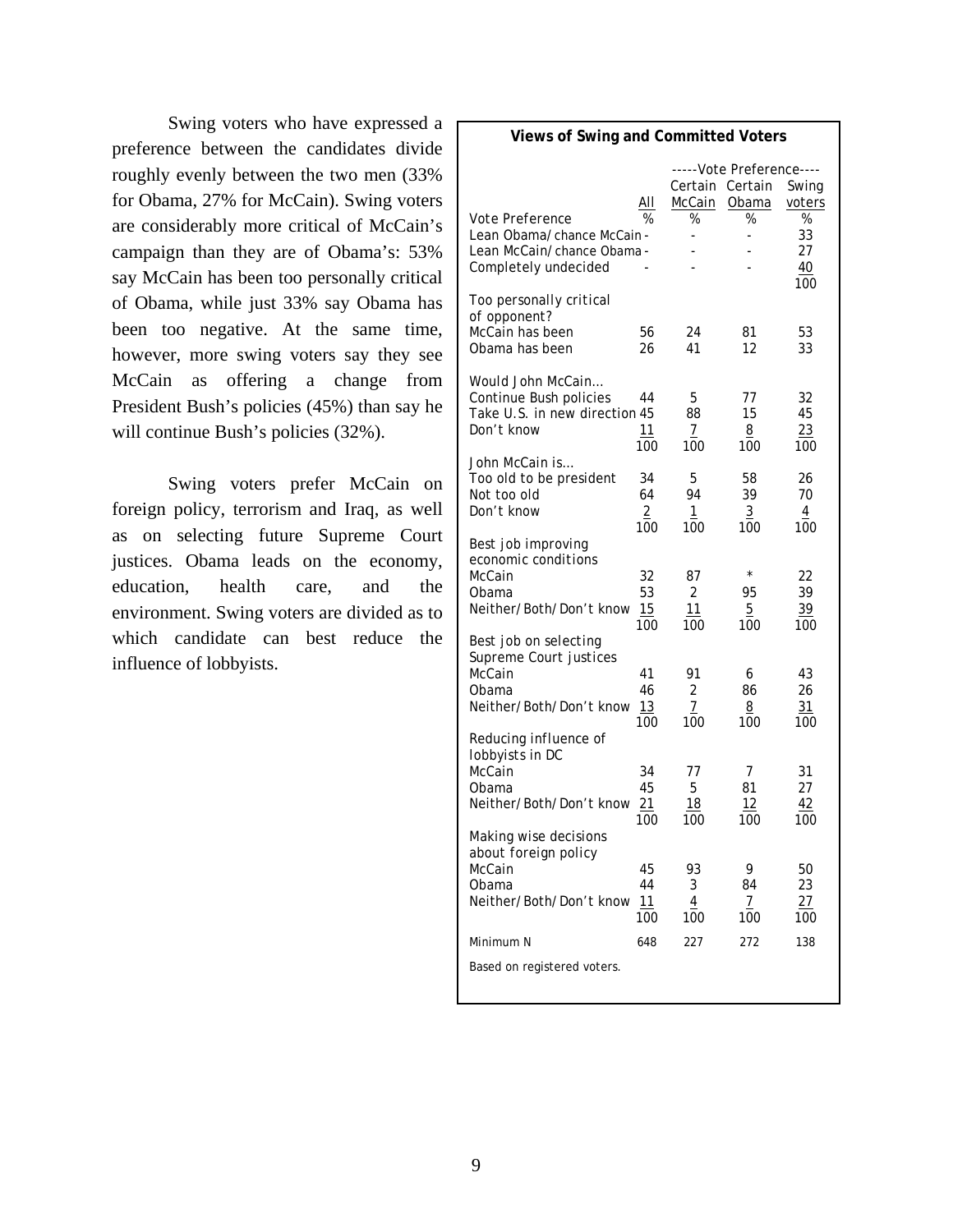Swing voters who have expressed a preference between the candidates divide roughly evenly between the two men (33% for Obama, 27% for McCain). Swing voters are considerably more critical of McCain's campaign than they are of Obama's: 53% say McCain has been too personally critical of Obama, while just 33% say Obama has been too negative. At the same time, however, more swing voters say they see McCain as offering a change from President Bush's policies (45%) than say he will continue Bush's policies (32%).

Swing voters prefer McCain on foreign policy, terrorism and Iraq, as well as on selecting future Supreme Court justices. Obama leads on the economy, education, health care, and the environment. Swing voters are divided as to which candidate can best reduce the influence of lobbyists.

**Views of Swing and Committed Voters**

| | | -----Vote Preference---- | | |
|---|---|---|---|---|
| | All | Certain McCain | Certain Obama | Swing voters |
| **Vote Preference** | % | % | % | % |
| Lean Obama/chance McCain | - | - | - | 33 |
| Lean McCain/chance Obama | - | - | - | 27 |
| Completely undecided | - | - | - | 40 |
| | | | | 100 |
| **Too personally critical of opponent?** | | | | |
| McCain has been | 56 | 24 | 81 | 53 |
| Obama has been | 26 | 41 | 12 | 33 |
| **Would John McCain…** | | | | |
| Continue Bush policies | 44 | 5 | 77 | 32 |
| Take U.S. in new direction | 45 | 88 | 15 | 45 |
| Don't know | 11 | 7 | 8 | 23 |
| | 100 | 100 | 100 | 100 |
| **John McCain is…** | | | | |
| Too old to be president | 34 | 5 | 58 | 26 |
| Not too old | 64 | 94 | 39 | 70 |
| Don't know | 2 | 1 | 3 | 4 |
| | 100 | 100 | 100 | 100 |
| **Best job improving economic conditions** | | | | |
| McCain | 32 | 87 | * | 22 |
| Obama | 53 | 2 | 95 | 39 |
| Neither/Both/Don't know | 15 | 11 | 5 | 39 |
| | 100 | 100 | 100 | 100 |
| **Best job on selecting Supreme Court justices** | | | | |
| McCain | 41 | 91 | 6 | 43 |
| Obama | 46 | 2 | 86 | 26 |
| Neither/Both/Don't know | 13 | 7 | 8 | 31 |
| | 100 | 100 | 100 | 100 |
| **Reducing influence of lobbyists in DC** | | | | |
| McCain | 34 | 77 | 7 | 31 |
| Obama | 45 | 5 | 81 | 27 |
| Neither/Both/Don't know | 21 | 18 | 12 | 42 |
| | 100 | 100 | 100 | 100 |
| **Making wise decisions about foreign policy** | | | | |
| McCain | 45 | 93 | 9 | 50 |
| Obama | 44 | 3 | 84 | 23 |
| Neither/Both/Don't know | 11 | 4 | 7 | 27 |
| | 100 | 100 | 100 | 100 |
| Minimum N | 648 | 227 | 272 | 138 |

Based on registered voters.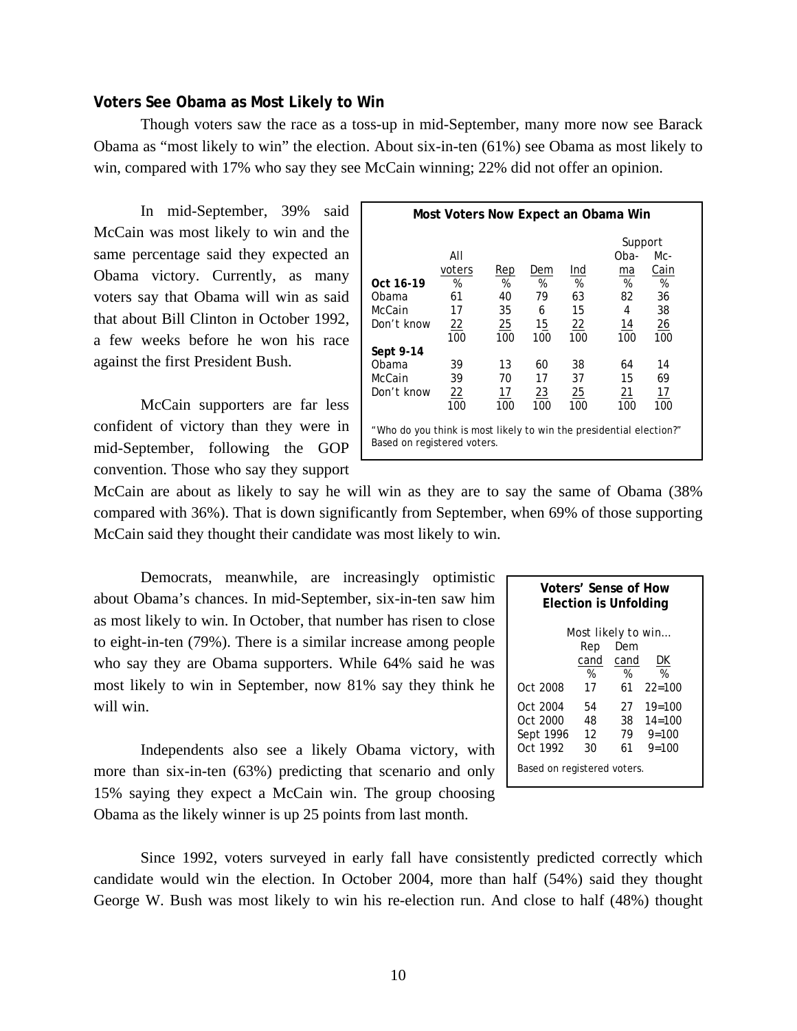**Voters See Obama as Most Likely to Win**

Though voters saw the race as a toss-up in mid-September, many more now see Barack Obama as "most likely to win" the election. About six-in-ten (61%) see Obama as most likely to win, compared with 17% who say they see McCain winning; 22% did not offer an opinion.

In mid-September, 39% said McCain was most likely to win and the same percentage said they expected an Obama victory. Currently, as many voters say that Obama will win as said that about Bill Clinton in October 1992, a few weeks before he won his race against the first President Bush.

**Most Voters Now Expect an Obama Win**

| | All voters | Rep | Dem | Ind | Support Obama | Support McCain |
|---|---|---|---|---|---|---|
| **Oct 16-19** | % | % | % | % | % | % |
| Obama | 61 | 40 | 79 | 63 | 82 | 36 |
| McCain | 17 | 35 | 6 | 15 | 4 | 38 |
| Don't know | 22 | 25 | 15 | 22 | 14 | 26 |
| | 100 | 100 | 100 | 100 | 100 | 100 |
| **Sept 9-14** | | | | | | |
| Obama | 39 | 13 | 60 | 38 | 64 | 14 |
| McCain | 39 | 70 | 17 | 37 | 15 | 69 |
| Don't know | 22 | 17 | 23 | 25 | 21 | 17 |
| | 100 | 100 | 100 | 100 | 100 | 100 |

"Who do you think is most likely to win the presidential election?" Based on registered voters.

McCain supporters are far less confident of victory than they were in mid-September, following the GOP convention. Those who say they support McCain are about as likely to say he will win as they are to say the same of Obama (38% compared with 36%). That is down significantly from September, when 69% of those supporting McCain said they thought their candidate was most likely to win.

Democrats, meanwhile, are increasingly optimistic about Obama's chances. In mid-September, six-in-ten saw him as most likely to win. In October, that number has risen to close to eight-in-ten (79%). There is a similar increase among people who say they are Obama supporters. While 64% said he was most likely to win in September, now 81% say they think he will win.

**Voters' Sense of How Election is Unfolding**

| Most likely to win… | Rep cand | Dem cand | DK |
|---|---|---|---|
| | % | % | % |
| Oct 2008 | 17 | 61 | 22=100 |
| Oct 2004 | 54 | 27 | 19=100 |
| Oct 2000 | 48 | 38 | 14=100 |
| Sept 1996 | 12 | 79 | 9=100 |
| Oct 1992 | 30 | 61 | 9=100 |

Based on registered voters.

Independents also see a likely Obama victory, with more than six-in-ten (63%) predicting that scenario and only 15% saying they expect a McCain win. The group choosing Obama as the likely winner is up 25 points from last month.

Since 1992, voters surveyed in early fall have consistently predicted correctly which candidate would win the election. In October 2004, more than half (54%) said they thought George W. Bush was most likely to win his re-election run. And close to half (48%) thought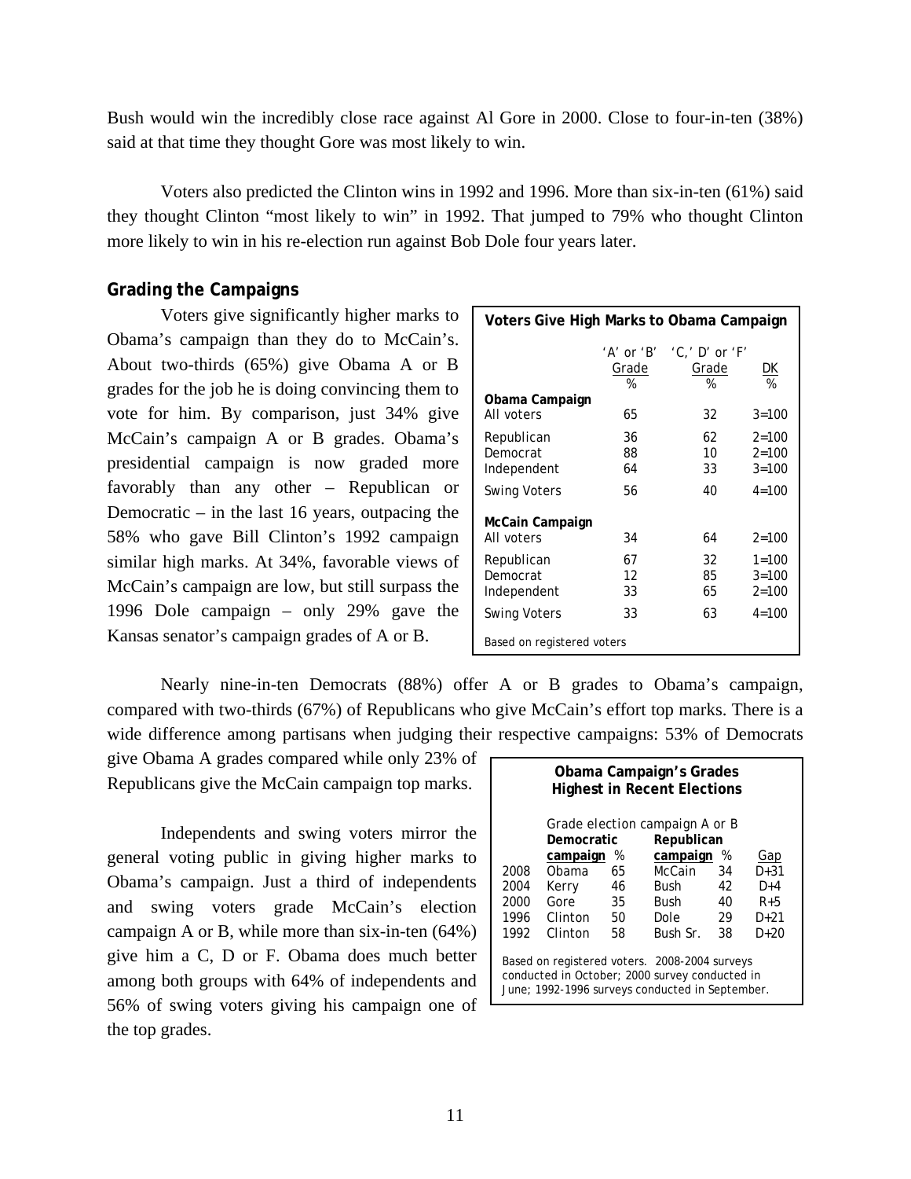Bush would win the incredibly close race against Al Gore in 2000. Close to four-in-ten (38%) said at that time they thought Gore was most likely to win.

Voters also predicted the Clinton wins in 1992 and 1996. More than six-in-ten (61%) said they thought Clinton "most likely to win" in 1992. That jumped to 79% who thought Clinton more likely to win in his re-election run against Bob Dole four years later.

## Grading the Campaigns

Voters give significantly higher marks to Obama's campaign than they do to McCain's. About two-thirds (65%) give Obama A or B grades for the job he is doing convincing them to vote for him. By comparison, just 34% give McCain's campaign A or B grades. Obama's presidential campaign is now graded more favorably than any other – Republican or Democratic – in the last 16 years, outpacing the 58% who gave Bill Clinton's 1992 campaign similar high marks. At 34%, favorable views of McCain's campaign are low, but still surpass the 1996 Dole campaign – only 29% gave the Kansas senator's campaign grades of A or B.

**Voters Give High Marks to Obama Campaign**

| | 'A' or 'B' Grade % | 'C,' D' or 'F' Grade % | DK % |
|---|---|---|---|
| **Obama Campaign** | | | |
| All voters | 65 | 32 | 3=100 |
| Republican | 36 | 62 | 2=100 |
| Democrat | 88 | 10 | 2=100 |
| Independent | 64 | 33 | 3=100 |
| Swing Voters | 56 | 40 | 4=100 |
| **McCain Campaign** | | | |
| All voters | 34 | 64 | 2=100 |
| Republican | 67 | 32 | 1=100 |
| Democrat | 12 | 85 | 3=100 |
| Independent | 33 | 65 | 2=100 |
| Swing Voters | 33 | 63 | 4=100 |

Based on registered voters

Nearly nine-in-ten Democrats (88%) offer A or B grades to Obama's campaign, compared with two-thirds (67%) of Republicans who give McCain's effort top marks. There is a wide difference among partisans when judging their respective campaigns: 53% of Democrats give Obama A grades compared while only 23% of Republicans give the McCain campaign top marks.

Independents and swing voters mirror the general voting public in giving higher marks to Obama's campaign. Just a third of independents and swing voters grade McCain's election campaign A or B, while more than six-in-ten (64%) give him a C, D or F. Obama does much better among both groups with 64% of independents and 56% of swing voters giving his campaign one of the top grades.

**Obama Campaign's Grades Highest in Recent Elections**

| | Grade election campaign A or B | | | | |
|---|---|---|---|---|---|
| | Democratic campaign | % | Republican campaign | % | Gap |
| 2008 | Obama | 65 | McCain | 34 | D+31 |
| 2004 | Kerry | 46 | Bush | 42 | D+4 |
| 2000 | Gore | 35 | Bush | 40 | R+5 |
| 1996 | Clinton | 50 | Dole | 29 | D+21 |
| 1992 | Clinton | 58 | Bush Sr. | 38 | D+20 |

Based on registered voters. 2008-2004 surveys conducted in October; 2000 survey conducted in June; 1992-1996 surveys conducted in September.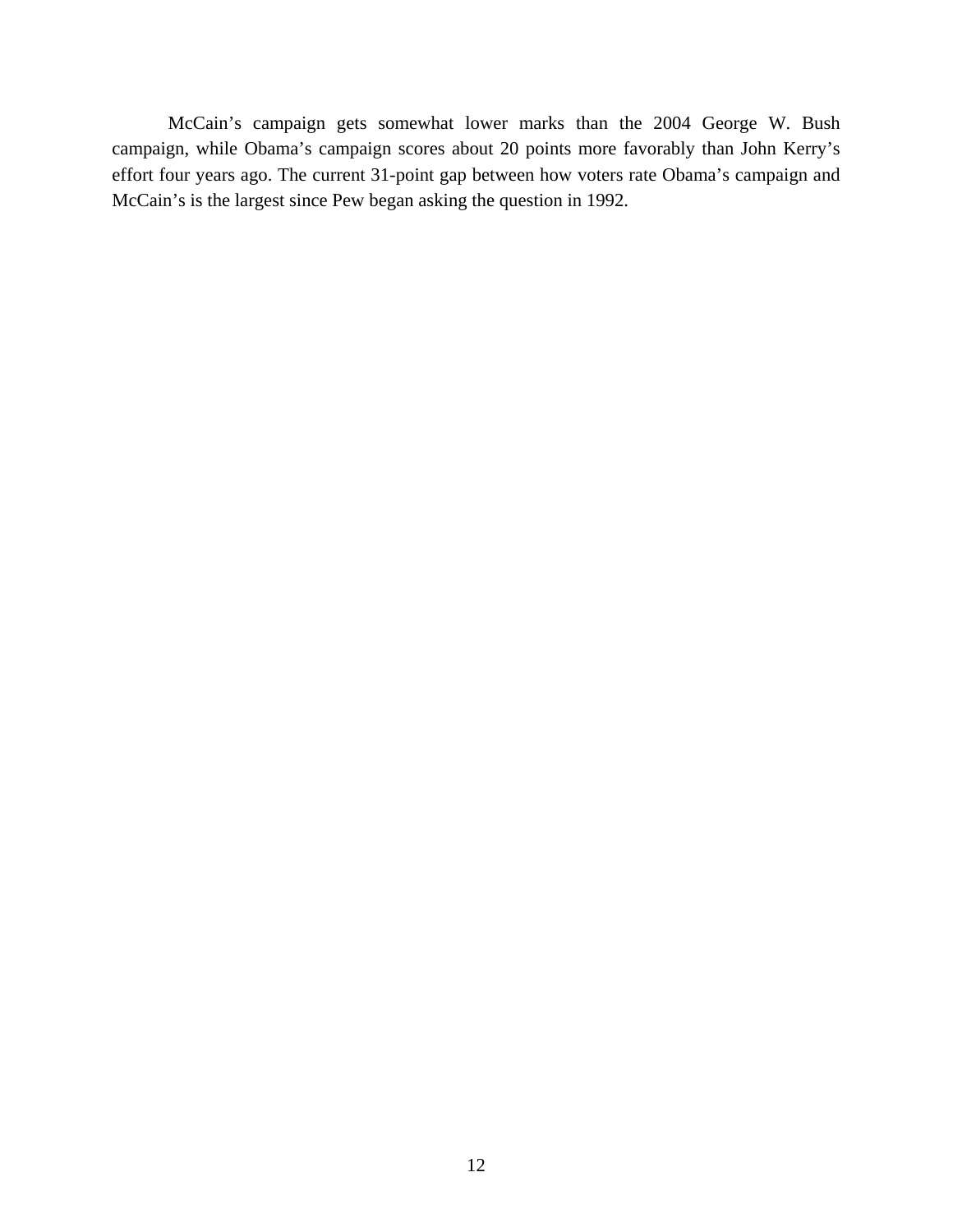McCain's campaign gets somewhat lower marks than the 2004 George W. Bush campaign, while Obama's campaign scores about 20 points more favorably than John Kerry's effort four years ago. The current 31-point gap between how voters rate Obama's campaign and McCain's is the largest since Pew began asking the question in 1992.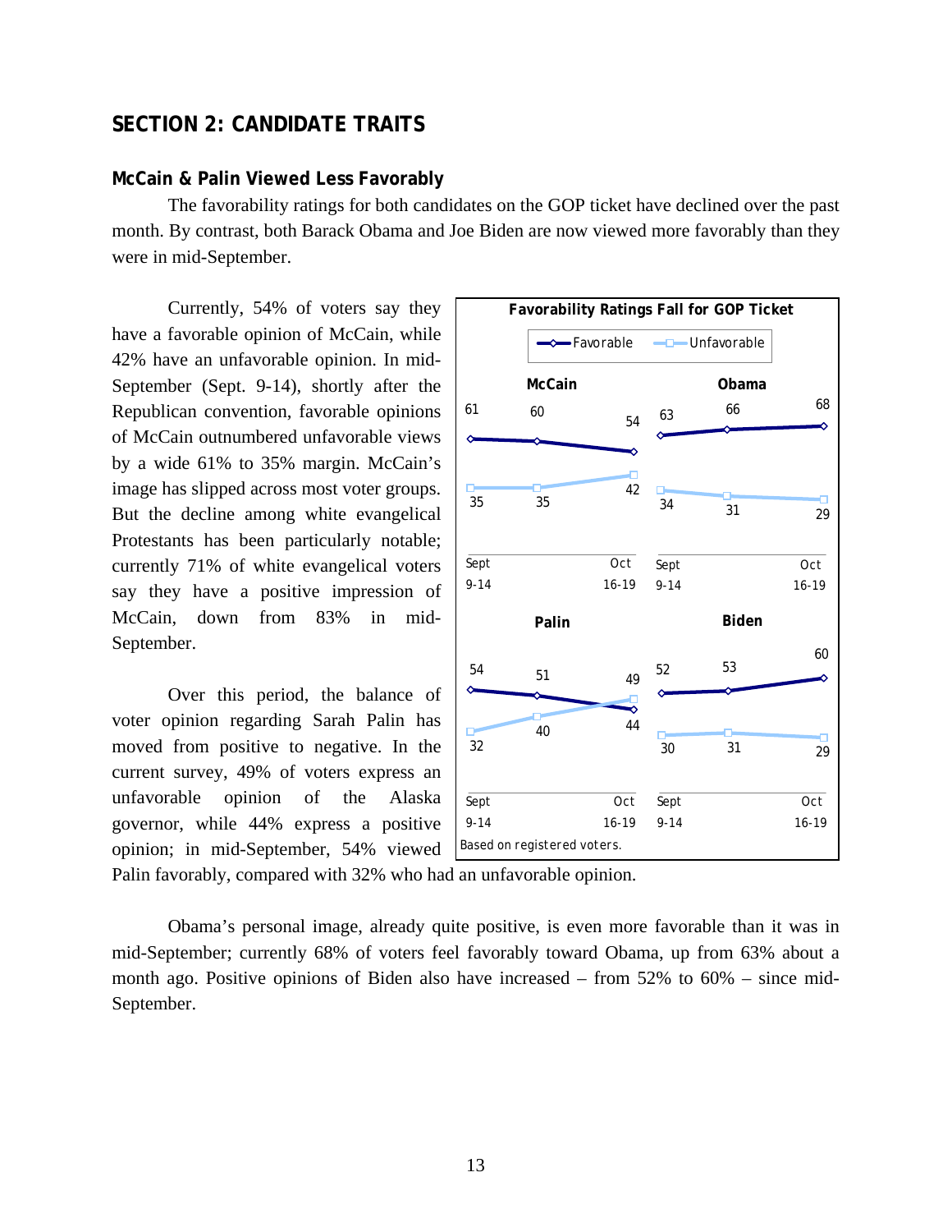## SECTION 2: CANDIDATE TRAITS

### McCain & Palin Viewed Less Favorably

The favorability ratings for both candidates on the GOP ticket have declined over the past month. By contrast, both Barack Obama and Joe Biden are now viewed more favorably than they were in mid-September.

Currently, 54% of voters say they have a favorable opinion of McCain, while 42% have an unfavorable opinion. In mid-September (Sept. 9-14), shortly after the Republican convention, favorable opinions of McCain outnumbered unfavorable views by a wide 61% to 35% margin. McCain's image has slipped across most voter groups. But the decline among white evangelical Protestants has been particularly notable; currently 71% of white evangelical voters say they have a positive impression of McCain, down from 83% in mid-September.

**Favorability Ratings Fall for GOP Ticket**

| | | Sept 9-14 | | Oct 16-19 |
|---|---|---|---|---|
| McCain | Favorable | 61 | 60 | 54 |
| | Unfavorable | 35 | 35 | 42 |
| Obama | Favorable | 63 | 66 | 68 |
| | Unfavorable | 34 | 31 | 29 |
| Palin | Favorable | 54 | 51 | 44 |
| | Unfavorable | 32 | 40 | 49 |
| Biden | Favorable | 52 | 53 | 60 |
| | Unfavorable | 30 | 31 | 29 |

Based on registered voters.

Over this period, the balance of voter opinion regarding Sarah Palin has moved from positive to negative. In the current survey, 49% of voters express an unfavorable opinion of the Alaska governor, while 44% express a positive opinion; in mid-September, 54% viewed Palin favorably, compared with 32% who had an unfavorable opinion.

Obama's personal image, already quite positive, is even more favorable than it was in mid-September; currently 68% of voters feel favorably toward Obama, up from 63% about a month ago. Positive opinions of Biden also have increased – from 52% to 60% – since mid-September.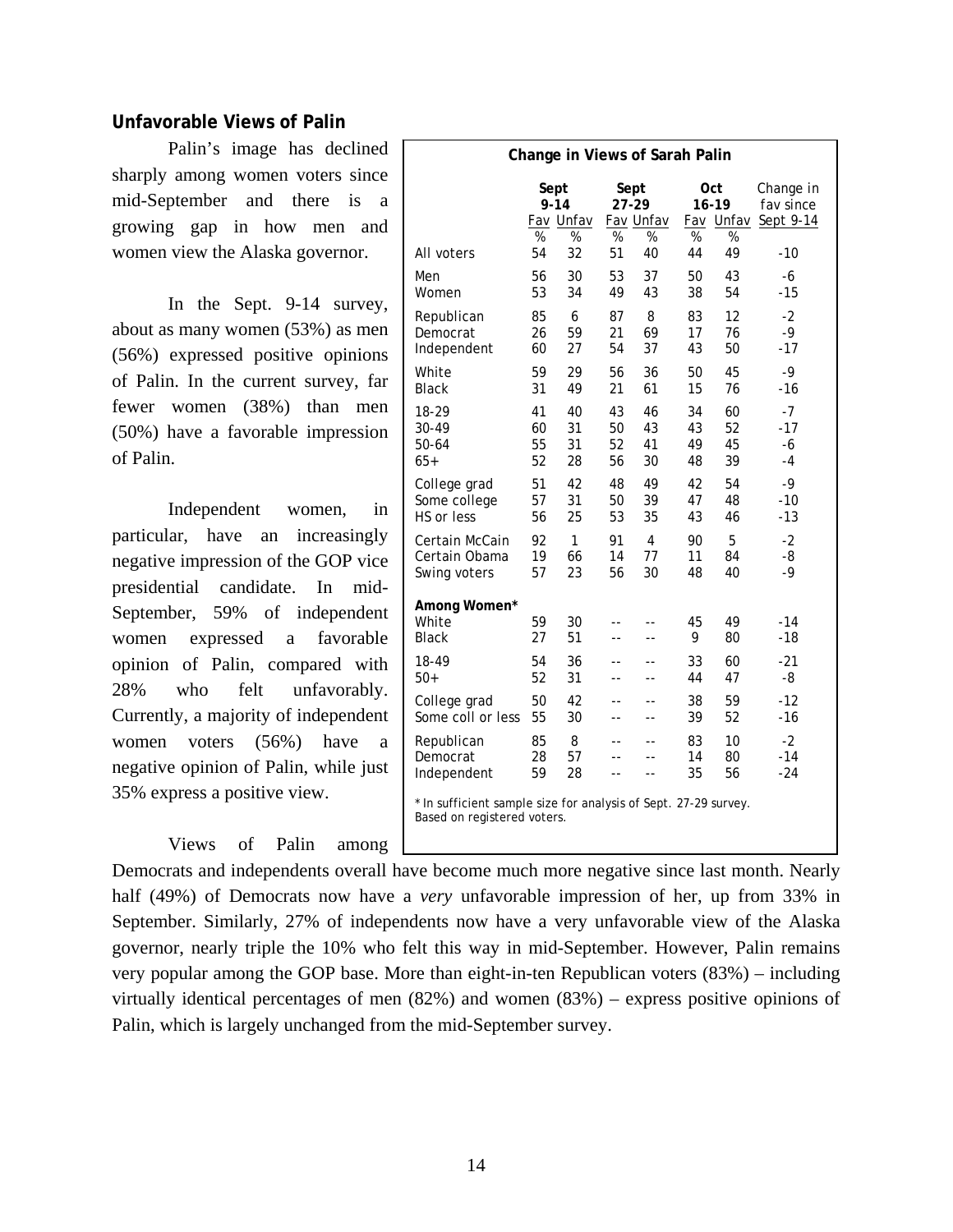## Unfavorable Views of Palin

Palin's image has declined sharply among women voters since mid-September and there is a growing gap in how men and women view the Alaska governor.

In the Sept. 9-14 survey, about as many women (53%) as men (56%) expressed positive opinions of Palin. In the current survey, far fewer women (38%) than men (50%) have a favorable impression of Palin.

Independent women, in particular, have an increasingly negative impression of the GOP vice presidential candidate. In mid-September, 59% of independent women expressed a favorable opinion of Palin, compared with 28% who felt unfavorably. Currently, a majority of independent women voters (56%) have a negative opinion of Palin, while just 35% express a positive view.

**Change in Views of Sarah Palin**

| | Sept 9-14 | | Sept 27-29 | | Oct 16-19 | | Change in fav since |
|---|---|---|---|---|---|---|---|
| | Fav | Unfav | Fav | Unfav | Fav | Unfav | Sept 9-14 |
| | % | % | % | % | % | % | |
| All voters | 54 | 32 | 51 | 40 | 44 | 49 | -10 |
| Men | 56 | 30 | 53 | 37 | 50 | 43 | -6 |
| Women | 53 | 34 | 49 | 43 | 38 | 54 | -15 |
| Republican | 85 | 6 | 87 | 8 | 83 | 12 | -2 |
| Democrat | 26 | 59 | 21 | 69 | 17 | 76 | -9 |
| Independent | 60 | 27 | 54 | 37 | 43 | 50 | -17 |
| White | 59 | 29 | 56 | 36 | 50 | 45 | -9 |
| Black | 31 | 49 | 21 | 61 | 15 | 76 | -16 |
| 18-29 | 41 | 40 | 43 | 46 | 34 | 60 | -7 |
| 30-49 | 60 | 31 | 50 | 43 | 43 | 52 | -17 |
| 50-64 | 55 | 31 | 52 | 41 | 49 | 45 | -6 |
| 65+ | 52 | 28 | 56 | 30 | 48 | 39 | -4 |
| College grad | 51 | 42 | 48 | 49 | 42 | 54 | -9 |
| Some college | 57 | 31 | 50 | 39 | 47 | 48 | -10 |
| HS or less | 56 | 25 | 53 | 35 | 43 | 46 | -13 |
| Certain McCain | 92 | 1 | 91 | 4 | 90 | 5 | -2 |
| Certain Obama | 19 | 66 | 14 | 77 | 11 | 84 | -8 |
| Swing voters | 57 | 23 | 56 | 30 | 48 | 40 | -9 |
| **Among Women*** | | | | | | | |
| White | 59 | 30 | -- | -- | 45 | 49 | -14 |
| Black | 27 | 51 | -- | -- | 9 | 80 | -18 |
| 18-49 | 54 | 36 | -- | -- | 33 | 60 | -21 |
| 50+ | 52 | 31 | -- | -- | 44 | 47 | -8 |
| College grad | 50 | 42 | -- | -- | 38 | 59 | -12 |
| Some coll or less | 55 | 30 | -- | -- | 39 | 52 | -16 |
| Republican | 85 | 8 | -- | -- | 83 | 10 | -2 |
| Democrat | 28 | 57 | -- | -- | 14 | 80 | -14 |
| Independent | 59 | 28 | -- | -- | 35 | 56 | -24 |

* In sufficient sample size for analysis of Sept. 27-29 survey. Based on registered voters.

Views of Palin among Democrats and independents overall have become much more negative since last month. Nearly half (49%) of Democrats now have a *very* unfavorable impression of her, up from 33% in September. Similarly, 27% of independents now have a very unfavorable view of the Alaska governor, nearly triple the 10% who felt this way in mid-September. However, Palin remains very popular among the GOP base. More than eight-in-ten Republican voters (83%) – including virtually identical percentages of men (82%) and women (83%) – express positive opinions of Palin, which is largely unchanged from the mid-September survey.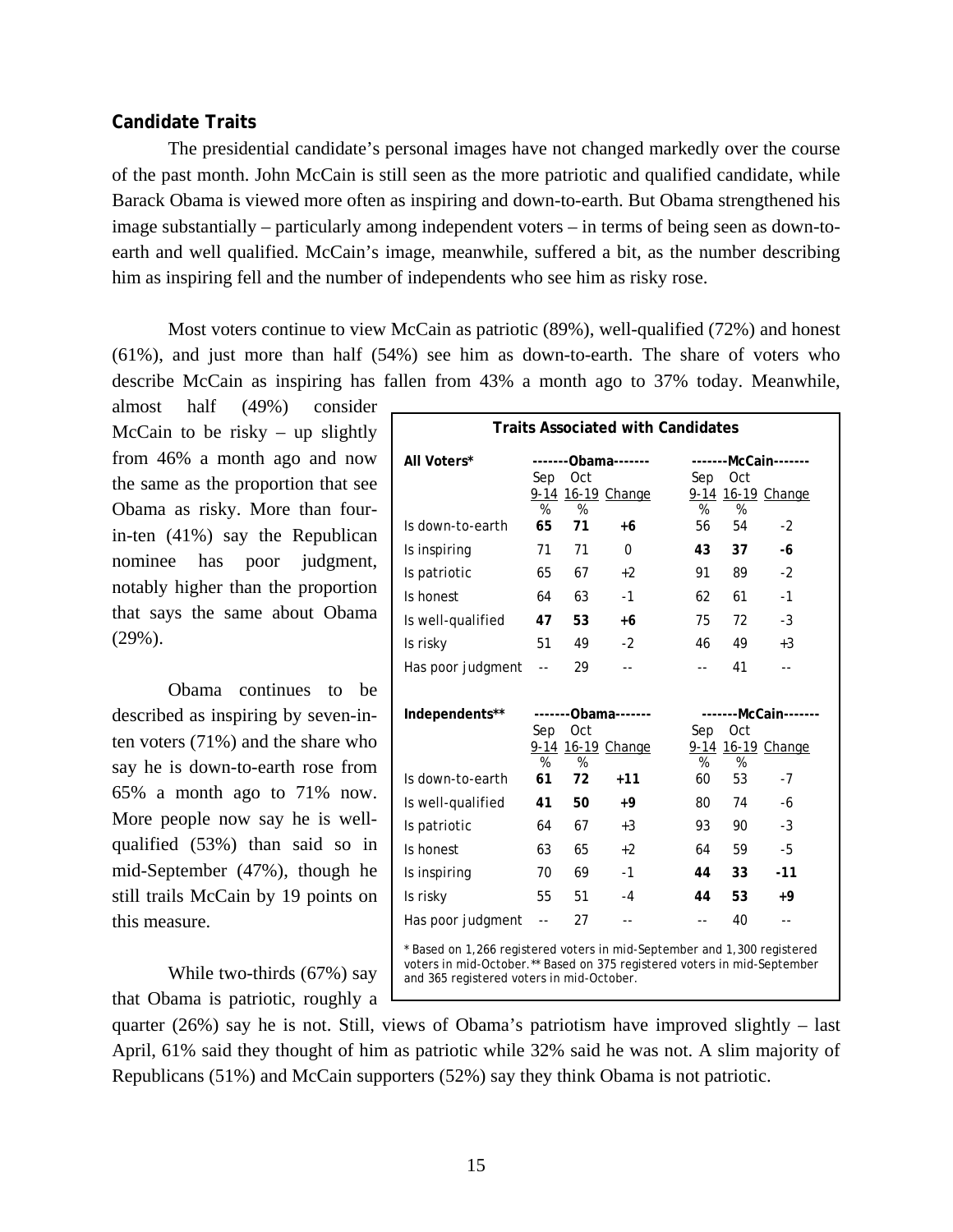### Candidate Traits

The presidential candidate's personal images have not changed markedly over the course of the past month. John McCain is still seen as the more patriotic and qualified candidate, while Barack Obama is viewed more often as inspiring and down-to-earth. But Obama strengthened his image substantially – particularly among independent voters – in terms of being seen as down-to-earth and well qualified. McCain's image, meanwhile, suffered a bit, as the number describing him as inspiring fell and the number of independents who see him as risky rose.

Most voters continue to view McCain as patriotic (89%), well-qualified (72%) and honest (61%), and just more than half (54%) see him as down-to-earth. The share of voters who describe McCain as inspiring has fallen from 43% a month ago to 37% today. Meanwhile, almost half (49%) consider McCain to be risky – up slightly from 46% a month ago and now the same as the proportion that see Obama as risky. More than four-in-ten (41%) say the Republican nominee has poor judgment, notably higher than the proportion that says the same about Obama (29%).

Obama continues to be described as inspiring by seven-in-ten voters (71%) and the share who say he is down-to-earth rose from 65% a month ago to 71% now. More people now say he is well-qualified (53%) than said so in mid-September (47%), though he still trails McCain by 19 points on this measure.

While two-thirds (67%) say that Obama is patriotic, roughly a quarter (26%) say he is not. Still, views of Obama's patriotism have improved slightly – last April, 61% said they thought of him as patriotic while 32% said he was not. A slim majority of Republicans (51%) and McCain supporters (52%) say they think Obama is not patriotic.

**Traits Associated with Candidates**

| **All Voters*** | -------Obama------- | | | -------McCain------- | | |
|---|---|---|---|---|---|---|
| | Sep 9-14 | Oct 16-19 | Change | Sep 9-14 | Oct 16-19 | Change |
| | % | % | | % | % | |
| Is down-to-earth | **65** | **71** | **+6** | 56 | 54 | -2 |
| Is inspiring | 71 | 71 | 0 | **43** | **37** | **-6** |
| Is patriotic | 65 | 67 | +2 | 91 | 89 | -2 |
| Is honest | 64 | 63 | -1 | 62 | 61 | -1 |
| Is well-qualified | **47** | **53** | **+6** | 75 | 72 | -3 |
| Is risky | 51 | 49 | -2 | 46 | 49 | +3 |
| Has poor judgment | -- | 29 | -- | -- | 41 | -- |

| **Independents**** | -------Obama------- | | | -------McCain------- | | |
|---|---|---|---|---|---|---|
| | Sep 9-14 | Oct 16-19 | Change | Sep 9-14 | Oct 16-19 | Change |
| | % | % | | % | % | |
| Is down-to-earth | **61** | **72** | **+11** | 60 | 53 | -7 |
| Is well-qualified | **41** | **50** | **+9** | 80 | 74 | -6 |
| Is patriotic | 64 | 67 | +3 | 93 | 90 | -3 |
| Is honest | 63 | 65 | +2 | 64 | 59 | -5 |
| Is inspiring | 70 | 69 | -1 | **44** | **33** | **-11** |
| Is risky | 55 | 51 | -4 | **44** | **53** | **+9** |
| Has poor judgment | -- | 27 | -- | -- | 40 | -- |

* Based on 1,266 registered voters in mid-September and 1,300 registered voters in mid-October. ** Based on 375 registered voters in mid-September and 365 registered voters in mid-October.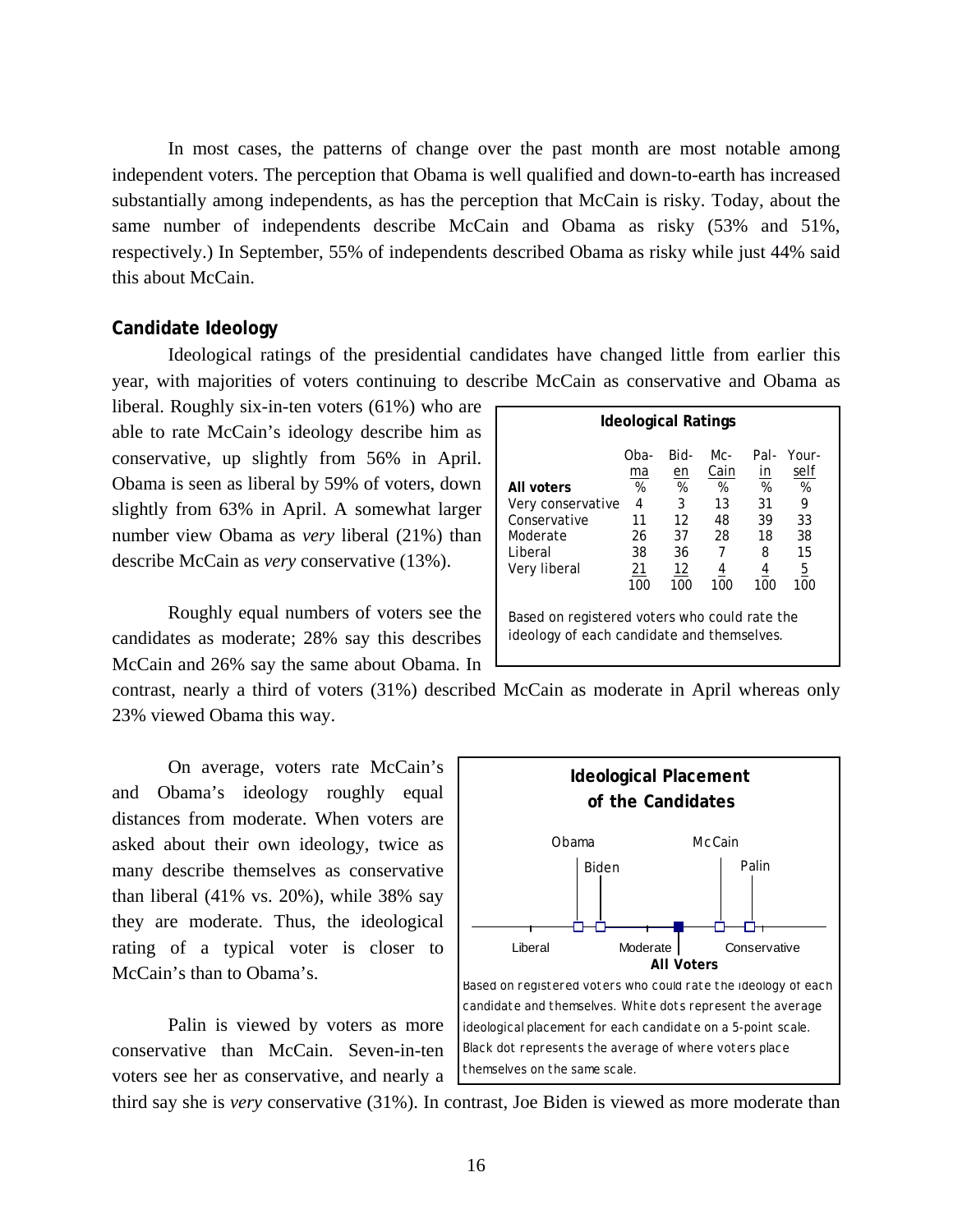In most cases, the patterns of change over the past month are most notable among independent voters. The perception that Obama is well qualified and down-to-earth has increased substantially among independents, as has the perception that McCain is risky. Today, about the same number of independents describe McCain and Obama as risky (53% and 51%, respectively.) In September, 55% of independents described Obama as risky while just 44% said this about McCain.

### Candidate Ideology

Ideological ratings of the presidential candidates have changed little from earlier this year, with majorities of voters continuing to describe McCain as conservative and Obama as liberal. Roughly six-in-ten voters (61%) who are able to rate McCain's ideology describe him as conservative, up slightly from 56% in April. Obama is seen as liberal by 59% of voters, down slightly from 63% in April. A somewhat larger number view Obama as *very* liberal (21%) than describe McCain as *very* conservative (13%).

**Ideological Ratings**

| All voters | Obama % | Biden % | McCain % | Palin % | Yourself % |
|---|---|---|---|---|---|
| Very conservative | 4 | 3 | 13 | 31 | 9 |
| Conservative | 11 | 12 | 48 | 39 | 33 |
| Moderate | 26 | 37 | 28 | 18 | 38 |
| Liberal | 38 | 36 | 7 | 8 | 15 |
| Very liberal | 21 | 12 | 4 | 4 | 5 |
| | 100 | 100 | 100 | 100 | 100 |

Based on registered voters who could rate the ideology of each candidate and themselves.

Roughly equal numbers of voters see the candidates as moderate; 28% say this describes McCain and 26% say the same about Obama. In contrast, nearly a third of voters (31%) described McCain as moderate in April whereas only 23% viewed Obama this way.

On average, voters rate McCain's and Obama's ideology roughly equal distances from moderate. When voters are asked about their own ideology, twice as many describe themselves as conservative than liberal (41% vs. 20%), while 38% say they are moderate. Thus, the ideological rating of a typical voter is closer to McCain's than to Obama's.

**Ideological Placement of the Candidates**

Obama · Biden · McCain · Palin

Liberal · Moderate · Conservative

**All Voters**

Based on registered voters who could rate the ideology of each candidate and themselves. White dots represent the average ideological placement for each candidate on a 5-point scale. Black dot represents the average of where voters place themselves on the same scale.

Palin is viewed by voters as more conservative than McCain. Seven-in-ten voters see her as conservative, and nearly a third say she is *very* conservative (31%). In contrast, Joe Biden is viewed as more moderate than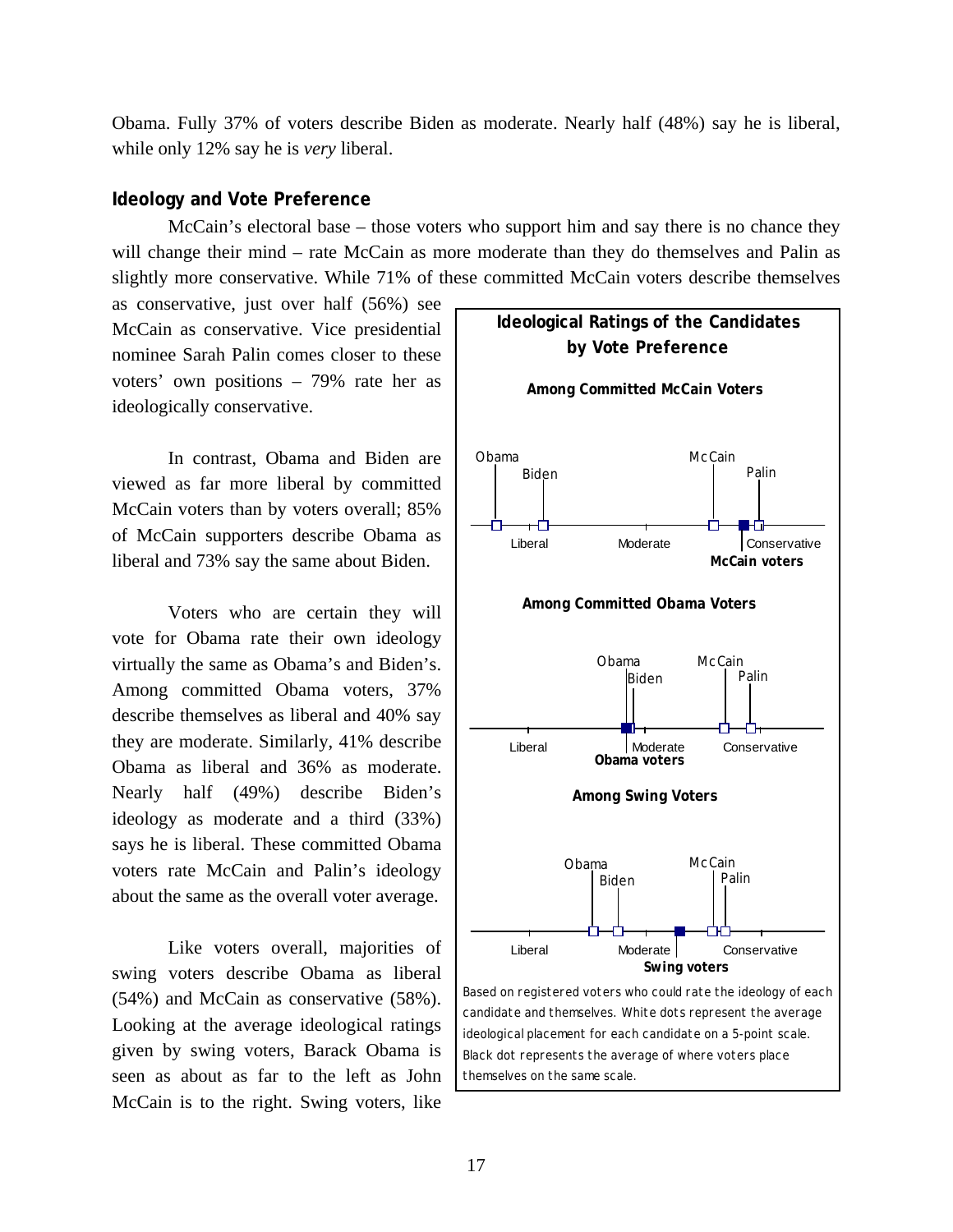Obama. Fully 37% of voters describe Biden as moderate. Nearly half (48%) say he is liberal, while only 12% say he is *very* liberal.

### Ideology and Vote Preference

McCain's electoral base – those voters who support him and say there is no chance they will change their mind – rate McCain as more moderate than they do themselves and Palin as slightly more conservative. While 71% of these committed McCain voters describe themselves as conservative, just over half (56%) see McCain as conservative. Vice presidential nominee Sarah Palin comes closer to these voters' own positions – 79% rate her as ideologically conservative.

In contrast, Obama and Biden are viewed as far more liberal by committed McCain voters than by voters overall; 85% of McCain supporters describe Obama as liberal and 73% say the same about Biden.

Voters who are certain they will vote for Obama rate their own ideology virtually the same as Obama's and Biden's. Among committed Obama voters, 37% describe themselves as liberal and 40% say they are moderate. Similarly, 41% describe Obama as liberal and 36% as moderate. Nearly half (49%) describe Biden's ideology as moderate and a third (33%) says he is liberal. These committed Obama voters rate McCain and Palin's ideology about the same as the overall voter average.

Like voters overall, majorities of swing voters describe Obama as liberal (54%) and McCain as conservative (58%). Looking at the average ideological ratings given by swing voters, Barack Obama is seen as about as far to the left as John McCain is to the right. Swing voters, like

**Ideological Ratings of the Candidates by Vote Preference**

**Among Committed McCain Voters**

Obama, Biden, McCain, Palin — Liberal, Moderate, Conservative — **McCain voters**

**Among Committed Obama Voters**

Obama, Biden, McCain, Palin — Liberal, Moderate, Conservative — **Obama voters**

**Among Swing Voters**

Obama, Biden, McCain, Palin — Liberal, Moderate, Conservative — **Swing voters**

Based on registered voters who could rate the ideology of each candidate and themselves. White dots represent the average ideological placement for each candidate on a 5-point scale. Black dot represents the average of where voters place themselves on the same scale.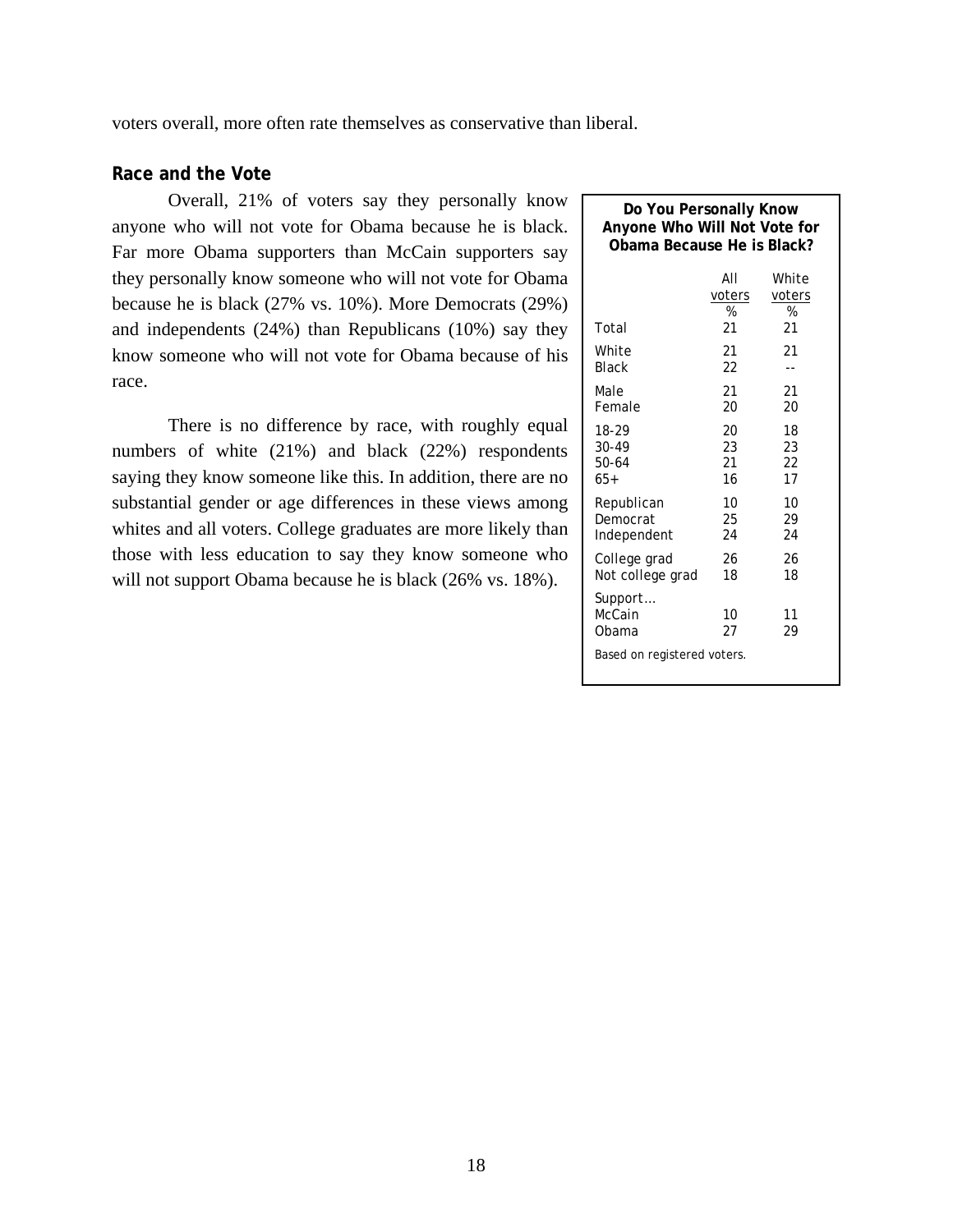voters overall, more often rate themselves as conservative than liberal.

## Race and the Vote

Overall, 21% of voters say they personally know anyone who will not vote for Obama because he is black. Far more Obama supporters than McCain supporters say they personally know someone who will not vote for Obama because he is black (27% vs. 10%). More Democrats (29%) and independents (24%) than Republicans (10%) say they know someone who will not vote for Obama because of his race.

There is no difference by race, with roughly equal numbers of white (21%) and black (22%) respondents saying they know someone like this. In addition, there are no substantial gender or age differences in these views among whites and all voters. College graduates are more likely than those with less education to say they know someone who will not support Obama because he is black (26% vs. 18%).

**Do You Personally Know Anyone Who Will Not Vote for Obama Because He is Black?**

| | All voters | White voters |
|---|---|---|
| | % | % |
| Total | 21 | 21 |
| White | 21 | 21 |
| Black | 22 | -- |
| Male | 21 | 21 |
| Female | 20 | 20 |
| 18-29 | 20 | 18 |
| 30-49 | 23 | 23 |
| 50-64 | 21 | 22 |
| 65+ | 16 | 17 |
| Republican | 10 | 10 |
| Democrat | 25 | 29 |
| Independent | 24 | 24 |
| College grad | 26 | 26 |
| Not college grad | 18 | 18 |
| Support… | | |
| McCain | 10 | 11 |
| Obama | 27 | 29 |

Based on registered voters.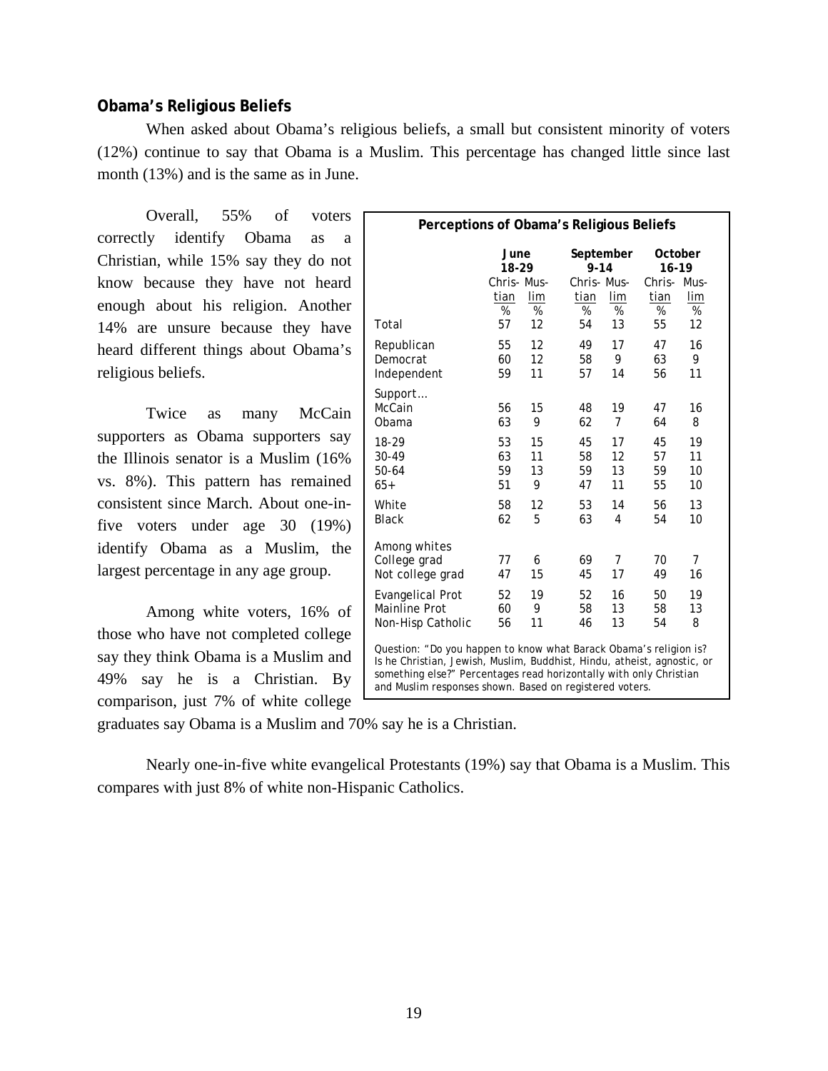**Obama's Religious Beliefs**

When asked about Obama's religious beliefs, a small but consistent minority of voters (12%) continue to say that Obama is a Muslim. This percentage has changed little since last month (13%) and is the same as in June.

Overall, 55% of voters correctly identify Obama as a Christian, while 15% say they do not know because they have not heard enough about his religion. Another 14% are unsure because they have heard different things about Obama's religious beliefs.

Twice as many McCain supporters as Obama supporters say the Illinois senator is a Muslim (16% vs. 8%). This pattern has remained consistent since March. About one-in-five voters under age 30 (19%) identify Obama as a Muslim, the largest percentage in any age group.

Among white voters, 16% of those who have not completed college say they think Obama is a Muslim and 49% say he is a Christian. By comparison, just 7% of white college graduates say Obama is a Muslim and 70% say he is a Christian.

Nearly one-in-five white evangelical Protestants (19%) say that Obama is a Muslim. This compares with just 8% of white non-Hispanic Catholics.

**Perceptions of Obama's Religious Beliefs**

| | June 18-29 | | September 9-14 | | October 16-19 | |
|---|---|---|---|---|---|---|
| | Christian | Muslim | Christian | Muslim | Christian | Muslim |
| | % | % | % | % | % | % |
| Total | 57 | 12 | 54 | 13 | 55 | 12 |
| Republican | 55 | 12 | 49 | 17 | 47 | 16 |
| Democrat | 60 | 12 | 58 | 9 | 63 | 9 |
| Independent | 59 | 11 | 57 | 14 | 56 | 11 |
| Support… | | | | | | |
| McCain | 56 | 15 | 48 | 19 | 47 | 16 |
| Obama | 63 | 9 | 62 | 7 | 64 | 8 |
| 18-29 | 53 | 15 | 45 | 17 | 45 | 19 |
| 30-49 | 63 | 11 | 58 | 12 | 57 | 11 |
| 50-64 | 59 | 13 | 59 | 13 | 59 | 10 |
| 65+ | 51 | 9 | 47 | 11 | 55 | 10 |
| White | 58 | 12 | 53 | 14 | 56 | 13 |
| Black | 62 | 5 | 63 | 4 | 54 | 10 |
| Among whites | | | | | | |
| College grad | 77 | 6 | 69 | 7 | 70 | 7 |
| Not college grad | 47 | 15 | 45 | 17 | 49 | 16 |
| Evangelical Prot | 52 | 19 | 52 | 16 | 50 | 19 |
| Mainline Prot | 60 | 9 | 58 | 13 | 58 | 13 |
| Non-Hisp Catholic | 56 | 11 | 46 | 13 | 54 | 8 |

Question: "Do you happen to know what Barack Obama's religion is? Is he Christian, Jewish, Muslim, Buddhist, Hindu, atheist, agnostic, or something else?" Percentages read horizontally with only Christian and Muslim responses shown. Based on registered voters.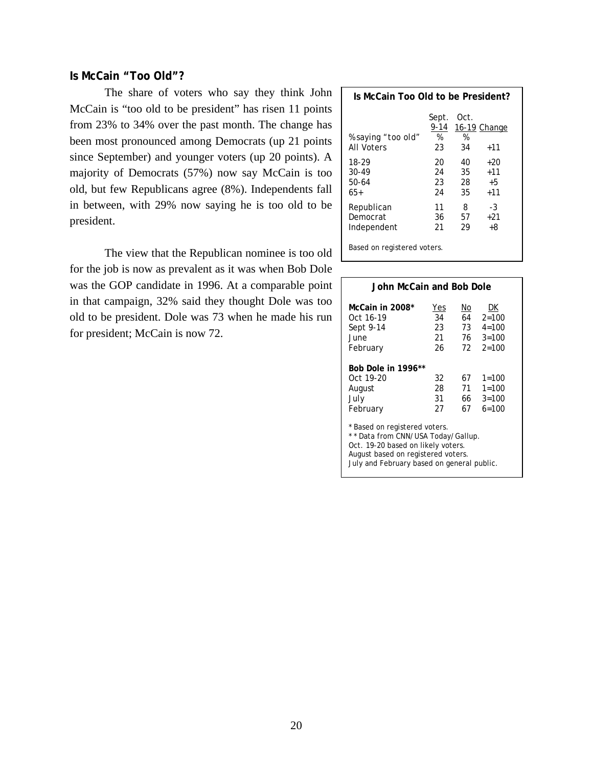## Is McCain "Too Old"?

The share of voters who say they think John McCain is "too old to be president" has risen 11 points from 23% to 34% over the past month. The change has been most pronounced among Democrats (up 21 points since September) and younger voters (up 20 points). A majority of Democrats (57%) now say McCain is too old, but few Republicans agree (8%). Independents fall in between, with 29% now saying he is too old to be president.

The view that the Republican nominee is too old for the job is now as prevalent as it was when Bob Dole was the GOP candidate in 1996. At a comparable point in that campaign, 32% said they thought Dole was too old to be president. Dole was 73 when he made his run for president; McCain is now 72.

**Is McCain Too Old to be President?**

| % saying "too old" | Sept. 9-14 % | Oct. 16-19 % | Change |
|---|---|---|---|
| All Voters | 23 | 34 | +11 |
| 18-29 | 20 | 40 | +20 |
| 30-49 | 24 | 35 | +11 |
| 50-64 | 23 | 28 | +5 |
| 65+ | 24 | 35 | +11 |
| Republican | 11 | 8 | -3 |
| Democrat | 36 | 57 | +21 |
| Independent | 21 | 29 | +8 |

Based on registered voters.

**John McCain and Bob Dole**

| | Yes | No | DK |
|---|---|---|---|
| **McCain in 2008*** | | | |
| Oct 16-19 | 34 | 64 | 2=100 |
| Sept 9-14 | 23 | 73 | 4=100 |
| June | 21 | 76 | 3=100 |
| February | 26 | 72 | 2=100 |
| **Bob Dole in 1996**** | | | |
| Oct 19-20 | 32 | 67 | 1=100 |
| August | 28 | 71 | 1=100 |
| July | 31 | 66 | 3=100 |
| February | 27 | 67 | 6=100 |

* Based on registered voters.
** Data from CNN/USA Today/Gallup. Oct. 19-20 based on likely voters. August based on registered voters. July and February based on general public.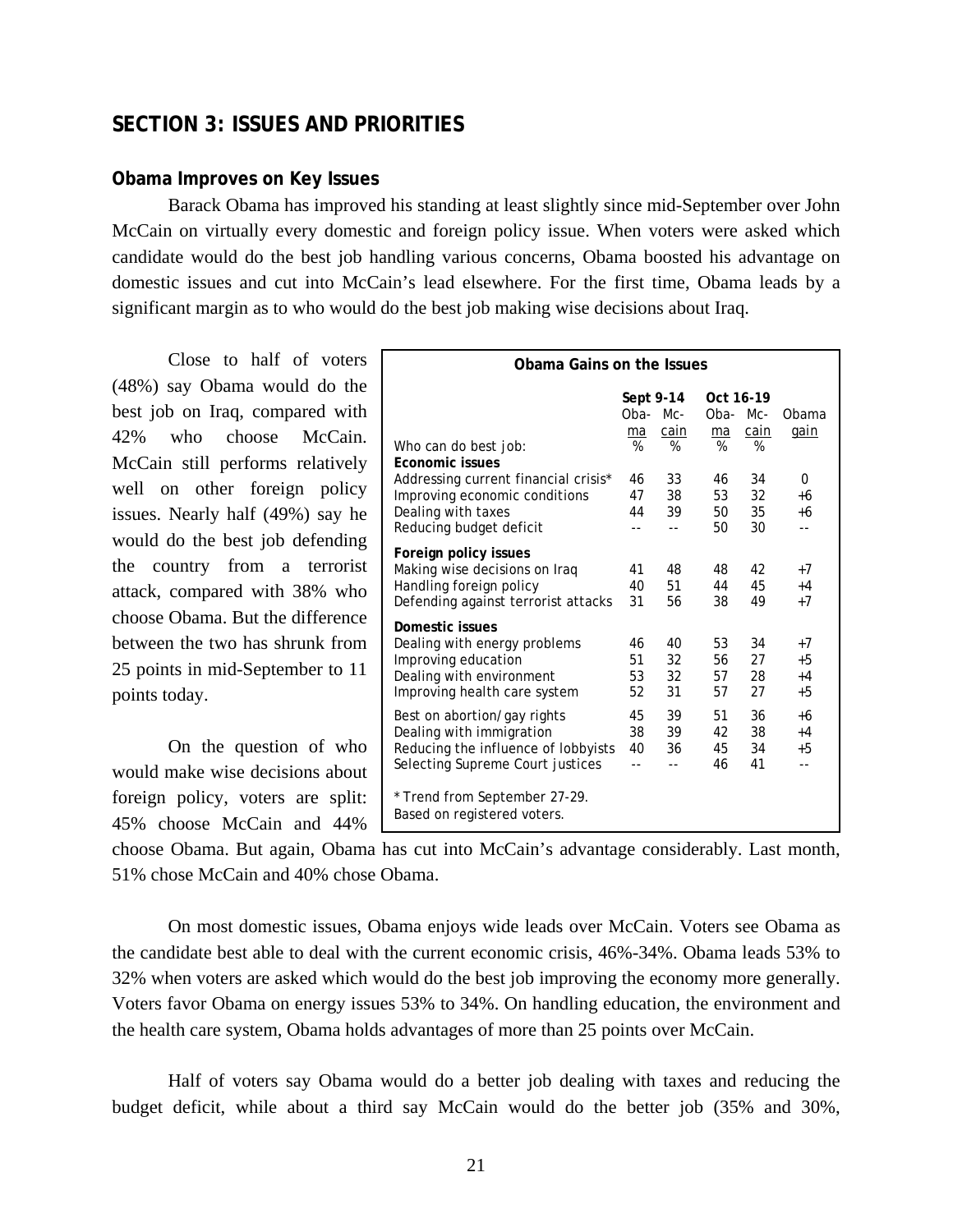## SECTION 3: ISSUES AND PRIORITIES

### Obama Improves on Key Issues

Barack Obama has improved his standing at least slightly since mid-September over John McCain on virtually every domestic and foreign policy issue. When voters were asked which candidate would do the best job handling various concerns, Obama boosted his advantage on domestic issues and cut into McCain's lead elsewhere. For the first time, Obama leads by a significant margin as to who would do the best job making wise decisions about Iraq.

Close to half of voters (48%) say Obama would do the best job on Iraq, compared with 42% who choose McCain. McCain still performs relatively well on other foreign policy issues. Nearly half (49%) say he would do the best job defending the country from a terrorist attack, compared with 38% who choose Obama. But the difference between the two has shrunk from 25 points in mid-September to 11 points today.

**Obama Gains on the Issues**

| | Sept 9-14 | | Oct 16-19 | | |
|---|---|---|---|---|---|
| | Obama | McCain | Obama | McCain | Obama gain |
| Who can do best job: | % | % | % | % | |
| **Economic issues** | | | | | |
| Addressing current financial crisis* | 46 | 33 | 46 | 34 | 0 |
| Improving economic conditions | 47 | 38 | 53 | 32 | +6 |
| Dealing with taxes | 44 | 39 | 50 | 35 | +6 |
| Reducing budget deficit | -- | -- | 50 | 30 | -- |
| **Foreign policy issues** | | | | | |
| Making wise decisions on Iraq | 41 | 48 | 48 | 42 | +7 |
| Handling foreign policy | 40 | 51 | 44 | 45 | +4 |
| Defending against terrorist attacks | 31 | 56 | 38 | 49 | +7 |
| **Domestic issues** | | | | | |
| Dealing with energy problems | 46 | 40 | 53 | 34 | +7 |
| Improving education | 51 | 32 | 56 | 27 | +5 |
| Dealing with environment | 53 | 32 | 57 | 28 | +4 |
| Improving health care system | 52 | 31 | 57 | 27 | +5 |
| Best on abortion/gay rights | 45 | 39 | 51 | 36 | +6 |
| Dealing with immigration | 38 | 39 | 42 | 38 | +4 |
| Reducing the influence of lobbyists | 40 | 36 | 45 | 34 | +5 |
| Selecting Supreme Court justices | -- | -- | 46 | 41 | -- |

\* Trend from September 27-29.
Based on registered voters.

On the question of who would make wise decisions about foreign policy, voters are split: 45% choose McCain and 44% choose Obama. But again, Obama has cut into McCain's advantage considerably. Last month, 51% chose McCain and 40% chose Obama.

On most domestic issues, Obama enjoys wide leads over McCain. Voters see Obama as the candidate best able to deal with the current economic crisis, 46%-34%. Obama leads 53% to 32% when voters are asked which would do the best job improving the economy more generally. Voters favor Obama on energy issues 53% to 34%. On handling education, the environment and the health care system, Obama holds advantages of more than 25 points over McCain.

Half of voters say Obama would do a better job dealing with taxes and reducing the budget deficit, while about a third say McCain would do the better job (35% and 30%,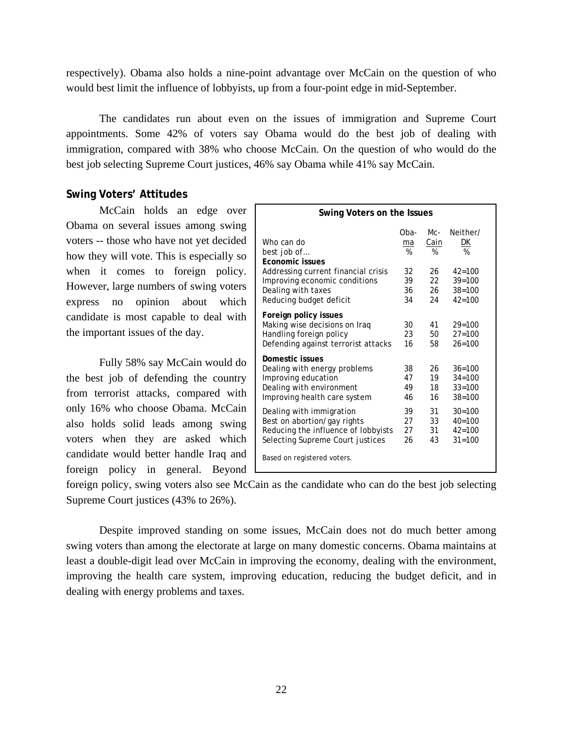respectively). Obama also holds a nine-point advantage over McCain on the question of who would best limit the influence of lobbyists, up from a four-point edge in mid-September.

The candidates run about even on the issues of immigration and Supreme Court appointments. Some 42% of voters say Obama would do the best job of dealing with immigration, compared with 38% who choose McCain. On the question of who would do the best job selecting Supreme Court justices, 46% say Obama while 41% say McCain.

### Swing Voters' Attitudes

McCain holds an edge over Obama on several issues among swing voters -- those who have not yet decided how they will vote. This is especially so when it comes to foreign policy. However, large numbers of swing voters express no opinion about which candidate is most capable to deal with the important issues of the day.

Fully 58% say McCain would do the best job of defending the country from terrorist attacks, compared with only 16% who choose Obama. McCain also holds solid leads among swing voters when they are asked which candidate would better handle Iraq and foreign policy in general. Beyond foreign policy, swing voters also see McCain as the candidate who can do the best job selecting Supreme Court justices (43% to 26%).

**Swing Voters on the Issues**

| Who can do best job of… | Obama % | McCain % | Neither/ DK % |
|---|---|---|---|
| **Economic issues** | | | |
| Addressing current financial crisis | 32 | 26 | 42=100 |
| Improving economic conditions | 39 | 22 | 39=100 |
| Dealing with taxes | 36 | 26 | 38=100 |
| Reducing budget deficit | 34 | 24 | 42=100 |
| **Foreign policy issues** | | | |
| Making wise decisions on Iraq | 30 | 41 | 29=100 |
| Handling foreign policy | 23 | 50 | 27=100 |
| Defending against terrorist attacks | 16 | 58 | 26=100 |
| **Domestic issues** | | | |
| Dealing with energy problems | 38 | 26 | 36=100 |
| Improving education | 47 | 19 | 34=100 |
| Dealing with environment | 49 | 18 | 33=100 |
| Improving health care system | 46 | 16 | 38=100 |
| Dealing with immigration | 39 | 31 | 30=100 |
| Best on abortion/gay rights | 27 | 33 | 40=100 |
| Reducing the influence of lobbyists | 27 | 31 | 42=100 |
| Selecting Supreme Court justices | 26 | 43 | 31=100 |

Based on registered voters.

Despite improved standing on some issues, McCain does not do much better among swing voters than among the electorate at large on many domestic concerns. Obama maintains at least a double-digit lead over McCain in improving the economy, dealing with the environment, improving the health care system, improving education, reducing the budget deficit, and in dealing with energy problems and taxes.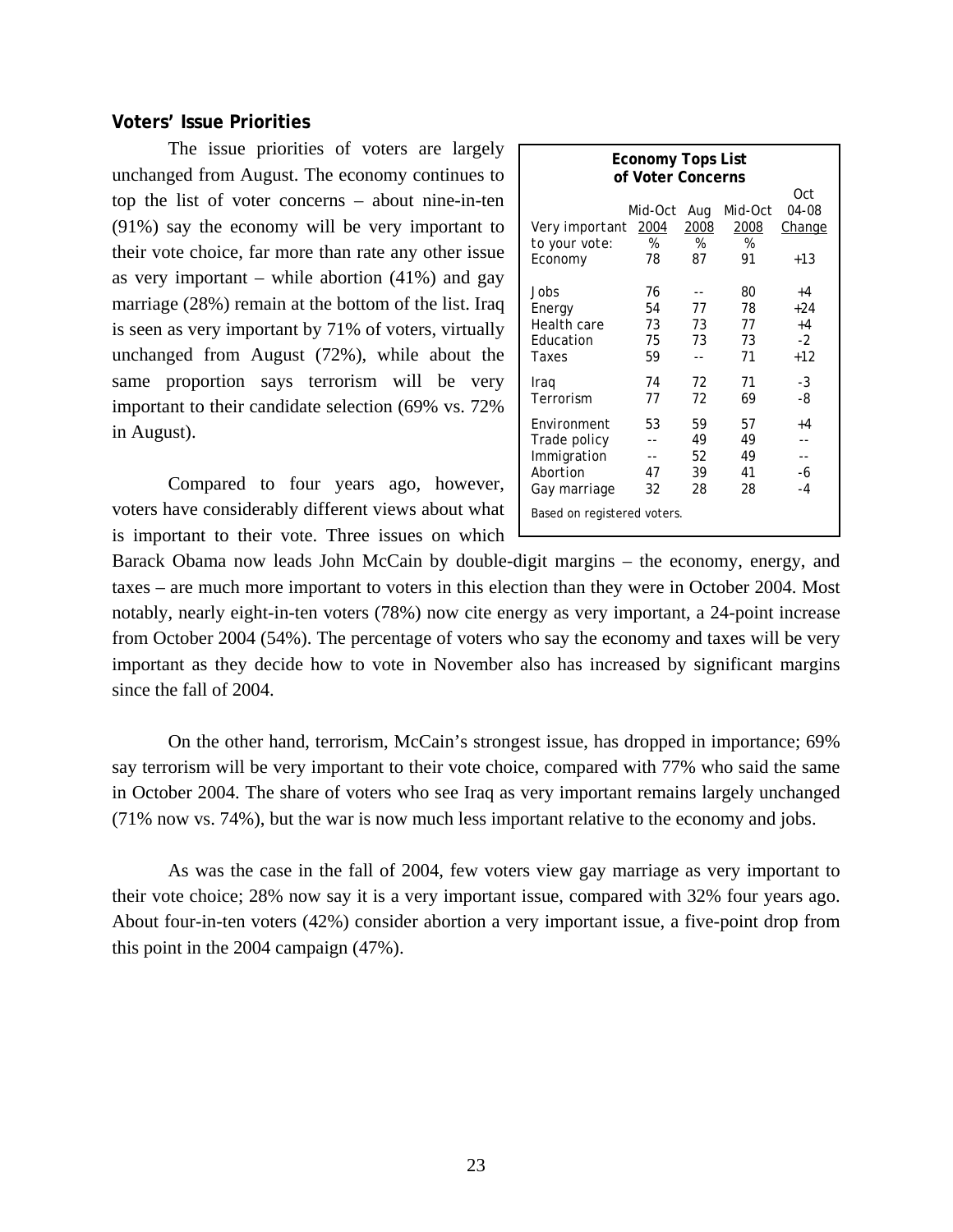## Voters' Issue Priorities

The issue priorities of voters are largely unchanged from August. The economy continues to top the list of voter concerns – about nine-in-ten (91%) say the economy will be very important to their vote choice, far more than rate any other issue as very important – while abortion (41%) and gay marriage (28%) remain at the bottom of the list. Iraq is seen as very important by 71% of voters, virtually unchanged from August (72%), while about the same proportion says terrorism will be very important to their candidate selection (69% vs. 72% in August).

**Economy Tops List of Voter Concerns**

| Very important to your vote: | Mid-Oct 2004 % | Aug 2008 % | Mid-Oct 2008 % | Oct 04-08 Change |
|---|---|---|---|---|
| Economy | 78 | 87 | 91 | +13 |
| Jobs | 76 | -- | 80 | +4 |
| Energy | 54 | 77 | 78 | +24 |
| Health care | 73 | 73 | 77 | +4 |
| Education | 75 | 73 | 73 | -2 |
| Taxes | 59 | -- | 71 | +12 |
| Iraq | 74 | 72 | 71 | -3 |
| Terrorism | 77 | 72 | 69 | -8 |
| Environment | 53 | 59 | 57 | +4 |
| Trade policy | -- | 49 | 49 | -- |
| Immigration | -- | 52 | 49 | -- |
| Abortion | 47 | 39 | 41 | -6 |
| Gay marriage | 32 | 28 | 28 | -4 |

*Based on registered voters.*

Compared to four years ago, however, voters have considerably different views about what is important to their vote. Three issues on which Barack Obama now leads John McCain by double-digit margins – the economy, energy, and taxes – are much more important to voters in this election than they were in October 2004. Most notably, nearly eight-in-ten voters (78%) now cite energy as very important, a 24-point increase from October 2004 (54%). The percentage of voters who say the economy and taxes will be very important as they decide how to vote in November also has increased by significant margins since the fall of 2004.

On the other hand, terrorism, McCain's strongest issue, has dropped in importance; 69% say terrorism will be very important to their vote choice, compared with 77% who said the same in October 2004. The share of voters who see Iraq as very important remains largely unchanged (71% now vs. 74%), but the war is now much less important relative to the economy and jobs.

As was the case in the fall of 2004, few voters view gay marriage as very important to their vote choice; 28% now say it is a very important issue, compared with 32% four years ago. About four-in-ten voters (42%) consider abortion a very important issue, a five-point drop from this point in the 2004 campaign (47%).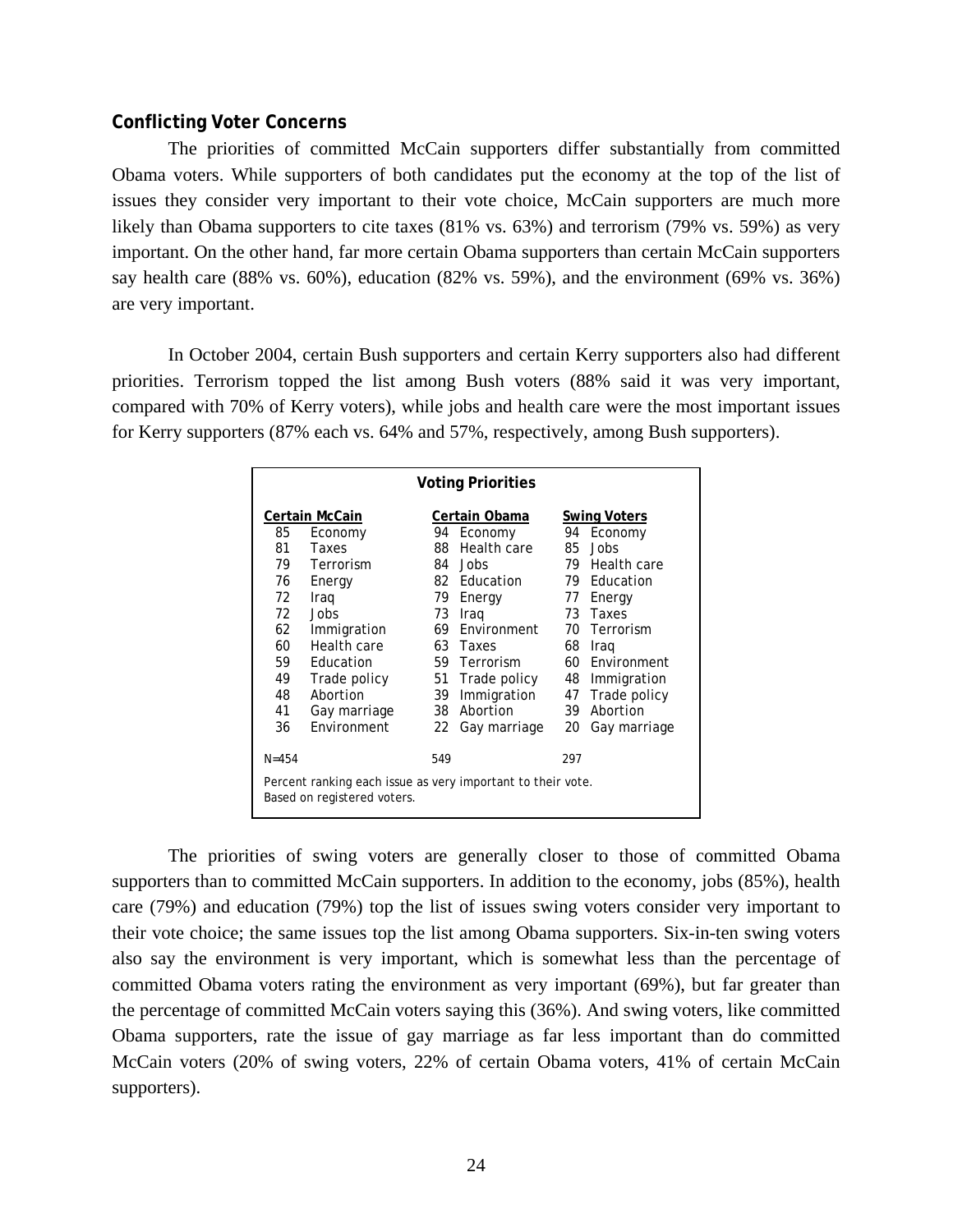**Conflicting Voter Concerns**

The priorities of committed McCain supporters differ substantially from committed Obama voters. While supporters of both candidates put the economy at the top of the list of issues they consider very important to their vote choice, McCain supporters are much more likely than Obama supporters to cite taxes (81% vs. 63%) and terrorism (79% vs. 59%) as very important. On the other hand, far more certain Obama supporters than certain McCain supporters say health care (88% vs. 60%), education (82% vs. 59%), and the environment (69% vs. 36%) are very important.

In October 2004, certain Bush supporters and certain Kerry supporters also had different priorities. Terrorism topped the list among Bush voters (88% said it was very important, compared with 70% of Kerry voters), while jobs and health care were the most important issues for Kerry supporters (87% each vs. 64% and 57%, respectively, among Bush supporters).

**Voting Priorities**

| Certain McCain | | Certain Obama | | Swing Voters | |
|---|---|---|---|---|---|
| 85 | Economy | 94 | Economy | 94 | Economy |
| 81 | Taxes | 88 | Health care | 85 | Jobs |
| 79 | Terrorism | 84 | Jobs | 79 | Health care |
| 76 | Energy | 82 | Education | 79 | Education |
| 72 | Iraq | 79 | Energy | 77 | Energy |
| 72 | Jobs | 73 | Iraq | 73 | Taxes |
| 62 | Immigration | 69 | Environment | 70 | Terrorism |
| 60 | Health care | 63 | Taxes | 68 | Iraq |
| 59 | Education | 59 | Terrorism | 60 | Environment |
| 49 | Trade policy | 51 | Trade policy | 48 | Immigration |
| 48 | Abortion | 39 | Immigration | 47 | Trade policy |
| 41 | Gay marriage | 38 | Abortion | 39 | Abortion |
| 36 | Environment | 22 | Gay marriage | 20 | Gay marriage |
| N=454 | | 549 | | 297 | |

Percent ranking each issue as very important to their vote.
Based on registered voters.

The priorities of swing voters are generally closer to those of committed Obama supporters than to committed McCain supporters. In addition to the economy, jobs (85%), health care (79%) and education (79%) top the list of issues swing voters consider very important to their vote choice; the same issues top the list among Obama supporters. Six-in-ten swing voters also say the environment is very important, which is somewhat less than the percentage of committed Obama voters rating the environment as very important (69%), but far greater than the percentage of committed McCain voters saying this (36%). And swing voters, like committed Obama supporters, rate the issue of gay marriage as far less important than do committed McCain voters (20% of swing voters, 22% of certain Obama voters, 41% of certain McCain supporters).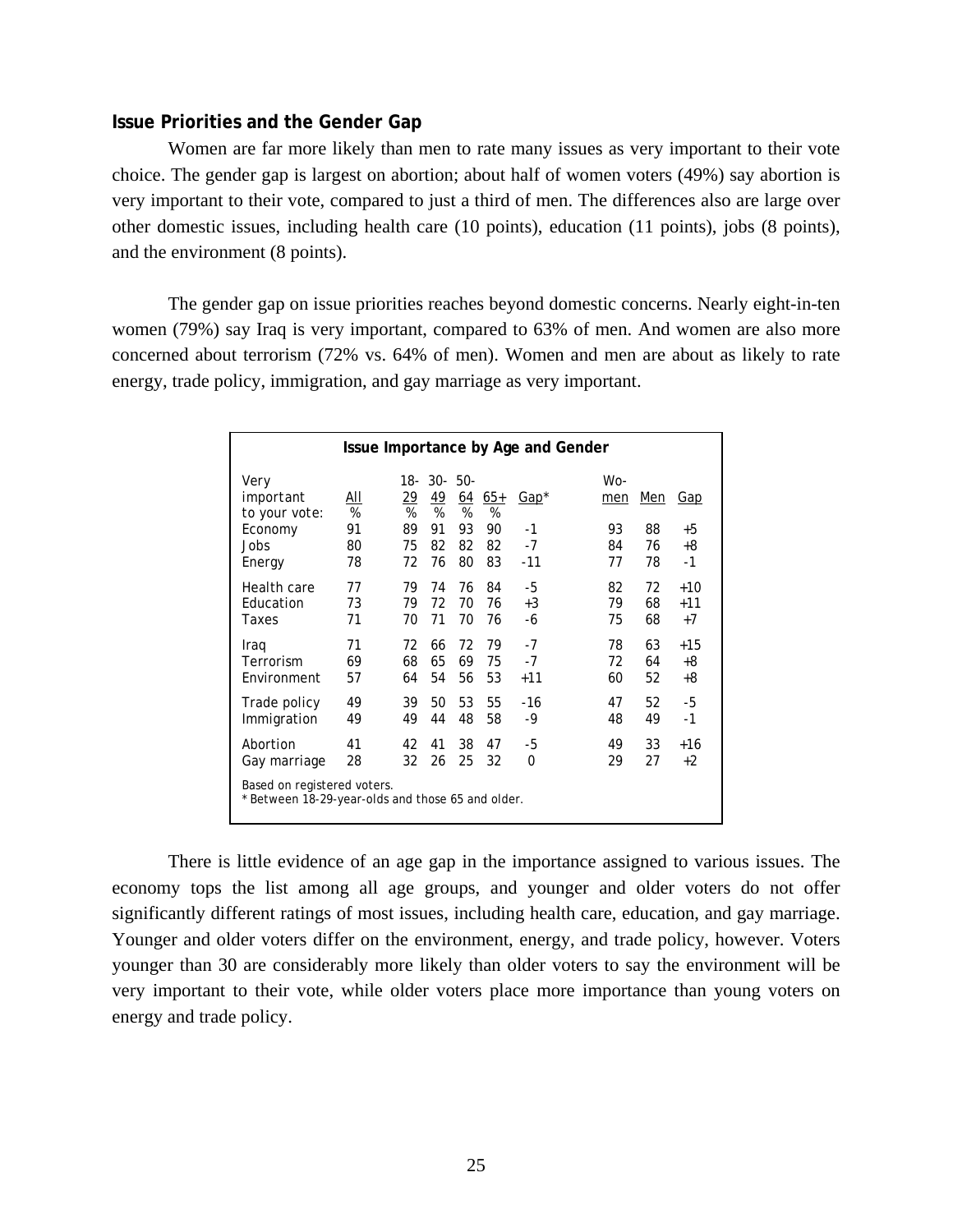### Issue Priorities and the Gender Gap

Women are far more likely than men to rate many issues as very important to their vote choice. The gender gap is largest on abortion; about half of women voters (49%) say abortion is very important to their vote, compared to just a third of men. The differences also are large over other domestic issues, including health care (10 points), education (11 points), jobs (8 points), and the environment (8 points).

The gender gap on issue priorities reaches beyond domestic concerns. Nearly eight-in-ten women (79%) say Iraq is very important, compared to 63% of men. And women are also more concerned about terrorism (72% vs. 64% of men). Women and men are about as likely to rate energy, trade policy, immigration, and gay marriage as very important.

**Issue Importance by Age and Gender**

| Very important to your vote: | All % | 18-29 % | 30-49 % | 50-64 % | 65+ % | Gap* | Women | Men | Gap |
|---|---|---|---|---|---|---|---|---|---|
| Economy | 91 | 89 | 91 | 93 | 90 | -1 | 93 | 88 | +5 |
| Jobs | 80 | 75 | 82 | 82 | 82 | -7 | 84 | 76 | +8 |
| Energy | 78 | 72 | 76 | 80 | 83 | -11 | 77 | 78 | -1 |
| Health care | 77 | 79 | 74 | 76 | 84 | -5 | 82 | 72 | +10 |
| Education | 73 | 79 | 72 | 70 | 76 | +3 | 79 | 68 | +11 |
| Taxes | 71 | 70 | 71 | 70 | 76 | -6 | 75 | 68 | +7 |
| Iraq | 71 | 72 | 66 | 72 | 79 | -7 | 78 | 63 | +15 |
| Terrorism | 69 | 68 | 65 | 69 | 75 | -7 | 72 | 64 | +8 |
| Environment | 57 | 64 | 54 | 56 | 53 | +11 | 60 | 52 | +8 |
| Trade policy | 49 | 39 | 50 | 53 | 55 | -16 | 47 | 52 | -5 |
| Immigration | 49 | 49 | 44 | 48 | 58 | -9 | 48 | 49 | -1 |
| Abortion | 41 | 42 | 41 | 38 | 47 | -5 | 49 | 33 | +16 |
| Gay marriage | 28 | 32 | 26 | 25 | 32 | 0 | 29 | 27 | +2 |

Based on registered voters.
* Between 18-29-year-olds and those 65 and older.

There is little evidence of an age gap in the importance assigned to various issues. The economy tops the list among all age groups, and younger and older voters do not offer significantly different ratings of most issues, including health care, education, and gay marriage. Younger and older voters differ on the environment, energy, and trade policy, however. Voters younger than 30 are considerably more likely than older voters to say the environment will be very important to their vote, while older voters place more importance than young voters on energy and trade policy.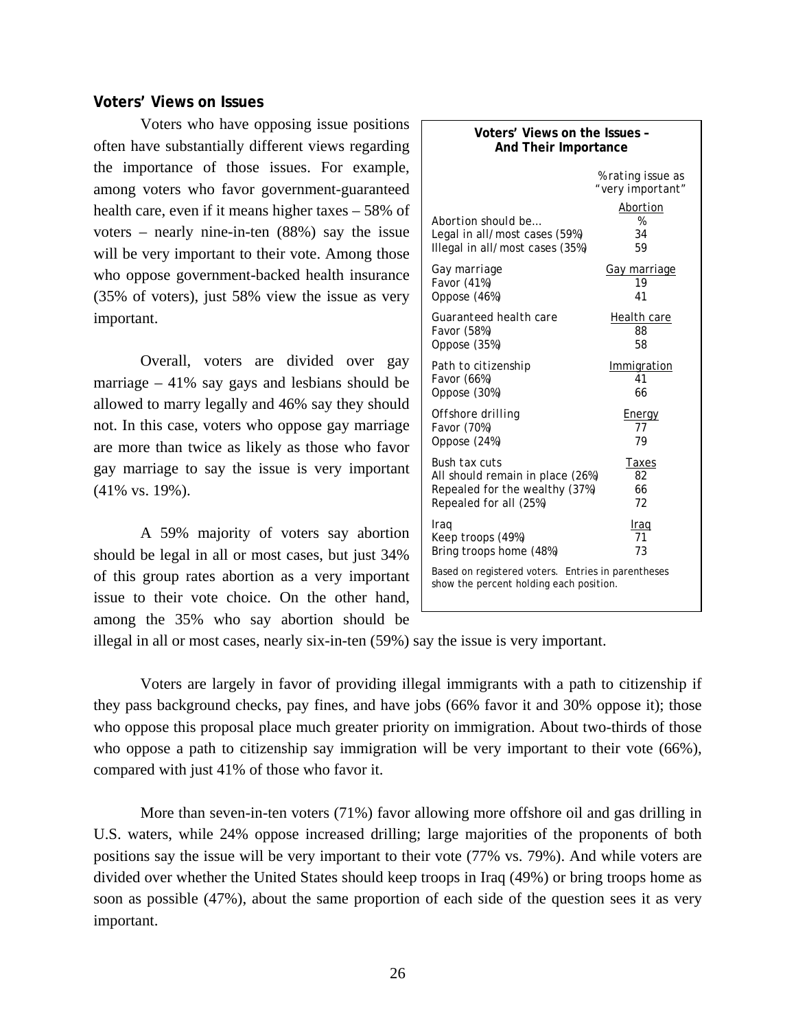### Voters' Views on Issues

Voters who have opposing issue positions often have substantially different views regarding the importance of those issues. For example, among voters who favor government-guaranteed health care, even if it means higher taxes – 58% of voters – nearly nine-in-ten (88%) say the issue will be very important to their vote. Among those who oppose government-backed health insurance (35% of voters), just 58% view the issue as very important.

**Voters' Views on the Issues – And Their Importance**

| | % rating issue as "very important" |
|---|---|
| | Abortion |
| Abortion should be… | % |
| Legal in all/most cases (59%) | 34 |
| Illegal in all/most cases (35%) | 59 |
| Gay marriage | Gay marriage |
| Favor (41%) | 19 |
| Oppose (46%) | 41 |
| Guaranteed health care | Health care |
| Favor (58%) | 88 |
| Oppose (35%) | 58 |
| Path to citizenship | Immigration |
| Favor (66%) | 41 |
| Oppose (30%) | 66 |
| Offshore drilling | Energy |
| Favor (70%) | 77 |
| Oppose (24%) | 79 |
| Bush tax cuts | Taxes |
| All should remain in place (26%) | 82 |
| Repealed for the wealthy (37%) | 66 |
| Repealed for all (25%) | 72 |
| Iraq | Iraq |
| Keep troops (49%) | 71 |
| Bring troops home (48%) | 73 |

Based on registered voters. Entries in parentheses show the percent holding each position.

Overall, voters are divided over gay marriage – 41% say gays and lesbians should be allowed to marry legally and 46% say they should not. In this case, voters who oppose gay marriage are more than twice as likely as those who favor gay marriage to say the issue is very important (41% vs. 19%).

A 59% majority of voters say abortion should be legal in all or most cases, but just 34% of this group rates abortion as a very important issue to their vote choice. On the other hand, among the 35% who say abortion should be illegal in all or most cases, nearly six-in-ten (59%) say the issue is very important.

Voters are largely in favor of providing illegal immigrants with a path to citizenship if they pass background checks, pay fines, and have jobs (66% favor it and 30% oppose it); those who oppose this proposal place much greater priority on immigration. About two-thirds of those who oppose a path to citizenship say immigration will be very important to their vote (66%), compared with just 41% of those who favor it.

More than seven-in-ten voters (71%) favor allowing more offshore oil and gas drilling in U.S. waters, while 24% oppose increased drilling; large majorities of the proponents of both positions say the issue will be very important to their vote (77% vs. 79%). And while voters are divided over whether the United States should keep troops in Iraq (49%) or bring troops home as soon as possible (47%), about the same proportion of each side of the question sees it as very important.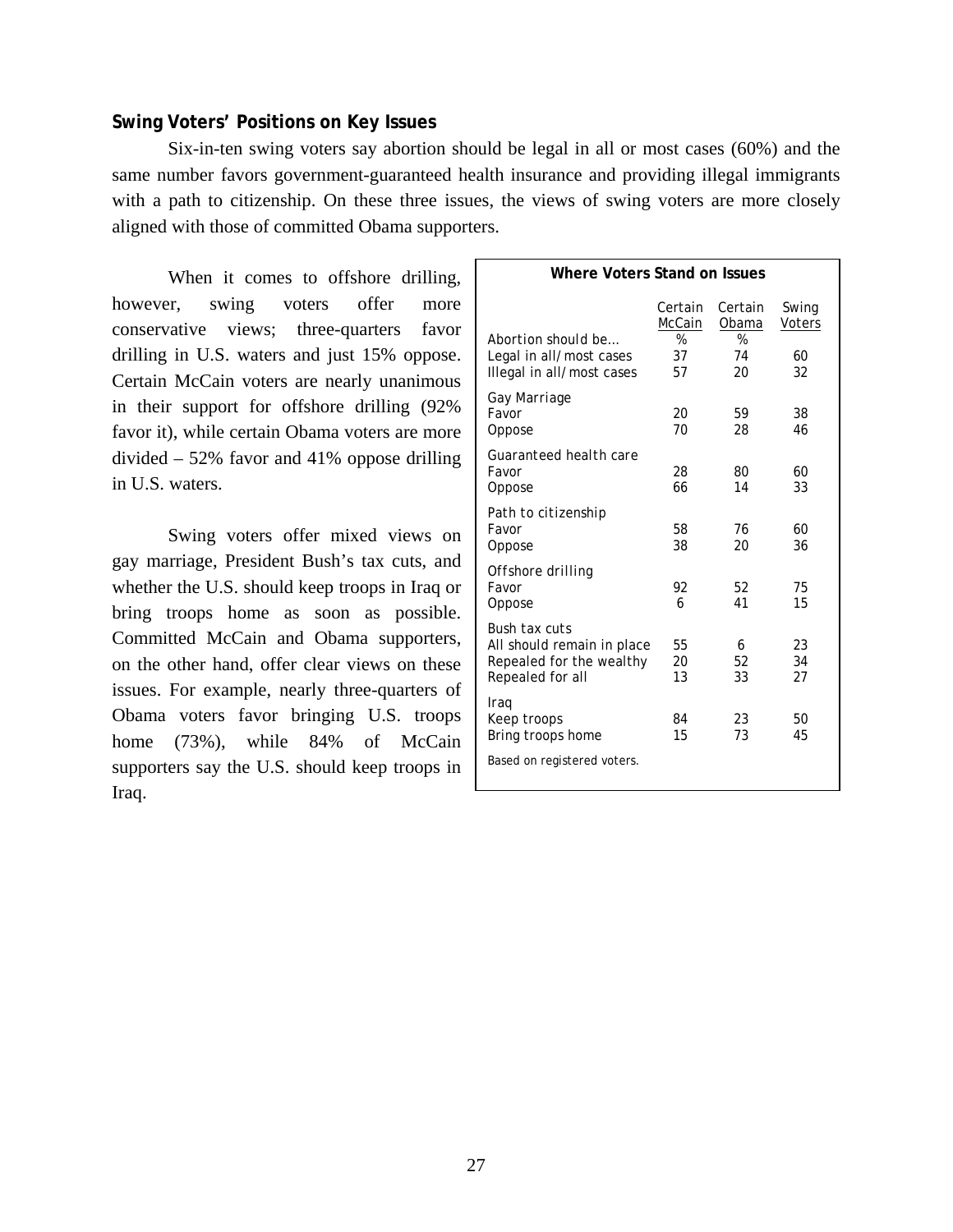### Swing Voters' Positions on Key Issues

Six-in-ten swing voters say abortion should be legal in all or most cases (60%) and the same number favors government-guaranteed health insurance and providing illegal immigrants with a path to citizenship. On these three issues, the views of swing voters are more closely aligned with those of committed Obama supporters.

When it comes to offshore drilling, however, swing voters offer more conservative views; three-quarters favor drilling in U.S. waters and just 15% oppose. Certain McCain voters are nearly unanimous in their support for offshore drilling (92% favor it), while certain Obama voters are more divided – 52% favor and 41% oppose drilling in U.S. waters.

Swing voters offer mixed views on gay marriage, President Bush's tax cuts, and whether the U.S. should keep troops in Iraq or bring troops home as soon as possible. Committed McCain and Obama supporters, on the other hand, offer clear views on these issues. For example, nearly three-quarters of Obama voters favor bringing U.S. troops home (73%), while 84% of McCain supporters say the U.S. should keep troops in Iraq.

**Where Voters Stand on Issues**

| | Certain McCain | Certain Obama | Swing Voters |
|---|---|---|---|
| Abortion should be… | % | % | |
| Legal in all/most cases | 37 | 74 | 60 |
| Illegal in all/most cases | 57 | 20 | 32 |
| Gay Marriage | | | |
| Favor | 20 | 59 | 38 |
| Oppose | 70 | 28 | 46 |
| Guaranteed health care | | | |
| Favor | 28 | 80 | 60 |
| Oppose | 66 | 14 | 33 |
| Path to citizenship | | | |
| Favor | 58 | 76 | 60 |
| Oppose | 38 | 20 | 36 |
| Offshore drilling | | | |
| Favor | 92 | 52 | 75 |
| Oppose | 6 | 41 | 15 |
| Bush tax cuts | | | |
| All should remain in place | 55 | 6 | 23 |
| Repealed for the wealthy | 20 | 52 | 34 |
| Repealed for all | 13 | 33 | 27 |
| Iraq | | | |
| Keep troops | 84 | 23 | 50 |
| Bring troops home | 15 | 73 | 45 |

Based on registered voters.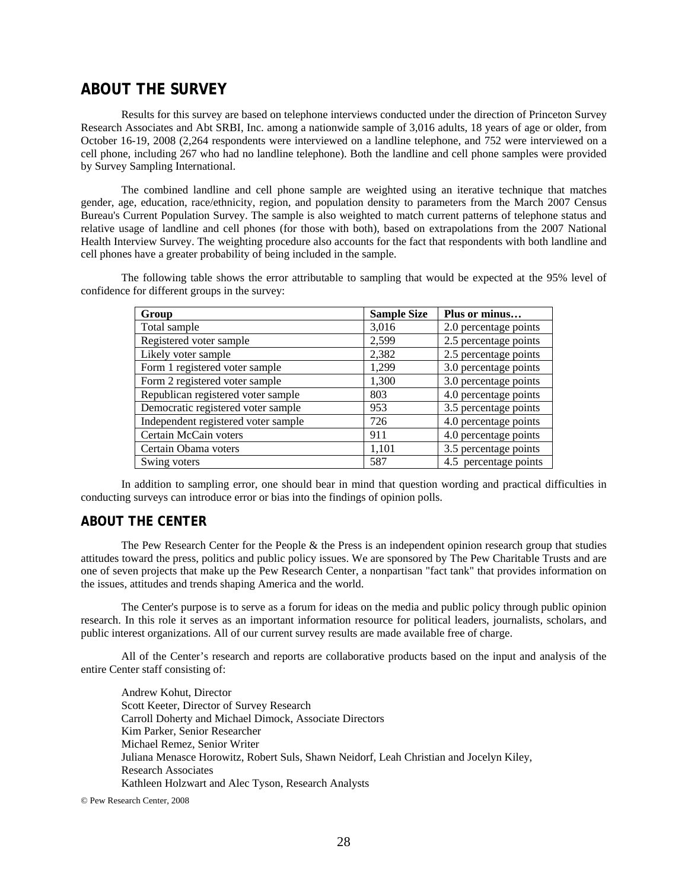## ABOUT THE SURVEY

Results for this survey are based on telephone interviews conducted under the direction of Princeton Survey Research Associates and Abt SRBI, Inc. among a nationwide sample of 3,016 adults, 18 years of age or older, from October 16-19, 2008 (2,264 respondents were interviewed on a landline telephone, and 752 were interviewed on a cell phone, including 267 who had no landline telephone). Both the landline and cell phone samples were provided by Survey Sampling International.

The combined landline and cell phone sample are weighted using an iterative technique that matches gender, age, education, race/ethnicity, region, and population density to parameters from the March 2007 Census Bureau's Current Population Survey. The sample is also weighted to match current patterns of telephone status and relative usage of landline and cell phones (for those with both), based on extrapolations from the 2007 National Health Interview Survey. The weighting procedure also accounts for the fact that respondents with both landline and cell phones have a greater probability of being included in the sample.

The following table shows the error attributable to sampling that would be expected at the 95% level of confidence for different groups in the survey:

| Group | Sample Size | Plus or minus… |
|---|---|---|
| Total sample | 3,016 | 2.0 percentage points |
| Registered voter sample | 2,599 | 2.5 percentage points |
| Likely voter sample | 2,382 | 2.5 percentage points |
| Form 1 registered voter sample | 1,299 | 3.0 percentage points |
| Form 2 registered voter sample | 1,300 | 3.0 percentage points |
| Republican registered voter sample | 803 | 4.0 percentage points |
| Democratic registered voter sample | 953 | 3.5 percentage points |
| Independent registered voter sample | 726 | 4.0 percentage points |
| Certain McCain voters | 911 | 4.0 percentage points |
| Certain Obama voters | 1,101 | 3.5 percentage points |
| Swing voters | 587 | 4.5 percentage points |

In addition to sampling error, one should bear in mind that question wording and practical difficulties in conducting surveys can introduce error or bias into the findings of opinion polls.

## ABOUT THE CENTER

The Pew Research Center for the People & the Press is an independent opinion research group that studies attitudes toward the press, politics and public policy issues. We are sponsored by The Pew Charitable Trusts and are one of seven projects that make up the Pew Research Center, a nonpartisan "fact tank" that provides information on the issues, attitudes and trends shaping America and the world.

The Center's purpose is to serve as a forum for ideas on the media and public policy through public opinion research. In this role it serves as an important information resource for political leaders, journalists, scholars, and public interest organizations. All of our current survey results are made available free of charge.

All of the Center's research and reports are collaborative products based on the input and analysis of the entire Center staff consisting of:

Andrew Kohut, Director
Scott Keeter, Director of Survey Research
Carroll Doherty and Michael Dimock, Associate Directors
Kim Parker, Senior Researcher
Michael Remez, Senior Writer
Juliana Menasce Horowitz, Robert Suls, Shawn Neidorf, Leah Christian and Jocelyn Kiley, Research Associates
Kathleen Holzwart and Alec Tyson, Research Analysts

© Pew Research Center, 2008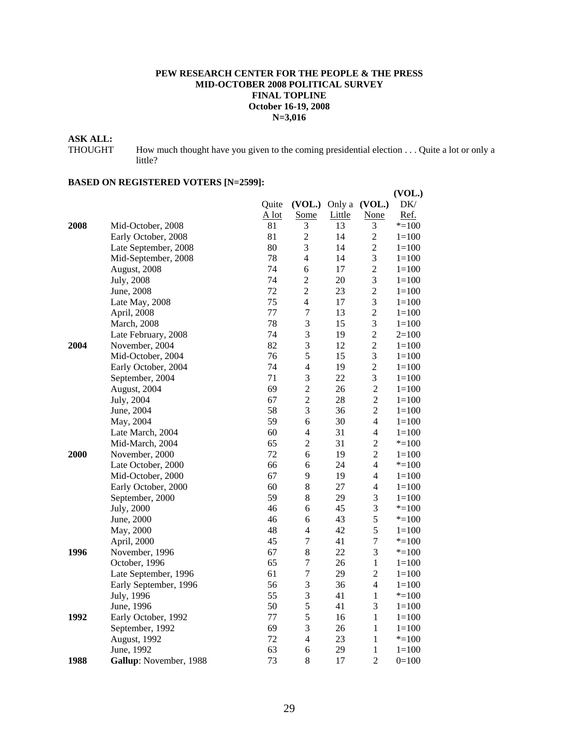**PEW RESEARCH CENTER FOR THE PEOPLE & THE PRESS**
**MID-OCTOBER 2008 POLITICAL SURVEY**
**FINAL TOPLINE**
**October 16-19, 2008**
**N=3,016**

**ASK ALL:**

THOUGHT How much thought have you given to the coming presidential election . . . Quite a lot or only a little?

**BASED ON REGISTERED VOTERS [N=2599]:**

| | | Quite A lot | (VOL.) Some | Only a Little | (VOL.) None | (VOL.) DK/ Ref. |
|---|---|---|---|---|---|---|
| **2008** | Mid-October, 2008 | 81 | 3 | 13 | 3 | *=100 |
| | Early October, 2008 | 81 | 2 | 14 | 2 | 1=100 |
| | Late September, 2008 | 80 | 3 | 14 | 2 | 1=100 |
| | Mid-September, 2008 | 78 | 4 | 14 | 3 | 1=100 |
| | August, 2008 | 74 | 6 | 17 | 2 | 1=100 |
| | July, 2008 | 74 | 2 | 20 | 3 | 1=100 |
| | June, 2008 | 72 | 2 | 23 | 2 | 1=100 |
| | Late May, 2008 | 75 | 4 | 17 | 3 | 1=100 |
| | April, 2008 | 77 | 7 | 13 | 2 | 1=100 |
| | March, 2008 | 78 | 3 | 15 | 3 | 1=100 |
| | Late February, 2008 | 74 | 3 | 19 | 2 | 2=100 |
| **2004** | November, 2004 | 82 | 3 | 12 | 2 | 1=100 |
| | Mid-October, 2004 | 76 | 5 | 15 | 3 | 1=100 |
| | Early October, 2004 | 74 | 4 | 19 | 2 | 1=100 |
| | September, 2004 | 71 | 3 | 22 | 3 | 1=100 |
| | August, 2004 | 69 | 2 | 26 | 2 | 1=100 |
| | July, 2004 | 67 | 2 | 28 | 2 | 1=100 |
| | June, 2004 | 58 | 3 | 36 | 2 | 1=100 |
| | May, 2004 | 59 | 6 | 30 | 4 | 1=100 |
| | Late March, 2004 | 60 | 4 | 31 | 4 | 1=100 |
| | Mid-March, 2004 | 65 | 2 | 31 | 2 | *=100 |
| **2000** | November, 2000 | 72 | 6 | 19 | 2 | 1=100 |
| | Late October, 2000 | 66 | 6 | 24 | 4 | *=100 |
| | Mid-October, 2000 | 67 | 9 | 19 | 4 | 1=100 |
| | Early October, 2000 | 60 | 8 | 27 | 4 | 1=100 |
| | September, 2000 | 59 | 8 | 29 | 3 | 1=100 |
| | July, 2000 | 46 | 6 | 45 | 3 | *=100 |
| | June, 2000 | 46 | 6 | 43 | 5 | *=100 |
| | May, 2000 | 48 | 4 | 42 | 5 | 1=100 |
| | April, 2000 | 45 | 7 | 41 | 7 | *=100 |
| **1996** | November, 1996 | 67 | 8 | 22 | 3 | *=100 |
| | October, 1996 | 65 | 7 | 26 | 1 | 1=100 |
| | Late September, 1996 | 61 | 7 | 29 | 2 | 1=100 |
| | Early September, 1996 | 56 | 3 | 36 | 4 | 1=100 |
| | July, 1996 | 55 | 3 | 41 | 1 | *=100 |
| | June, 1996 | 50 | 5 | 41 | 3 | 1=100 |
| **1992** | Early October, 1992 | 77 | 5 | 16 | 1 | 1=100 |
| | September, 1992 | 69 | 3 | 26 | 1 | 1=100 |
| | August, 1992 | 72 | 4 | 23 | 1 | *=100 |
| | June, 1992 | 63 | 6 | 29 | 1 | 1=100 |
| **1988** | **Gallup**: November, 1988 | 73 | 8 | 17 | 2 | 0=100 |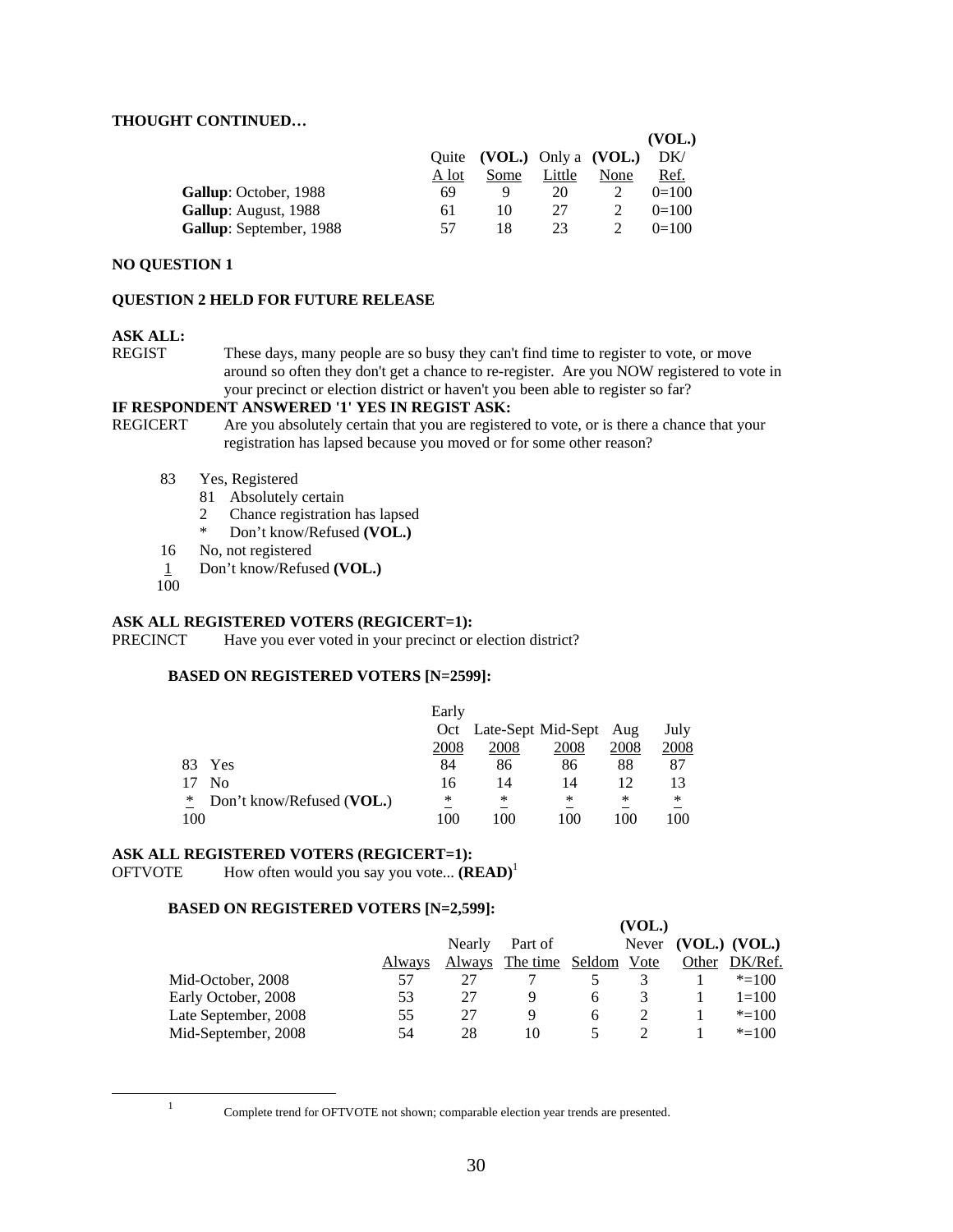**THOUGHT CONTINUED…**

| | Quite A lot | (VOL.) Some | Only a Little | (VOL.) None | (VOL.) DK/ Ref. |
|---|---|---|---|---|---|
| **Gallup**: October, 1988 | 69 | 9 | 20 | 2 | 0=100 |
| **Gallup**: August, 1988 | 61 | 10 | 27 | 2 | 0=100 |
| **Gallup**: September, 1988 | 57 | 18 | 23 | 2 | 0=100 |

**NO QUESTION 1**

**QUESTION 2 HELD FOR FUTURE RELEASE**

**ASK ALL:**

REGIST These days, many people are so busy they can't find time to register to vote, or move around so often they don't get a chance to re-register. Are you NOW registered to vote in your precinct or election district or haven't you been able to register so far?

**IF RESPONDENT ANSWERED '1' YES IN REGIST ASK:**

REGICERT Are you absolutely certain that you are registered to vote, or is there a chance that your registration has lapsed because you moved or for some other reason?

- 83 Yes, Registered
  - 81 Absolutely certain
  - 2 Chance registration has lapsed
  - * Don't know/Refused **(VOL.)**
- 16 No, not registered
- 1 Don't know/Refused **(VOL.)**
- 100

**ASK ALL REGISTERED VOTERS (REGICERT=1):**

PRECINCT Have you ever voted in your precinct or election district?

**BASED ON REGISTERED VOTERS [N=2599]:**

| | | Early Oct 2008 | Late-Sept 2008 | Mid-Sept 2008 | Aug 2008 | July 2008 |
|---|---|---|---|---|---|---|
| 83 | Yes | 84 | 86 | 86 | 88 | 87 |
| 17 | No | 16 | 14 | 14 | 12 | 13 |
| * | Don't know/Refused (**VOL.**) | * | * | * | * | * |
| 100 | | 100 | 100 | 100 | 100 | 100 |

**ASK ALL REGISTERED VOTERS (REGICERT=1):**

OFTVOTE How often would you say you vote... **(READ)**[1]

**BASED ON REGISTERED VOTERS [N=2,599]:**

| | Always | Nearly Always | Part of The time | Seldom | (VOL.) Never Vote | (VOL.) Other | (VOL.) DK/Ref. |
|---|---|---|---|---|---|---|---|
| Mid-October, 2008 | 57 | 27 | 7 | 5 | 3 | 1 | *=100 |
| Early October, 2008 | 53 | 27 | 9 | 6 | 3 | 1 | 1=100 |
| Late September, 2008 | 55 | 27 | 9 | 6 | 2 | 1 | *=100 |
| Mid-September, 2008 | 54 | 28 | 10 | 5 | 2 | 1 | *=100 |

[1] Complete trend for OFTVOTE not shown; comparable election year trends are presented.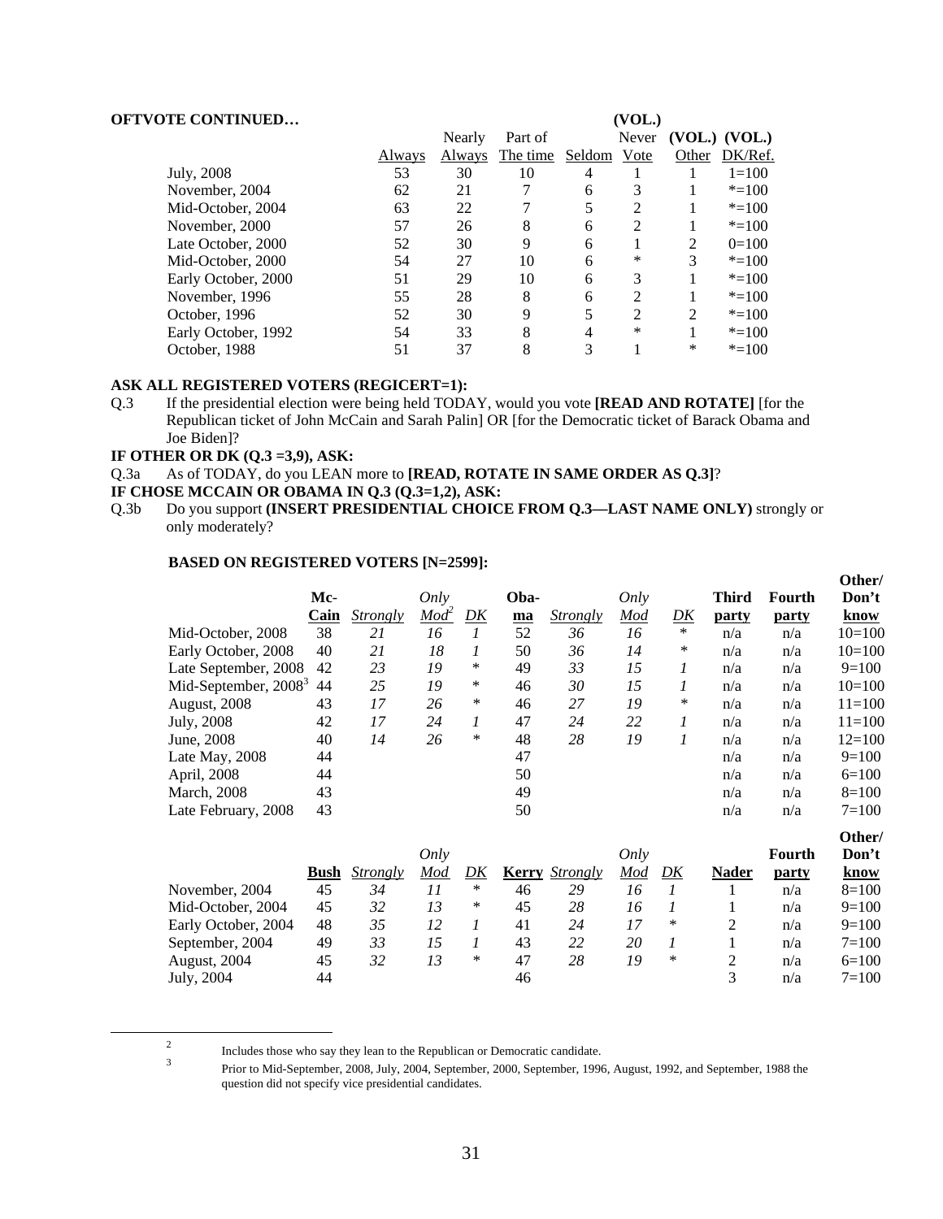**OFTVOTE CONTINUED…**

| | Always | Nearly Always | Part of The time | Seldom | (VOL.) Never Vote | (VOL.) Other | (VOL.) DK/Ref. |
|---|---|---|---|---|---|---|---|
| July, 2008 | 53 | 30 | 10 | 4 | 1 | 1 | 1=100 |
| November, 2004 | 62 | 21 | 7 | 6 | 3 | 1 | *=100 |
| Mid-October, 2004 | 63 | 22 | 7 | 5 | 2 | 1 | *=100 |
| November, 2000 | 57 | 26 | 8 | 6 | 2 | 1 | *=100 |
| Late October, 2000 | 52 | 30 | 9 | 6 | 1 | 2 | 0=100 |
| Mid-October, 2000 | 54 | 27 | 10 | 6 | * | 3 | *=100 |
| Early October, 2000 | 51 | 29 | 10 | 6 | 3 | 1 | *=100 |
| November, 1996 | 55 | 28 | 8 | 6 | 2 | 1 | *=100 |
| October, 1996 | 52 | 30 | 9 | 5 | 2 | 2 | *=100 |
| Early October, 1992 | 54 | 33 | 8 | 4 | * | 1 | *=100 |
| October, 1988 | 51 | 37 | 8 | 3 | 1 | * | *=100 |

**ASK ALL REGISTERED VOTERS (REGICERT=1):**

Q.3 If the presidential election were being held TODAY, would you vote **[READ AND ROTATE]** [for the Republican ticket of John McCain and Sarah Palin] OR [for the Democratic ticket of Barack Obama and Joe Biden]?

**IF OTHER OR DK (Q.3 =3,9), ASK:**

Q.3a As of TODAY, do you LEAN more to **[READ, ROTATE IN SAME ORDER AS Q.3]**?

**IF CHOSE MCCAIN OR OBAMA IN Q.3 (Q.3=1,2), ASK:**

Q.3b Do you support **(INSERT PRESIDENTIAL CHOICE FROM Q.3—LAST NAME ONLY)** strongly or only moderately?

**BASED ON REGISTERED VOTERS [N=2599]:**

| | McCain | *Strongly* | *Only Mod*[2] | *DK* | Obama | *Strongly* | *Only Mod* | *DK* | Third party | Fourth party | Other/ Don't know |
|---|---|---|---|---|---|---|---|---|---|---|---|
| Mid-October, 2008 | 38 | *21* | *16* | *1* | 52 | *36* | *16* | * | n/a | n/a | 10=100 |
| Early October, 2008 | 40 | *21* | *18* | *1* | 50 | *36* | *14* | * | n/a | n/a | 10=100 |
| Late September, 2008 | 42 | *23* | *19* | * | 49 | *33* | *15* | *1* | n/a | n/a | 9=100 |
| Mid-September, 2008[3] | 44 | *25* | *19* | * | 46 | *30* | *15* | *1* | n/a | n/a | 10=100 |
| August, 2008 | 43 | *17* | *26* | * | 46 | *27* | *19* | * | n/a | n/a | 11=100 |
| July, 2008 | 42 | *17* | *24* | *1* | 47 | *24* | *22* | *1* | n/a | n/a | 11=100 |
| June, 2008 | 40 | *14* | *26* | * | 48 | *28* | *19* | *1* | n/a | n/a | 12=100 |
| Late May, 2008 | 44 | | | | 47 | | | | n/a | n/a | 9=100 |
| April, 2008 | 44 | | | | 50 | | | | n/a | n/a | 6=100 |
| March, 2008 | 43 | | | | 49 | | | | n/a | n/a | 8=100 |
| Late February, 2008 | 43 | | | | 50 | | | | n/a | n/a | 7=100 |

| | Bush | *Strongly* | *Only Mod* | *DK* | Kerry | *Strongly* | *Only Mod* | *DK* | Nader | Fourth party | Other/ Don't know |
|---|---|---|---|---|---|---|---|---|---|---|---|
| November, 2004 | 45 | *34* | *11* | * | 46 | *29* | *16* | *1* | 1 | n/a | 8=100 |
| Mid-October, 2004 | 45 | *32* | *13* | * | 45 | *28* | *16* | *1* | 1 | n/a | 9=100 |
| Early October, 2004 | 48 | *35* | *12* | *1* | 41 | *24* | *17* | * | 2 | n/a | 9=100 |
| September, 2004 | 49 | *33* | *15* | *1* | 43 | *22* | *20* | *1* | 1 | n/a | 7=100 |
| August, 2004 | 45 | *32* | *13* | * | 47 | *28* | *19* | * | 2 | n/a | 6=100 |
| July, 2004 | 44 | | | | 46 | | | | 3 | n/a | 7=100 |

[2] Includes those who say they lean to the Republican or Democratic candidate.

[3] Prior to Mid-September, 2008, July, 2004, September, 2000, September, 1996, August, 1992, and September, 1988 the question did not specify vice presidential candidates.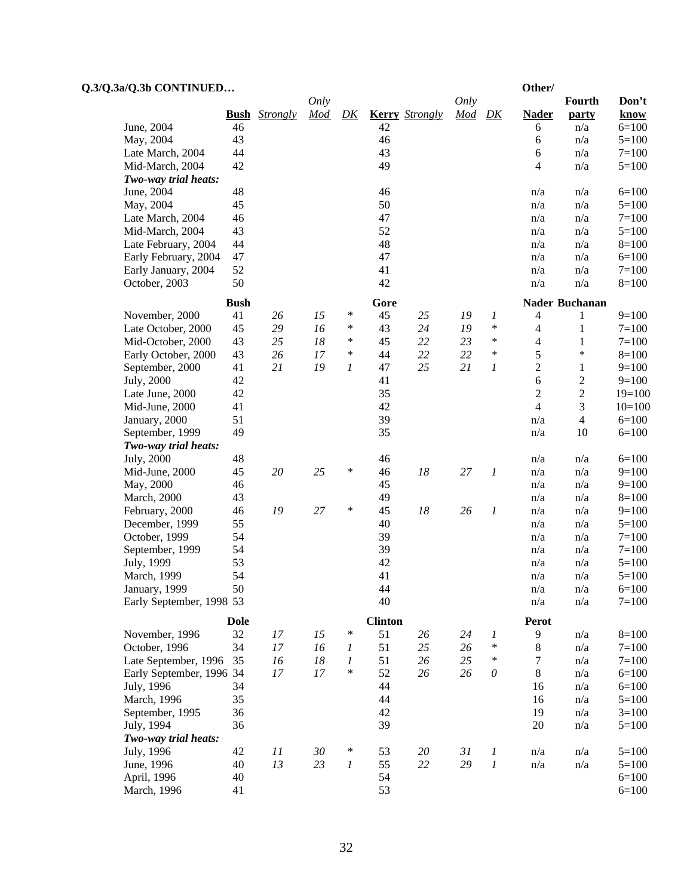**Q.3/Q.3a/Q.3b CONTINUED…**

| | Bush | *Strongly* | *Only Mod* | *DK* | Kerry | *Strongly* | *Only Mod* | *DK* | Other/ Nader | Fourth party | Don't know |
|---|---|---|---|---|---|---|---|---|---|---|---|
| June, 2004 | 46 | | | | 42 | | | | 6 | n/a | 6=100 |
| May, 2004 | 43 | | | | 46 | | | | 6 | n/a | 5=100 |
| Late March, 2004 | 44 | | | | 43 | | | | 6 | n/a | 7=100 |
| Mid-March, 2004 | 42 | | | | 49 | | | | 4 | n/a | 5=100 |
| ***Two-way trial heats:*** | | | | | | | | | | | |
| June, 2004 | 48 | | | | 46 | | | | n/a | n/a | 6=100 |
| May, 2004 | 45 | | | | 50 | | | | n/a | n/a | 5=100 |
| Late March, 2004 | 46 | | | | 47 | | | | n/a | n/a | 7=100 |
| Mid-March, 2004 | 43 | | | | 52 | | | | n/a | n/a | 5=100 |
| Late February, 2004 | 44 | | | | 48 | | | | n/a | n/a | 8=100 |
| Early February, 2004 | 47 | | | | 47 | | | | n/a | n/a | 6=100 |
| Early January, 2004 | 52 | | | | 41 | | | | n/a | n/a | 7=100 |
| October, 2003 | 50 | | | | 42 | | | | n/a | n/a | 8=100 |
| | **Bush** | | | | **Gore** | | | | **Nader** | **Buchanan** | |
| November, 2000 | 41 | *26* | *15* | * | 45 | *25* | *19* | *1* | 4 | 1 | 9=100 |
| Late October, 2000 | 45 | *29* | *16* | * | 43 | *24* | *19* | * | 4 | 1 | 7=100 |
| Mid-October, 2000 | 43 | *25* | *18* | * | 45 | *22* | *23* | * | 4 | 1 | 7=100 |
| Early October, 2000 | 43 | *26* | *17* | * | 44 | *22* | *22* | * | 5 | * | 8=100 |
| September, 2000 | 41 | *21* | *19* | *1* | 47 | *25* | *21* | *1* | 2 | 1 | 9=100 |
| July, 2000 | 42 | | | | 41 | | | | 6 | 2 | 9=100 |
| Late June, 2000 | 42 | | | | 35 | | | | 2 | 2 | 19=100 |
| Mid-June, 2000 | 41 | | | | 42 | | | | 4 | 3 | 10=100 |
| January, 2000 | 51 | | | | 39 | | | | n/a | 4 | 6=100 |
| September, 1999 | 49 | | | | 35 | | | | n/a | 10 | 6=100 |
| ***Two-way trial heats:*** | | | | | | | | | | | |
| July, 2000 | 48 | | | | 46 | | | | n/a | n/a | 6=100 |
| Mid-June, 2000 | 45 | *20* | *25* | * | 46 | *18* | *27* | *1* | n/a | n/a | 9=100 |
| May, 2000 | 46 | | | | 45 | | | | n/a | n/a | 9=100 |
| March, 2000 | 43 | | | | 49 | | | | n/a | n/a | 8=100 |
| February, 2000 | 46 | *19* | *27* | * | 45 | *18* | *26* | *1* | n/a | n/a | 9=100 |
| December, 1999 | 55 | | | | 40 | | | | n/a | n/a | 5=100 |
| October, 1999 | 54 | | | | 39 | | | | n/a | n/a | 7=100 |
| September, 1999 | 54 | | | | 39 | | | | n/a | n/a | 7=100 |
| July, 1999 | 53 | | | | 42 | | | | n/a | n/a | 5=100 |
| March, 1999 | 54 | | | | 41 | | | | n/a | n/a | 5=100 |
| January, 1999 | 50 | | | | 44 | | | | n/a | n/a | 6=100 |
| Early September, 1998 | 53 | | | | 40 | | | | n/a | n/a | 7=100 |
| | **Dole** | | | | **Clinton** | | | | **Perot** | | |
| November, 1996 | 32 | *17* | *15* | * | 51 | *26* | *24* | *1* | 9 | n/a | 8=100 |
| October, 1996 | 34 | *17* | *16* | *1* | 51 | *25* | *26* | * | 8 | n/a | 7=100 |
| Late September, 1996 | 35 | *16* | *18* | *1* | 51 | *26* | *25* | * | 7 | n/a | 7=100 |
| Early September, 1996 | 34 | *17* | *17* | * | 52 | *26* | *26* | *0* | 8 | n/a | 6=100 |
| July, 1996 | 34 | | | | 44 | | | | 16 | n/a | 6=100 |
| March, 1996 | 35 | | | | 44 | | | | 16 | n/a | 5=100 |
| September, 1995 | 36 | | | | 42 | | | | 19 | n/a | 3=100 |
| July, 1994 | 36 | | | | 39 | | | | 20 | n/a | 5=100 |
| ***Two-way trial heats:*** | | | | | | | | | | | |
| July, 1996 | 42 | *11* | *30* | * | 53 | *20* | *31* | *1* | n/a | n/a | 5=100 |
| June, 1996 | 40 | *13* | *23* | *1* | 55 | *22* | *29* | *1* | n/a | n/a | 5=100 |
| April, 1996 | 40 | | | | 54 | | | | | | 6=100 |
| March, 1996 | 41 | | | | 53 | | | | | | 6=100 |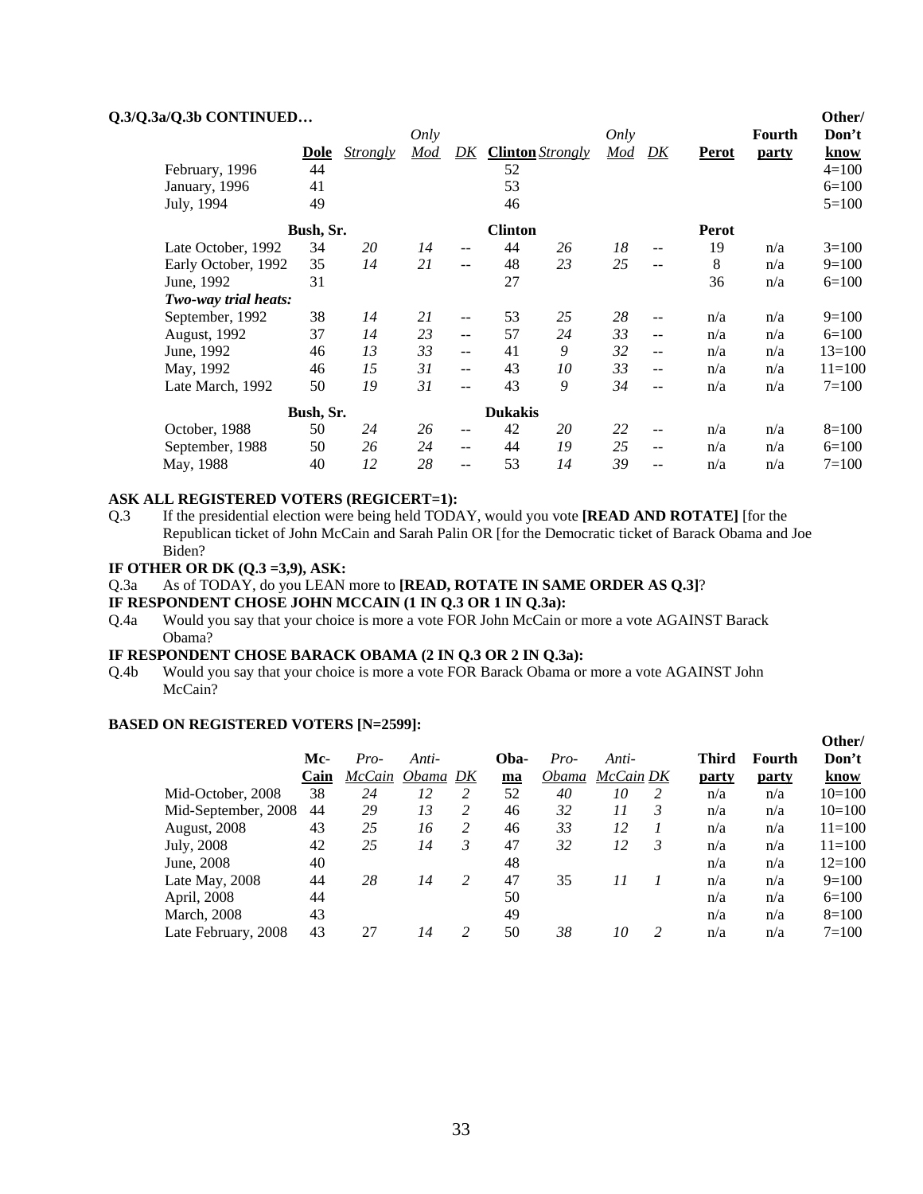**Q.3/Q.3a/Q.3b CONTINUED…**

| | Dole | *Strongly* | *Only Mod* | *DK* | Clinton | *Strongly* | *Only Mod* | *DK* | Perot | Fourth party | Other/ Don't know |
|---|---|---|---|---|---|---|---|---|---|---|---|
| February, 1996 | 44 | | | | 52 | | | | | | 4=100 |
| January, 1996 | 41 | | | | 53 | | | | | | 6=100 |
| July, 1994 | 49 | | | | 46 | | | | | | 5=100 |
| | **Bush, Sr.** | | | | **Clinton** | | | | **Perot** | | |
| Late October, 1992 | 34 | *20* | *14* | -- | 44 | *26* | *18* | -- | 19 | n/a | 3=100 |
| Early October, 1992 | 35 | *14* | *21* | -- | 48 | *23* | *25* | -- | 8 | n/a | 9=100 |
| June, 1992 | 31 | | | | 27 | | | | 36 | n/a | 6=100 |
| ***Two-way trial heats:*** | | | | | | | | | | | |
| September, 1992 | 38 | *14* | *21* | -- | 53 | *25* | *28* | -- | n/a | n/a | 9=100 |
| August, 1992 | 37 | *14* | *23* | -- | 57 | *24* | *33* | -- | n/a | n/a | 6=100 |
| June, 1992 | 46 | *13* | *33* | -- | 41 | *9* | *32* | -- | n/a | n/a | 13=100 |
| May, 1992 | 46 | *15* | *31* | -- | 43 | *10* | *33* | -- | n/a | n/a | 11=100 |
| Late March, 1992 | 50 | *19* | *31* | -- | 43 | *9* | *34* | -- | n/a | n/a | 7=100 |
| | **Bush, Sr.** | | | | **Dukakis** | | | | | | |
| October, 1988 | 50 | *24* | *26* | -- | 42 | *20* | *22* | -- | n/a | n/a | 8=100 |
| September, 1988 | 50 | *26* | *24* | -- | 44 | *19* | *25* | -- | n/a | n/a | 6=100 |
| May, 1988 | 40 | *12* | *28* | -- | 53 | *14* | *39* | -- | n/a | n/a | 7=100 |

**ASK ALL REGISTERED VOTERS (REGICERT=1):**

Q.3 If the presidential election were being held TODAY, would you vote **[READ AND ROTATE]** [for the Republican ticket of John McCain and Sarah Palin OR [for the Democratic ticket of Barack Obama and Joe Biden?

**IF OTHER OR DK (Q.3 =3,9), ASK:**

Q.3a As of TODAY, do you LEAN more to **[READ, ROTATE IN SAME ORDER AS Q.3]**?

**IF RESPONDENT CHOSE JOHN MCCAIN (1 IN Q.3 OR 1 IN Q.3a):**

Q.4a Would you say that your choice is more a vote FOR John McCain or more a vote AGAINST Barack Obama?

**IF RESPONDENT CHOSE BARACK OBAMA (2 IN Q.3 OR 2 IN Q.3a):**

Q.4b Would you say that your choice is more a vote FOR Barack Obama or more a vote AGAINST John McCain?

**BASED ON REGISTERED VOTERS [N=2599]:**

| | Mc-Cain | *Pro-McCain* | *Anti-Obama* | *DK* | Oba-ma | *Pro-Obama* | *Anti-McCain* | *DK* | Third party | Fourth party | Other/ Don't know |
|---|---|---|---|---|---|---|---|---|---|---|---|
| Mid-October, 2008 | 38 | *24* | *12* | *2* | 52 | *40* | *10* | *2* | n/a | n/a | 10=100 |
| Mid-September, 2008 | 44 | *29* | *13* | *2* | 46 | *32* | *11* | *3* | n/a | n/a | 10=100 |
| August, 2008 | 43 | *25* | *16* | *2* | 46 | *33* | *12* | *1* | n/a | n/a | 11=100 |
| July, 2008 | 42 | *25* | *14* | *3* | 47 | *32* | *12* | *3* | n/a | n/a | 11=100 |
| June, 2008 | 40 | | | | 48 | | | | n/a | n/a | 12=100 |
| Late May, 2008 | 44 | *28* | *14* | *2* | 47 | 35 | *11* | *1* | n/a | n/a | 9=100 |
| April, 2008 | 44 | | | | 50 | | | | n/a | n/a | 6=100 |
| March, 2008 | 43 | | | | 49 | | | | n/a | n/a | 8=100 |
| Late February, 2008 | 43 | 27 | *14* | *2* | 50 | *38* | *10* | *2* | n/a | n/a | 7=100 |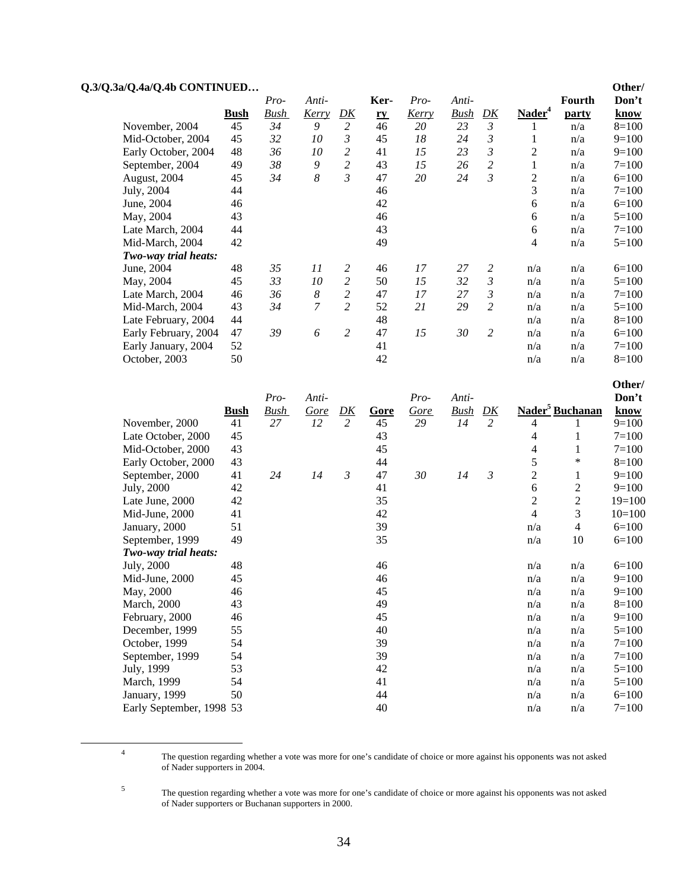**Q.3/Q.3a/Q.4a/Q.4b CONTINUED…**

| | Bush | *Pro-Bush* | *Anti-Kerry* | *DK* | Kerry | *Pro-Kerry* | *Anti-Bush* | *DK* | Nader[4] | Fourth party | Other/ Don't know |
|---|---|---|---|---|---|---|---|---|---|---|---|
| November, 2004 | 45 | *34* | *9* | *2* | 46 | *20* | *23* | *3* | 1 | n/a | 8=100 |
| Mid-October, 2004 | 45 | *32* | *10* | *3* | 45 | *18* | *24* | *3* | 1 | n/a | 9=100 |
| Early October, 2004 | 48 | *36* | *10* | *2* | 41 | *15* | *23* | *3* | 2 | n/a | 9=100 |
| September, 2004 | 49 | *38* | *9* | *2* | 43 | *15* | *26* | *2* | 1 | n/a | 7=100 |
| August, 2004 | 45 | *34* | *8* | *3* | 47 | *20* | *24* | *3* | 2 | n/a | 6=100 |
| July, 2004 | 44 | | | | 46 | | | | 3 | n/a | 7=100 |
| June, 2004 | 46 | | | | 42 | | | | 6 | n/a | 6=100 |
| May, 2004 | 43 | | | | 46 | | | | 6 | n/a | 5=100 |
| Late March, 2004 | 44 | | | | 43 | | | | 6 | n/a | 7=100 |
| Mid-March, 2004 | 42 | | | | 49 | | | | 4 | n/a | 5=100 |
| ***Two-way trial heats:*** | | | | | | | | | | | |
| June, 2004 | 48 | *35* | *11* | *2* | 46 | *17* | *27* | *2* | n/a | n/a | 6=100 |
| May, 2004 | 45 | *33* | *10* | *2* | 50 | *15* | *32* | *3* | n/a | n/a | 5=100 |
| Late March, 2004 | 46 | *36* | *8* | *2* | 47 | *17* | *27* | *3* | n/a | n/a | 7=100 |
| Mid-March, 2004 | 43 | *34* | *7* | *2* | 52 | *21* | *29* | *2* | n/a | n/a | 5=100 |
| Late February, 2004 | 44 | | | | 48 | | | | n/a | n/a | 8=100 |
| Early February, 2004 | 47 | *39* | *6* | *2* | 47 | *15* | *30* | *2* | n/a | n/a | 6=100 |
| Early January, 2004 | 52 | | | | 41 | | | | n/a | n/a | 7=100 |
| October, 2003 | 50 | | | | 42 | | | | n/a | n/a | 8=100 |

| | Bush | *Pro-Bush* | *Anti-Gore* | *DK* | Gore | *Pro-Gore* | *Anti-Bush* | *DK* | Nader[5] | Buchanan | Other/ Don't know |
|---|---|---|---|---|---|---|---|---|---|---|---|
| November, 2000 | 41 | *27* | *12* | *2* | 45 | *29* | *14* | *2* | 4 | 1 | 9=100 |
| Late October, 2000 | 45 | | | | 43 | | | | 4 | 1 | 7=100 |
| Mid-October, 2000 | 43 | | | | 45 | | | | 4 | 1 | 7=100 |
| Early October, 2000 | 43 | | | | 44 | | | | 5 | * | 8=100 |
| September, 2000 | 41 | *24* | *14* | *3* | 47 | *30* | *14* | *3* | 2 | 1 | 9=100 |
| July, 2000 | 42 | | | | 41 | | | | 6 | 2 | 9=100 |
| Late June, 2000 | 42 | | | | 35 | | | | 2 | 2 | 19=100 |
| Mid-June, 2000 | 41 | | | | 42 | | | | 4 | 3 | 10=100 |
| January, 2000 | 51 | | | | 39 | | | | n/a | 4 | 6=100 |
| September, 1999 | 49 | | | | 35 | | | | n/a | 10 | 6=100 |
| ***Two-way trial heats:*** | | | | | | | | | | | |
| July, 2000 | 48 | | | | 46 | | | | n/a | n/a | 6=100 |
| Mid-June, 2000 | 45 | | | | 46 | | | | n/a | n/a | 9=100 |
| May, 2000 | 46 | | | | 45 | | | | n/a | n/a | 9=100 |
| March, 2000 | 43 | | | | 49 | | | | n/a | n/a | 8=100 |
| February, 2000 | 46 | | | | 45 | | | | n/a | n/a | 9=100 |
| December, 1999 | 55 | | | | 40 | | | | n/a | n/a | 5=100 |
| October, 1999 | 54 | | | | 39 | | | | n/a | n/a | 7=100 |
| September, 1999 | 54 | | | | 39 | | | | n/a | n/a | 7=100 |
| July, 1999 | 53 | | | | 42 | | | | n/a | n/a | 5=100 |
| March, 1999 | 54 | | | | 41 | | | | n/a | n/a | 5=100 |
| January, 1999 | 50 | | | | 44 | | | | n/a | n/a | 6=100 |
| Early September, 1998 | 53 | | | | 40 | | | | n/a | n/a | 7=100 |

[4] The question regarding whether a vote was more for one's candidate of choice or more against his opponents was not asked of Nader supporters in 2004.

[5] The question regarding whether a vote was more for one's candidate of choice or more against his opponents was not asked of Nader supporters or Buchanan supporters in 2000.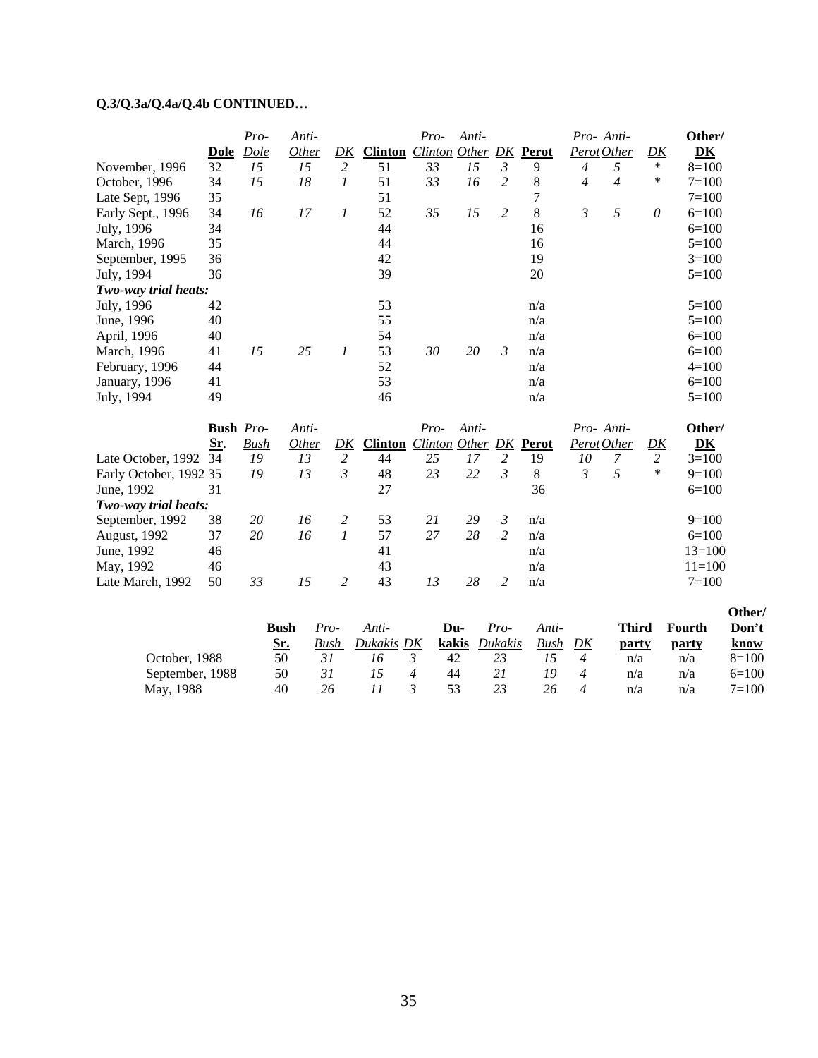**Q.3/Q.3a/Q.4a/Q.4b CONTINUED…**

| | **Dole** | *Pro-Dole* | *Anti-Other* | *DK* | **Clinton** | *Pro-Clinton* | *Anti-Other* | *DK* | **Perot** | *Pro-Perot* | *Anti-Other* | *DK* | **Other/DK** |
|---|---|---|---|---|---|---|---|---|---|---|---|---|---|
| November, 1996 | 32 | *15* | *15* | *2* | 51 | *33* | *15* | *3* | 9 | *4* | *5* | * | 8=100 |
| October, 1996 | 34 | *15* | *18* | *1* | 51 | *33* | *16* | *2* | 8 | *4* | *4* | * | 7=100 |
| Late Sept, 1996 | 35 | | | | 51 | | | | 7 | | | | 7=100 |
| Early Sept., 1996 | 34 | *16* | *17* | *1* | 52 | *35* | *15* | *2* | 8 | *3* | *5* | *0* | 6=100 |
| July, 1996 | 34 | | | | 44 | | | | 16 | | | | 6=100 |
| March, 1996 | 35 | | | | 44 | | | | 16 | | | | 5=100 |
| September, 1995 | 36 | | | | 42 | | | | 19 | | | | 3=100 |
| July, 1994 | 36 | | | | 39 | | | | 20 | | | | 5=100 |
| ***Two-way trial heats:*** | | | | | | | | | | | | | |
| July, 1996 | 42 | | | | 53 | | | | n/a | | | | 5=100 |
| June, 1996 | 40 | | | | 55 | | | | n/a | | | | 5=100 |
| April, 1996 | 40 | | | | 54 | | | | n/a | | | | 6=100 |
| March, 1996 | 41 | *15* | *25* | *1* | 53 | *30* | *20* | *3* | n/a | | | | 6=100 |
| February, 1996 | 44 | | | | 52 | | | | n/a | | | | 4=100 |
| January, 1996 | 41 | | | | 53 | | | | n/a | | | | 6=100 |
| July, 1994 | 49 | | | | 46 | | | | n/a | | | | 5=100 |

| | **Bush Sr.** | *Pro-Bush* | *Anti-Other* | *DK* | **Clinton** | *Pro-Clinton* | *Anti-Other* | *DK* | **Perot** | *Pro-Perot* | *Anti-Other* | *DK* | **Other/DK** |
|---|---|---|---|---|---|---|---|---|---|---|---|---|---|
| Late October, 1992 | 34 | *19* | *13* | *2* | 44 | *25* | *17* | *2* | 19 | *10* | *7* | *2* | 3=100 |
| Early October, 1992 | 35 | *19* | *13* | *3* | 48 | *23* | *22* | *3* | 8 | *3* | *5* | * | 9=100 |
| June, 1992 | 31 | | | | 27 | | | | 36 | | | | 6=100 |
| ***Two-way trial heats:*** | | | | | | | | | | | | | |
| September, 1992 | 38 | *20* | *16* | *2* | 53 | *21* | *29* | *3* | n/a | | | | 9=100 |
| August, 1992 | 37 | *20* | *16* | *1* | 57 | *27* | *28* | *2* | n/a | | | | 6=100 |
| June, 1992 | 46 | | | | 41 | | | | n/a | | | | 13=100 |
| May, 1992 | 46 | | | | 43 | | | | n/a | | | | 11=100 |
| Late March, 1992 | 50 | *33* | *15* | *2* | 43 | *13* | *28* | *2* | n/a | | | | 7=100 |

| | **Bush Sr.** | *Pro-Bush* | *Anti-Dukakis* | *DK* | **Dukakis** | *Pro-Dukakis* | *Anti-Bush* | *DK* | **Third party** | **Fourth party** | **Other/Don't know** |
|---|---|---|---|---|---|---|---|---|---|---|---|
| October, 1988 | 50 | *31* | *16* | *3* | 42 | *23* | *15* | *4* | n/a | n/a | 8=100 |
| September, 1988 | 50 | *31* | *15* | *4* | 44 | *21* | *19* | *4* | n/a | n/a | 6=100 |
| May, 1988 | 40 | *26* | *11* | *3* | 53 | *23* | *26* | *4* | n/a | n/a | 7=100 |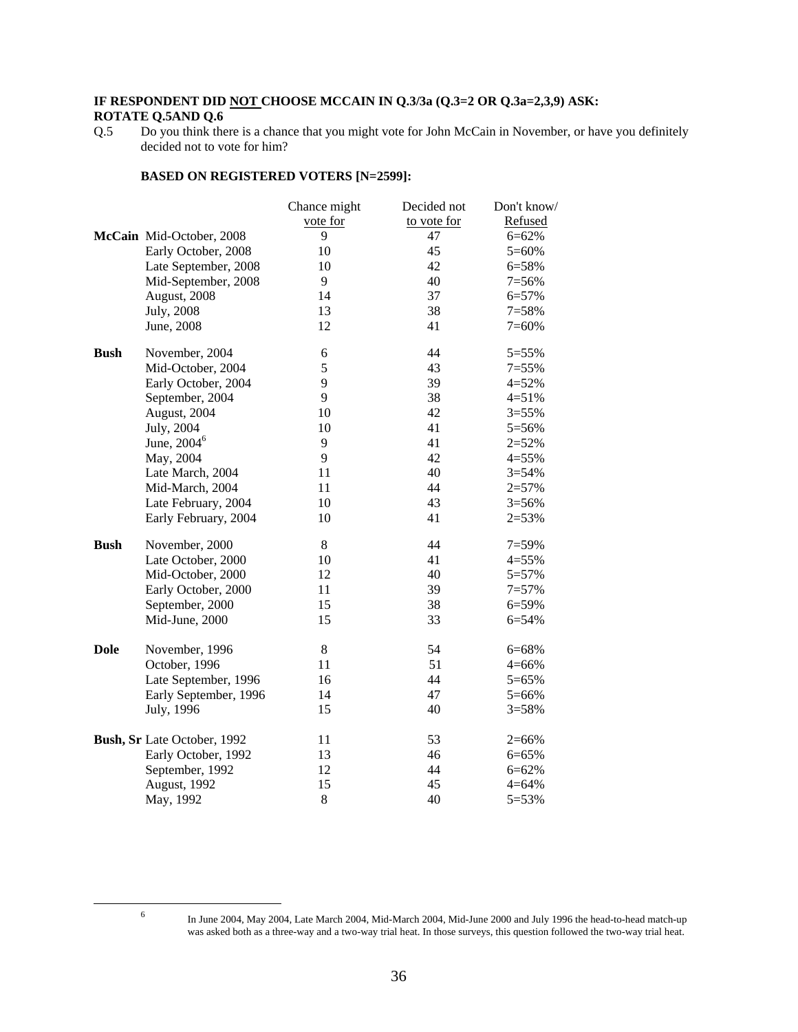**IF RESPONDENT DID NOT CHOOSE MCCAIN IN Q.3/3a (Q.3=2 OR Q.3a=2,3,9) ASK:**
**ROTATE Q.5AND Q.6**

Q.5 Do you think there is a chance that you might vote for John McCain in November, or have you definitely decided not to vote for him?

**BASED ON REGISTERED VOTERS [N=2599]:**

| | | Chance might vote for | Decided not to vote for | Don't know/ Refused |
|---|---|---|---|---|
| **McCain** | Mid-October, 2008 | 9 | 47 | 6=62% |
| | Early October, 2008 | 10 | 45 | 5=60% |
| | Late September, 2008 | 10 | 42 | 6=58% |
| | Mid-September, 2008 | 9 | 40 | 7=56% |
| | August, 2008 | 14 | 37 | 6=57% |
| | July, 2008 | 13 | 38 | 7=58% |
| | June, 2008 | 12 | 41 | 7=60% |
| **Bush** | November, 2004 | 6 | 44 | 5=55% |
| | Mid-October, 2004 | 5 | 43 | 7=55% |
| | Early October, 2004 | 9 | 39 | 4=52% |
| | September, 2004 | 9 | 38 | 4=51% |
| | August, 2004 | 10 | 42 | 3=55% |
| | July, 2004 | 10 | 41 | 5=56% |
| | June, 2004[6] | 9 | 41 | 2=52% |
| | May, 2004 | 9 | 42 | 4=55% |
| | Late March, 2004 | 11 | 40 | 3=54% |
| | Mid-March, 2004 | 11 | 44 | 2=57% |
| | Late February, 2004 | 10 | 43 | 3=56% |
| | Early February, 2004 | 10 | 41 | 2=53% |
| **Bush** | November, 2000 | 8 | 44 | 7=59% |
| | Late October, 2000 | 10 | 41 | 4=55% |
| | Mid-October, 2000 | 12 | 40 | 5=57% |
| | Early October, 2000 | 11 | 39 | 7=57% |
| | September, 2000 | 15 | 38 | 6=59% |
| | Mid-June, 2000 | 15 | 33 | 6=54% |
| **Dole** | November, 1996 | 8 | 54 | 6=68% |
| | October, 1996 | 11 | 51 | 4=66% |
| | Late September, 1996 | 16 | 44 | 5=65% |
| | Early September, 1996 | 14 | 47 | 5=66% |
| | July, 1996 | 15 | 40 | 3=58% |
| **Bush, Sr** | Late October, 1992 | 11 | 53 | 2=66% |
| | Early October, 1992 | 13 | 46 | 6=65% |
| | September, 1992 | 12 | 44 | 6=62% |
| | August, 1992 | 15 | 45 | 4=64% |
| | May, 1992 | 8 | 40 | 5=53% |

---

[6] In June 2004, May 2004, Late March 2004, Mid-March 2004, Mid-June 2000 and July 1996 the head-to-head match-up was asked both as a three-way and a two-way trial heat. In those surveys, this question followed the two-way trial heat.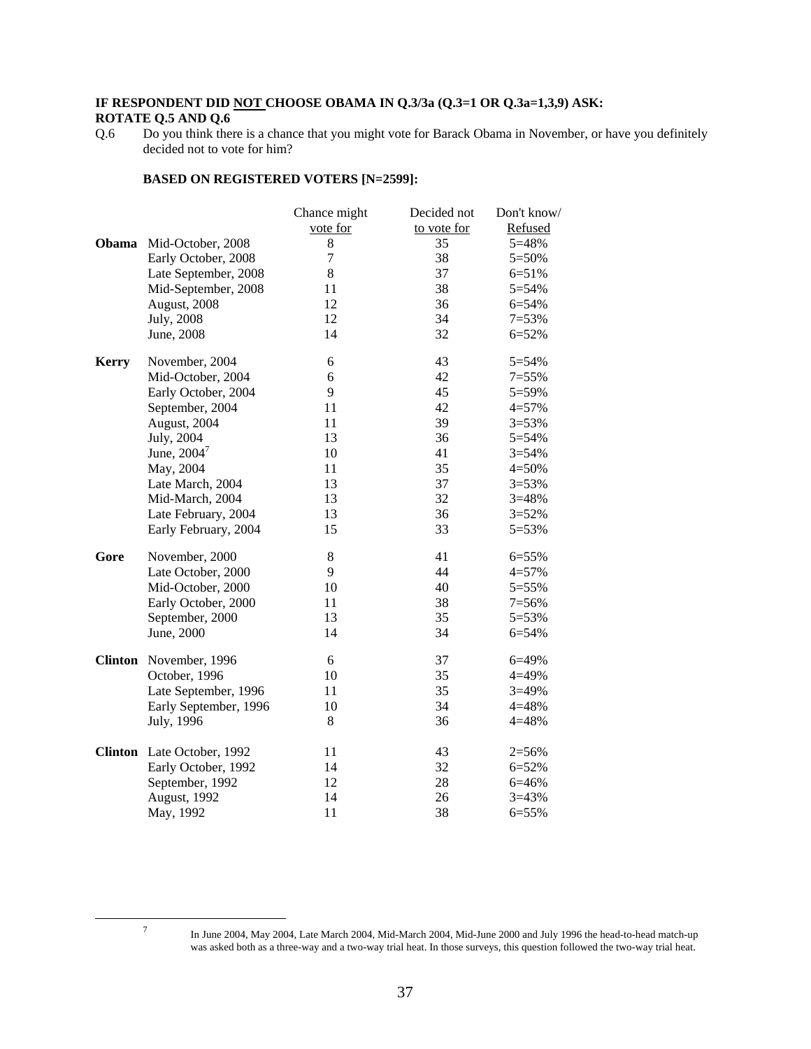**IF RESPONDENT DID NOT CHOOSE OBAMA IN Q.3/3a (Q.3=1 OR Q.3a=1,3,9) ASK:**
**ROTATE Q.5 AND Q.6**

Q.6 Do you think there is a chance that you might vote for Barack Obama in November, or have you definitely decided not to vote for him?

**BASED ON REGISTERED VOTERS [N=2599]:**

| | | Chance might vote for | Decided not to vote for | Don't know/ Refused |
|---|---|---|---|---|
| **Obama** | Mid-October, 2008 | 8 | 35 | 5=48% |
| | Early October, 2008 | 7 | 38 | 5=50% |
| | Late September, 2008 | 8 | 37 | 6=51% |
| | Mid-September, 2008 | 11 | 38 | 5=54% |
| | August, 2008 | 12 | 36 | 6=54% |
| | July, 2008 | 12 | 34 | 7=53% |
| | June, 2008 | 14 | 32 | 6=52% |
| **Kerry** | November, 2004 | 6 | 43 | 5=54% |
| | Mid-October, 2004 | 6 | 42 | 7=55% |
| | Early October, 2004 | 9 | 45 | 5=59% |
| | September, 2004 | 11 | 42 | 4=57% |
| | August, 2004 | 11 | 39 | 3=53% |
| | July, 2004 | 13 | 36 | 5=54% |
| | June, 2004[7] | 10 | 41 | 3=54% |
| | May, 2004 | 11 | 35 | 4=50% |
| | Late March, 2004 | 13 | 37 | 3=53% |
| | Mid-March, 2004 | 13 | 32 | 3=48% |
| | Late February, 2004 | 13 | 36 | 3=52% |
| | Early February, 2004 | 15 | 33 | 5=53% |
| **Gore** | November, 2000 | 8 | 41 | 6=55% |
| | Late October, 2000 | 9 | 44 | 4=57% |
| | Mid-October, 2000 | 10 | 40 | 5=55% |
| | Early October, 2000 | 11 | 38 | 7=56% |
| | September, 2000 | 13 | 35 | 5=53% |
| | June, 2000 | 14 | 34 | 6=54% |
| **Clinton** | November, 1996 | 6 | 37 | 6=49% |
| | October, 1996 | 10 | 35 | 4=49% |
| | Late September, 1996 | 11 | 35 | 3=49% |
| | Early September, 1996 | 10 | 34 | 4=48% |
| | July, 1996 | 8 | 36 | 4=48% |
| **Clinton** | Late October, 1992 | 11 | 43 | 2=56% |
| | Early October, 1992 | 14 | 32 | 6=52% |
| | September, 1992 | 12 | 28 | 6=46% |
| | August, 1992 | 14 | 26 | 3=43% |
| | May, 1992 | 11 | 38 | 6=55% |

[7] In June 2004, May 2004, Late March 2004, Mid-March 2004, Mid-June 2000 and July 1996 the head-to-head match-up was asked both as a three-way and a two-way trial heat. In those surveys, this question followed the two-way trial heat.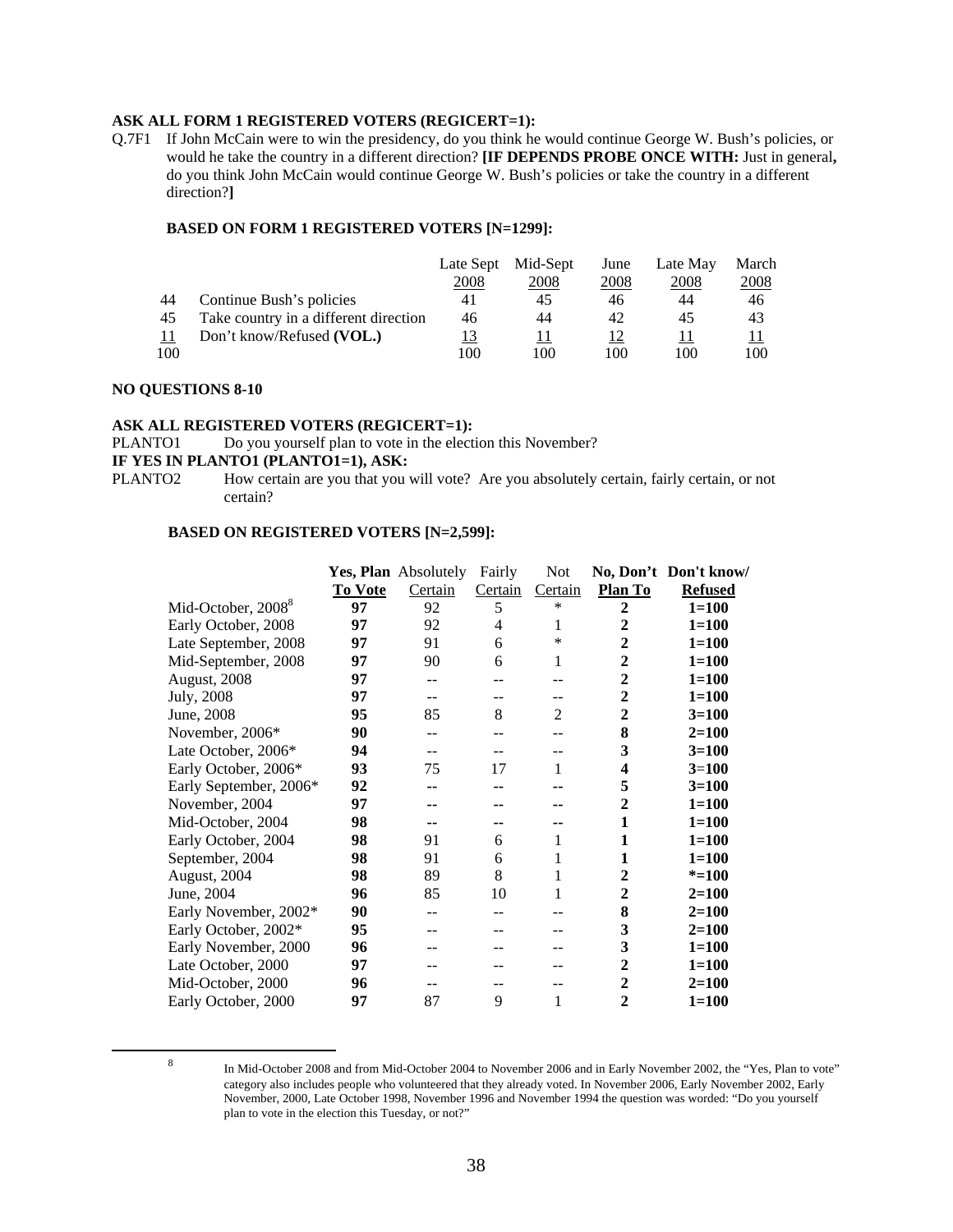**ASK ALL FORM 1 REGISTERED VOTERS (REGICERT=1):**

Q.7F1 If John McCain were to win the presidency, do you think he would continue George W. Bush's policies, or would he take the country in a different direction? **[IF DEPENDS PROBE ONCE WITH:** Just in general**,** do you think John McCain would continue George W. Bush's policies or take the country in a different direction?**]**

**BASED ON FORM 1 REGISTERED VOTERS [N=1299]:**

| | | Late Sept 2008 | Mid-Sept 2008 | June 2008 | Late May 2008 | March 2008 |
|---|---|---|---|---|---|---|
| 44 | Continue Bush's policies | 41 | 45 | 46 | 44 | 46 |
| 45 | Take country in a different direction | 46 | 44 | 42 | 45 | 43 |
| 11 | Don't know/Refused **(VOL.)** | 13 | 11 | 12 | 11 | 11 |
| 100 | | 100 | 100 | 100 | 100 | 100 |

**NO QUESTIONS 8-10**

**ASK ALL REGISTERED VOTERS (REGICERT=1):**

PLANTO1 Do you yourself plan to vote in the election this November?

**IF YES IN PLANTO1 (PLANTO1=1), ASK:**

PLANTO2 How certain are you that you will vote? Are you absolutely certain, fairly certain, or not certain?

**BASED ON REGISTERED VOTERS [N=2,599]:**

| | **Yes, Plan To Vote** | Absolutely Certain | Fairly Certain | Not Certain | **No, Don't Plan To** | **Don't know/ Refused** |
|---|---|---|---|---|---|---|
| Mid-October, 2008[8] | **97** | 92 | 5 | * | **2** | **1=100** |
| Early October, 2008 | **97** | 92 | 4 | 1 | **2** | **1=100** |
| Late September, 2008 | **97** | 91 | 6 | * | **2** | **1=100** |
| Mid-September, 2008 | **97** | 90 | 6 | 1 | **2** | **1=100** |
| August, 2008 | **97** | -- | -- | -- | **2** | **1=100** |
| July, 2008 | **97** | -- | -- | -- | **2** | **1=100** |
| June, 2008 | **95** | 85 | 8 | 2 | **2** | **3=100** |
| November, 2006* | **90** | -- | -- | -- | **8** | **2=100** |
| Late October, 2006* | **94** | -- | -- | -- | **3** | **3=100** |
| Early October, 2006* | **93** | 75 | 17 | 1 | **4** | **3=100** |
| Early September, 2006* | **92** | -- | -- | -- | **5** | **3=100** |
| November, 2004 | **97** | -- | -- | -- | **2** | **1=100** |
| Mid-October, 2004 | **98** | -- | -- | -- | **1** | **1=100** |
| Early October, 2004 | **98** | 91 | 6 | 1 | **1** | **1=100** |
| September, 2004 | **98** | 91 | 6 | 1 | **1** | **1=100** |
| August, 2004 | **98** | 89 | 8 | 1 | **2** | ***=100** |
| June, 2004 | **96** | 85 | 10 | 1 | **2** | **2=100** |
| Early November, 2002* | **90** | -- | -- | -- | **8** | **2=100** |
| Early October, 2002* | **95** | -- | -- | -- | **3** | **2=100** |
| Early November, 2000 | **96** | -- | -- | -- | **3** | **1=100** |
| Late October, 2000 | **97** | -- | -- | -- | **2** | **1=100** |
| Mid-October, 2000 | **96** | -- | -- | -- | **2** | **2=100** |
| Early October, 2000 | **97** | 87 | 9 | 1 | **2** | **1=100** |

[8] In Mid-October 2008 and from Mid-October 2004 to November 2006 and in Early November 2002, the "Yes, Plan to vote" category also includes people who volunteered that they already voted. In November 2006, Early November 2002, Early November, 2000, Late October 1998, November 1996 and November 1994 the question was worded: "Do you yourself plan to vote in the election this Tuesday, or not?"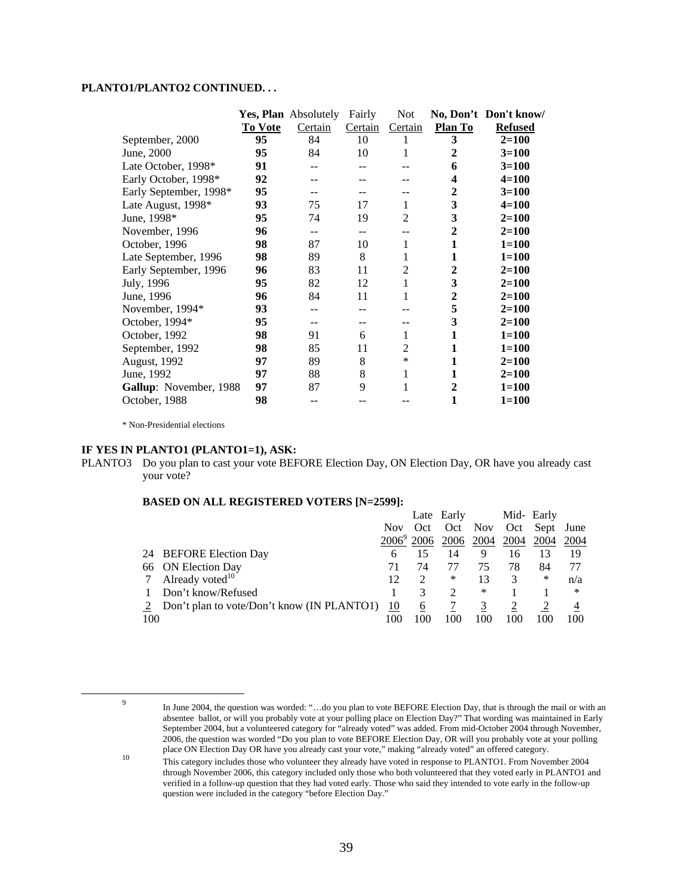**PLANTO1/PLANTO2 CONTINUED. . .**

| | **Yes, Plan To Vote** | Absolutely Certain | Fairly Certain | Not Certain | **No, Don't Plan To** | **Don't know/ Refused** |
|---|---|---|---|---|---|---|
| September, 2000 | **95** | 84 | 10 | 1 | **3** | **2=100** |
| June, 2000 | **95** | 84 | 10 | 1 | **2** | **3=100** |
| Late October, 1998* | **91** | -- | -- | -- | **6** | **3=100** |
| Early October, 1998* | **92** | -- | -- | -- | **4** | **4=100** |
| Early September, 1998* | **95** | -- | -- | -- | **2** | **3=100** |
| Late August, 1998* | **93** | 75 | 17 | 1 | **3** | **4=100** |
| June, 1998* | **95** | 74 | 19 | 2 | **3** | **2=100** |
| November, 1996 | **96** | -- | -- | -- | **2** | **2=100** |
| October, 1996 | **98** | 87 | 10 | 1 | **1** | **1=100** |
| Late September, 1996 | **98** | 89 | 8 | 1 | **1** | **1=100** |
| Early September, 1996 | **96** | 83 | 11 | 2 | **2** | **2=100** |
| July, 1996 | **95** | 82 | 12 | 1 | **3** | **2=100** |
| June, 1996 | **96** | 84 | 11 | 1 | **2** | **2=100** |
| November, 1994* | **93** | -- | -- | -- | **5** | **2=100** |
| October, 1994* | **95** | -- | -- | -- | **3** | **2=100** |
| October, 1992 | **98** | 91 | 6 | 1 | **1** | **1=100** |
| September, 1992 | **98** | 85 | 11 | 2 | **1** | **1=100** |
| August, 1992 | **97** | 89 | 8 | * | **1** | **2=100** |
| June, 1992 | **97** | 88 | 8 | 1 | **1** | **2=100** |
| **Gallup**: November, 1988 | **97** | 87 | 9 | 1 | **2** | **1=100** |
| October, 1988 | **98** | -- | -- | -- | **1** | **1=100** |

\* Non-Presidential elections

**IF YES IN PLANTO1 (PLANTO1=1), ASK:**

PLANTO3 Do you plan to cast your vote BEFORE Election Day, ON Election Day, OR have you already cast your vote?

**BASED ON ALL REGISTERED VOTERS [N=2599]:**

| | | Nov 2006[9] | Late Oct 2006 | Early Oct 2006 | Nov 2004 | Mid-Oct 2004 | Early Sept 2004 | June 2004 |
|---|---|---|---|---|---|---|---|---|
| 24 | BEFORE Election Day | 6 | 15 | 14 | 9 | 16 | 13 | 19 |
| 66 | ON Election Day | 71 | 74 | 77 | 75 | 78 | 84 | 77 |
| 7 | Already voted[10] | 12 | 2 | * | 13 | 3 | * | n/a |
| 1 | Don't know/Refused | 1 | 3 | 2 | * | 1 | 1 | * |
| 2 | Don't plan to vote/Don't know (IN PLANTO1) | 10 | 6 | 7 | 3 | 2 | 2 | 4 |
| 100 | | 100 | 100 | 100 | 100 | 100 | 100 | 100 |

[9] In June 2004, the question was worded: "…do you plan to vote BEFORE Election Day, that is through the mail or with an absentee ballot, or will you probably vote at your polling place on Election Day?" That wording was maintained in Early September 2004, but a volunteered category for "already voted" was added. From mid-October 2004 through November, 2006, the question was worded "Do you plan to vote BEFORE Election Day, OR will you probably vote at your polling place ON Election Day OR have you already cast your vote," making "already voted" an offered category.

[10] This category includes those who volunteer they already have voted in response to PLANTO1. From November 2004 through November 2006, this category included only those who both volunteered that they voted early in PLANTO1 and verified in a follow-up question that they had voted early. Those who said they intended to vote early in the follow-up question were included in the category "before Election Day."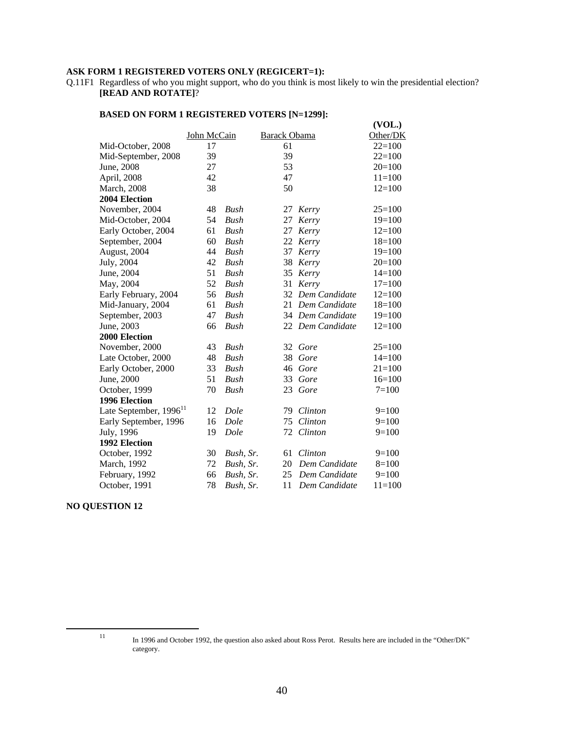**ASK FORM 1 REGISTERED VOTERS ONLY (REGICERT=1):**

Q.11F1 Regardless of who you might support, who do you think is most likely to win the presidential election? **[READ AND ROTATE]**?

**BASED ON FORM 1 REGISTERED VOTERS [N=1299]:**

| | John McCain | | Barack Obama | | (VOL.) Other/DK |
|---|---|---|---|---|---|
| Mid-October, 2008 | 17 | | 61 | | 22=100 |
| Mid-September, 2008 | 39 | | 39 | | 22=100 |
| June, 2008 | 27 | | 53 | | 20=100 |
| April, 2008 | 42 | | 47 | | 11=100 |
| March, 2008 | 38 | | 50 | | 12=100 |
| **2004 Election** | | | | | |
| November, 2004 | 48 | *Bush* | 27 | *Kerry* | 25=100 |
| Mid-October, 2004 | 54 | *Bush* | 27 | *Kerry* | 19=100 |
| Early October, 2004 | 61 | *Bush* | 27 | *Kerry* | 12=100 |
| September, 2004 | 60 | *Bush* | 22 | *Kerry* | 18=100 |
| August, 2004 | 44 | *Bush* | 37 | *Kerry* | 19=100 |
| July, 2004 | 42 | *Bush* | 38 | *Kerry* | 20=100 |
| June, 2004 | 51 | *Bush* | 35 | *Kerry* | 14=100 |
| May, 2004 | 52 | *Bush* | 31 | *Kerry* | 17=100 |
| Early February, 2004 | 56 | *Bush* | 32 | *Dem Candidate* | 12=100 |
| Mid-January, 2004 | 61 | *Bush* | 21 | *Dem Candidate* | 18=100 |
| September, 2003 | 47 | *Bush* | 34 | *Dem Candidate* | 19=100 |
| June, 2003 | 66 | *Bush* | 22 | *Dem Candidate* | 12=100 |
| **2000 Election** | | | | | |
| November, 2000 | 43 | *Bush* | 32 | *Gore* | 25=100 |
| Late October, 2000 | 48 | *Bush* | 38 | *Gore* | 14=100 |
| Early October, 2000 | 33 | *Bush* | 46 | *Gore* | 21=100 |
| June, 2000 | 51 | *Bush* | 33 | *Gore* | 16=100 |
| October, 1999 | 70 | *Bush* | 23 | *Gore* | 7=100 |
| **1996 Election** | | | | | |
| Late September, 1996[11] | 12 | *Dole* | 79 | *Clinton* | 9=100 |
| Early September, 1996 | 16 | *Dole* | 75 | *Clinton* | 9=100 |
| July, 1996 | 19 | *Dole* | 72 | *Clinton* | 9=100 |
| **1992 Election** | | | | | |
| October, 1992 | 30 | *Bush, Sr.* | 61 | *Clinton* | 9=100 |
| March, 1992 | 72 | *Bush, Sr.* | 20 | *Dem Candidate* | 8=100 |
| February, 1992 | 66 | *Bush, Sr.* | 25 | *Dem Candidate* | 9=100 |
| October, 1991 | 78 | *Bush, Sr.* | 11 | *Dem Candidate* | 11=100 |

**NO QUESTION 12**

[11] In 1996 and October 1992, the question also asked about Ross Perot. Results here are included in the "Other/DK" category.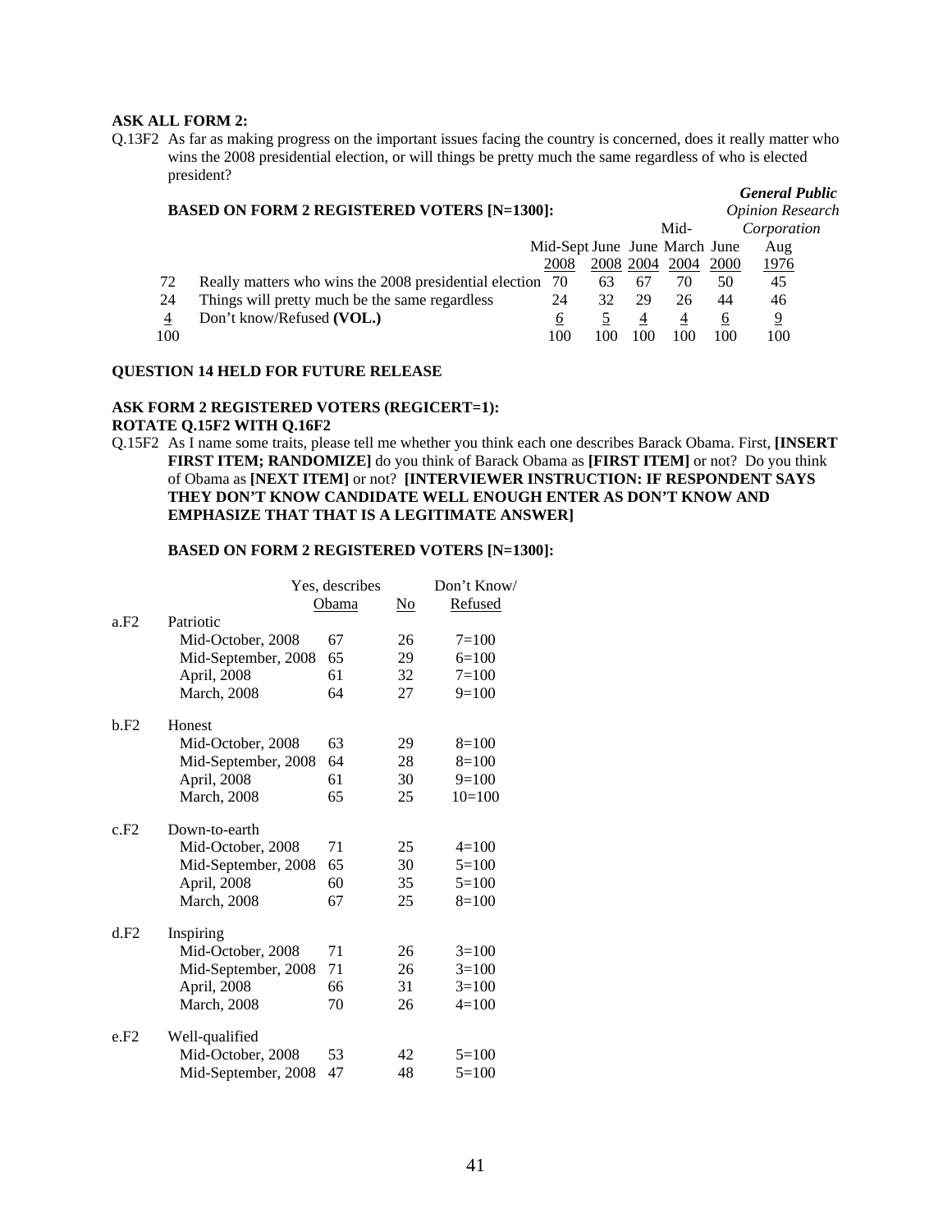**ASK ALL FORM 2:**

Q.13F2 As far as making progress on the important issues facing the country is concerned, does it really matter who wins the 2008 presidential election, or will things be pretty much the same regardless of who is elected president?

**BASED ON FORM 2 REGISTERED VOTERS [N=1300]:**

| | | Mid-Sept 2008 | June 2008 | June 2004 | Mid-March 2004 | June 2000 | *General Public Opinion Research Corporation* Aug 1976 |
|---|---|---|---|---|---|---|---|
| 72 | Really matters who wins the 2008 presidential election | 70 | 63 | 67 | 70 | 50 | 45 |
| 24 | Things will pretty much be the same regardless | 24 | 32 | 29 | 26 | 44 | 46 |
| 4 | Don't know/Refused **(VOL.)** | 6 | 5 | 4 | 4 | 6 | 9 |
| 100 | | 100 | 100 | 100 | 100 | 100 | 100 |

**QUESTION 14 HELD FOR FUTURE RELEASE**

**ASK FORM 2 REGISTERED VOTERS (REGICERT=1):**
**ROTATE Q.15F2 WITH Q.16F2**

Q.15F2 As I name some traits, please tell me whether you think each one describes Barack Obama. First, **[INSERT FIRST ITEM; RANDOMIZE]** do you think of Barack Obama as **[FIRST ITEM]** or not? Do you think of Obama as **[NEXT ITEM]** or not? **[INTERVIEWER INSTRUCTION: IF RESPONDENT SAYS THEY DON'T KNOW CANDIDATE WELL ENOUGH ENTER AS DON'T KNOW AND EMPHASIZE THAT THAT IS A LEGITIMATE ANSWER]**

**BASED ON FORM 2 REGISTERED VOTERS [N=1300]:**

| | | Yes, describes Obama | No | Don't Know/ Refused |
|---|---|---|---|---|
| a.F2 | Patriotic | | | |
| | Mid-October, 2008 | 67 | 26 | 7=100 |
| | Mid-September, 2008 | 65 | 29 | 6=100 |
| | April, 2008 | 61 | 32 | 7=100 |
| | March, 2008 | 64 | 27 | 9=100 |
| b.F2 | Honest | | | |
| | Mid-October, 2008 | 63 | 29 | 8=100 |
| | Mid-September, 2008 | 64 | 28 | 8=100 |
| | April, 2008 | 61 | 30 | 9=100 |
| | March, 2008 | 65 | 25 | 10=100 |
| c.F2 | Down-to-earth | | | |
| | Mid-October, 2008 | 71 | 25 | 4=100 |
| | Mid-September, 2008 | 65 | 30 | 5=100 |
| | April, 2008 | 60 | 35 | 5=100 |
| | March, 2008 | 67 | 25 | 8=100 |
| d.F2 | Inspiring | | | |
| | Mid-October, 2008 | 71 | 26 | 3=100 |
| | Mid-September, 2008 | 71 | 26 | 3=100 |
| | April, 2008 | 66 | 31 | 3=100 |
| | March, 2008 | 70 | 26 | 4=100 |
| e.F2 | Well-qualified | | | |
| | Mid-October, 2008 | 53 | 42 | 5=100 |
| | Mid-September, 2008 | 47 | 48 | 5=100 |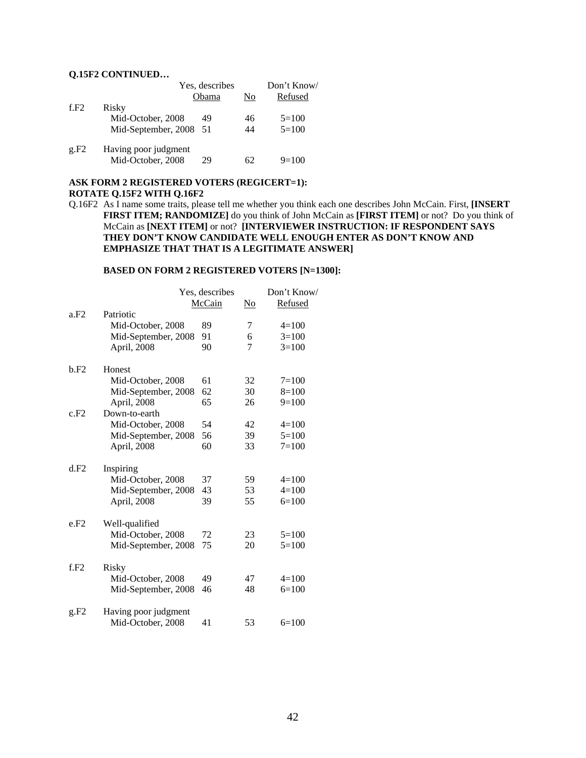**Q.15F2 CONTINUED…**

| | | Yes, describes Obama | No | Don't Know/ Refused |
|---|---|---|---|---|
| f.F2 | Risky | | | |
| | Mid-October, 2008 | 49 | 46 | 5=100 |
| | Mid-September, 2008 | 51 | 44 | 5=100 |
| g.F2 | Having poor judgment | | | |
| | Mid-October, 2008 | 29 | 62 | 9=100 |

**ASK FORM 2 REGISTERED VOTERS (REGICERT=1):**
**ROTATE Q.15F2 WITH Q.16F2**

Q.16F2 As I name some traits, please tell me whether you think each one describes John McCain. First, **[INSERT FIRST ITEM; RANDOMIZE]** do you think of John McCain as **[FIRST ITEM]** or not? Do you think of McCain as **[NEXT ITEM]** or not? **[INTERVIEWER INSTRUCTION: IF RESPONDENT SAYS THEY DON'T KNOW CANDIDATE WELL ENOUGH ENTER AS DON'T KNOW AND EMPHASIZE THAT THAT IS A LEGITIMATE ANSWER]**

**BASED ON FORM 2 REGISTERED VOTERS [N=1300]:**

| | | Yes, describes McCain | No | Don't Know/ Refused |
|---|---|---|---|---|
| a.F2 | Patriotic | | | |
| | Mid-October, 2008 | 89 | 7 | 4=100 |
| | Mid-September, 2008 | 91 | 6 | 3=100 |
| | April, 2008 | 90 | 7 | 3=100 |
| b.F2 | Honest | | | |
| | Mid-October, 2008 | 61 | 32 | 7=100 |
| | Mid-September, 2008 | 62 | 30 | 8=100 |
| | April, 2008 | 65 | 26 | 9=100 |
| c.F2 | Down-to-earth | | | |
| | Mid-October, 2008 | 54 | 42 | 4=100 |
| | Mid-September, 2008 | 56 | 39 | 5=100 |
| | April, 2008 | 60 | 33 | 7=100 |
| d.F2 | Inspiring | | | |
| | Mid-October, 2008 | 37 | 59 | 4=100 |
| | Mid-September, 2008 | 43 | 53 | 4=100 |
| | April, 2008 | 39 | 55 | 6=100 |
| e.F2 | Well-qualified | | | |
| | Mid-October, 2008 | 72 | 23 | 5=100 |
| | Mid-September, 2008 | 75 | 20 | 5=100 |
| f.F2 | Risky | | | |
| | Mid-October, 2008 | 49 | 47 | 4=100 |
| | Mid-September, 2008 | 46 | 48 | 6=100 |
| g.F2 | Having poor judgment | | | |
| | Mid-October, 2008 | 41 | 53 | 6=100 |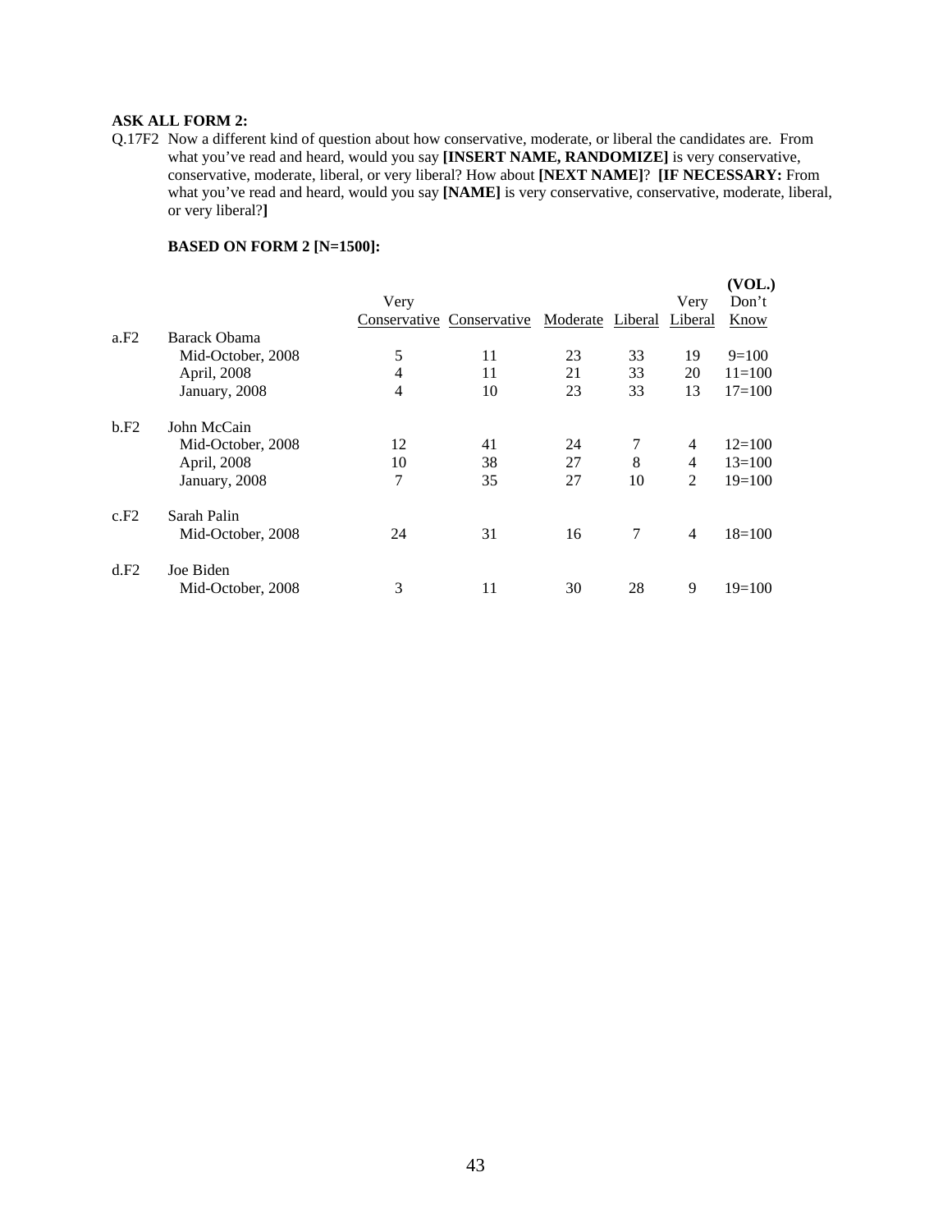**ASK ALL FORM 2:**

Q.17F2 Now a different kind of question about how conservative, moderate, or liberal the candidates are. From what you've read and heard, would you say **[INSERT NAME, RANDOMIZE]** is very conservative, conservative, moderate, liberal, or very liberal? How about **[NEXT NAME]**? **[IF NECESSARY:** From what you've read and heard, would you say **[NAME]** is very conservative, conservative, moderate, liberal, or very liberal?**]**

**BASED ON FORM 2 [N=1500]:**

| | | Very Conservative | Conservative | Moderate | Liberal | Very Liberal | (VOL.) Don't Know |
|---|---|---|---|---|---|---|---|
| a.F2 | Barack Obama | | | | | | |
| | Mid-October, 2008 | 5 | 11 | 23 | 33 | 19 | 9=100 |
| | April, 2008 | 4 | 11 | 21 | 33 | 20 | 11=100 |
| | January, 2008 | 4 | 10 | 23 | 33 | 13 | 17=100 |
| b.F2 | John McCain | | | | | | |
| | Mid-October, 2008 | 12 | 41 | 24 | 7 | 4 | 12=100 |
| | April, 2008 | 10 | 38 | 27 | 8 | 4 | 13=100 |
| | January, 2008 | 7 | 35 | 27 | 10 | 2 | 19=100 |
| c.F2 | Sarah Palin | | | | | | |
| | Mid-October, 2008 | 24 | 31 | 16 | 7 | 4 | 18=100 |
| d.F2 | Joe Biden | | | | | | |
| | Mid-October, 2008 | 3 | 11 | 30 | 28 | 9 | 19=100 |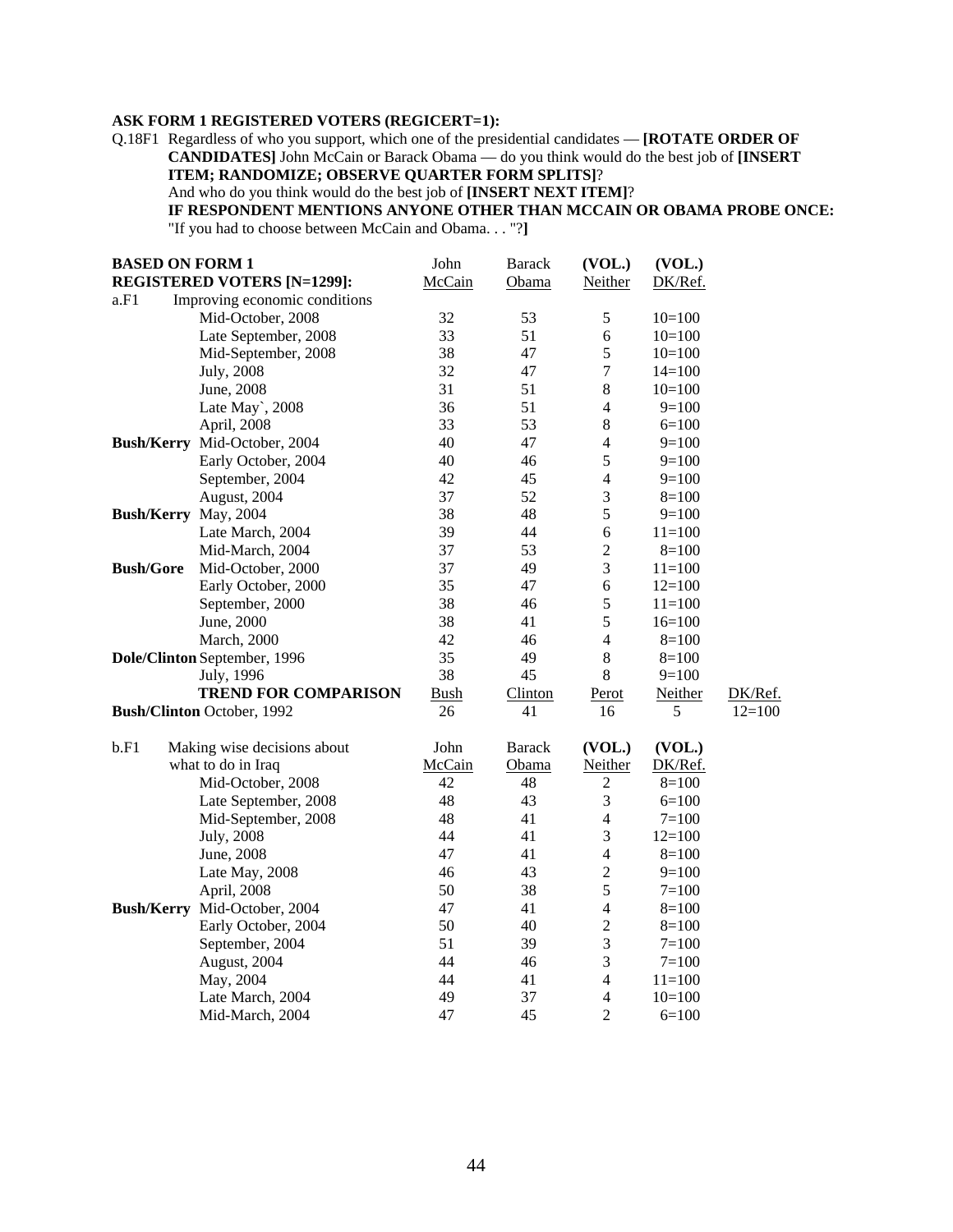**ASK FORM 1 REGISTERED VOTERS (REGICERT=1):**

Q.18F1 Regardless of who you support, which one of the presidential candidates — **[ROTATE ORDER OF CANDIDATES]** John McCain or Barack Obama — do you think would do the best job of **[INSERT ITEM; RANDOMIZE; OBSERVE QUARTER FORM SPLITS]**?
And who do you think would do the best job of **[INSERT NEXT ITEM]**?
**IF RESPONDENT MENTIONS ANYONE OTHER THAN MCCAIN OR OBAMA PROBE ONCE:** "If you had to choose between McCain and Obama. . . "?**]**

| **BASED ON FORM 1 REGISTERED VOTERS [N=1299]:** | | John McCain | Barack Obama | (VOL.) Neither | (VOL.) DK/Ref. | |
|---|---|---|---|---|---|---|
| a.F1 | Improving economic conditions | | | | | |
| | Mid-October, 2008 | 32 | 53 | 5 | 10=100 | |
| | Late September, 2008 | 33 | 51 | 6 | 10=100 | |
| | Mid-September, 2008 | 38 | 47 | 5 | 10=100 | |
| | July, 2008 | 32 | 47 | 7 | 14=100 | |
| | June, 2008 | 31 | 51 | 8 | 10=100 | |
| | Late May`, 2008 | 36 | 51 | 4 | 9=100 | |
| | April, 2008 | 33 | 53 | 8 | 6=100 | |
| **Bush/Kerry** | Mid-October, 2004 | 40 | 47 | 4 | 9=100 | |
| | Early October, 2004 | 40 | 46 | 5 | 9=100 | |
| | September, 2004 | 42 | 45 | 4 | 9=100 | |
| | August, 2004 | 37 | 52 | 3 | 8=100 | |
| **Bush/Kerry** | May, 2004 | 38 | 48 | 5 | 9=100 | |
| | Late March, 2004 | 39 | 44 | 6 | 11=100 | |
| | Mid-March, 2004 | 37 | 53 | 2 | 8=100 | |
| **Bush/Gore** | Mid-October, 2000 | 37 | 49 | 3 | 11=100 | |
| | Early October, 2000 | 35 | 47 | 6 | 12=100 | |
| | September, 2000 | 38 | 46 | 5 | 11=100 | |
| | June, 2000 | 38 | 41 | 5 | 16=100 | |
| | March, 2000 | 42 | 46 | 4 | 8=100 | |
| **Dole/Clinton** | September, 1996 | 35 | 49 | 8 | 8=100 | |
| | July, 1996 | 38 | 45 | 8 | 9=100 | |
| | **TREND FOR COMPARISON** | Bush | Clinton | Perot | Neither | DK/Ref. |
| **Bush/Clinton** | October, 1992 | 26 | 41 | 16 | 5 | 12=100 |

| b.F1 | Making wise decisions about what to do in Iraq | John McCain | Barack Obama | (VOL.) Neither | (VOL.) DK/Ref. |
|---|---|---|---|---|---|
| | Mid-October, 2008 | 42 | 48 | 2 | 8=100 |
| | Late September, 2008 | 48 | 43 | 3 | 6=100 |
| | Mid-September, 2008 | 48 | 41 | 4 | 7=100 |
| | July, 2008 | 44 | 41 | 3 | 12=100 |
| | June, 2008 | 47 | 41 | 4 | 8=100 |
| | Late May, 2008 | 46 | 43 | 2 | 9=100 |
| | April, 2008 | 50 | 38 | 5 | 7=100 |
| **Bush/Kerry** | Mid-October, 2004 | 47 | 41 | 4 | 8=100 |
| | Early October, 2004 | 50 | 40 | 2 | 8=100 |
| | September, 2004 | 51 | 39 | 3 | 7=100 |
| | August, 2004 | 44 | 46 | 3 | 7=100 |
| | May, 2004 | 44 | 41 | 4 | 11=100 |
| | Late March, 2004 | 49 | 37 | 4 | 10=100 |
| | Mid-March, 2004 | 47 | 45 | 2 | 6=100 |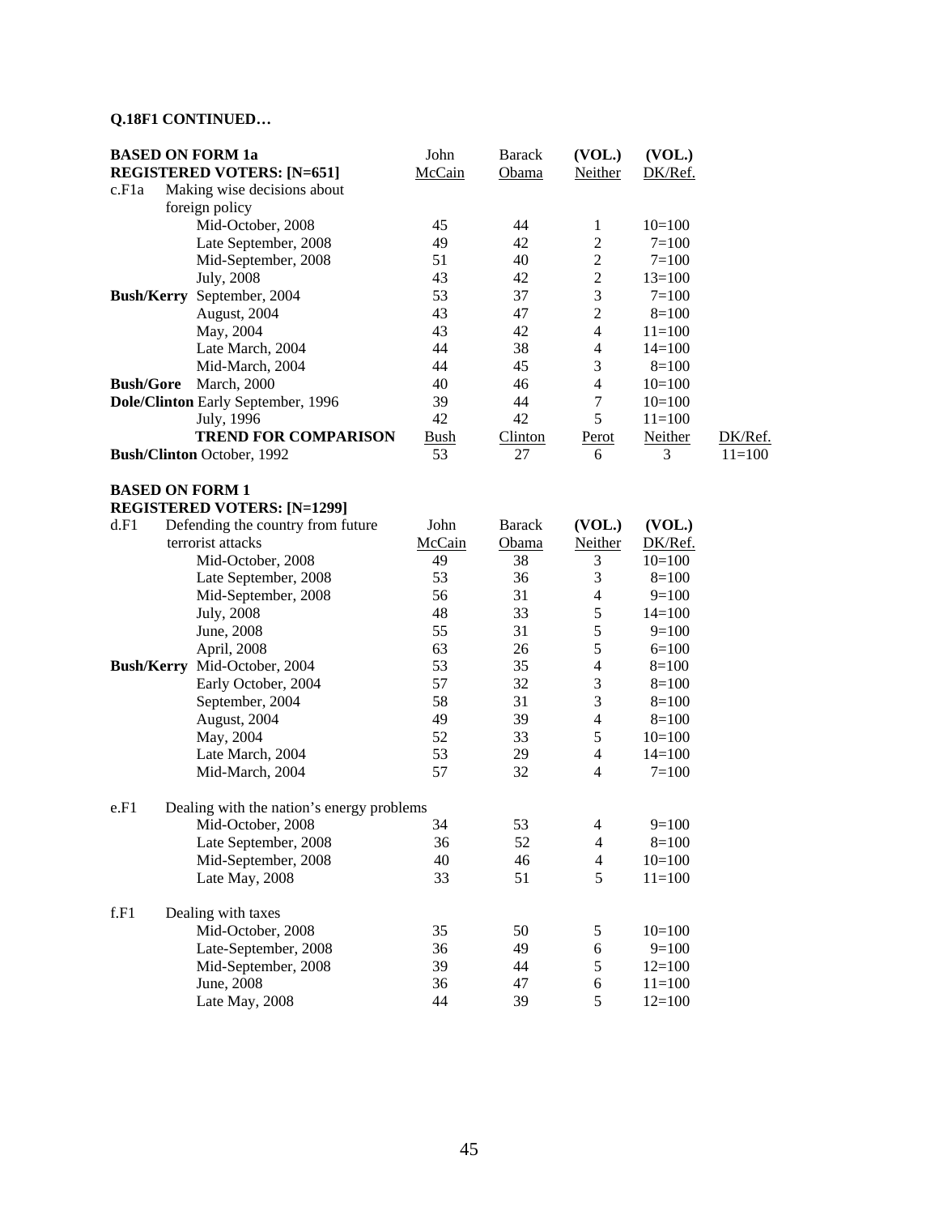**Q.18F1 CONTINUED…**

| **BASED ON FORM 1a REGISTERED VOTERS: [N=651]** | | John McCain | Barack Obama | (VOL.) Neither | (VOL.) DK/Ref. | |
|---|---|---|---|---|---|---|
| c.F1a | Making wise decisions about foreign policy | | | | | |
| | Mid-October, 2008 | 45 | 44 | 1 | 10=100 | |
| | Late September, 2008 | 49 | 42 | 2 | 7=100 | |
| | Mid-September, 2008 | 51 | 40 | 2 | 7=100 | |
| | July, 2008 | 43 | 42 | 2 | 13=100 | |
| **Bush/Kerry** | September, 2004 | 53 | 37 | 3 | 7=100 | |
| | August, 2004 | 43 | 47 | 2 | 8=100 | |
| | May, 2004 | 43 | 42 | 4 | 11=100 | |
| | Late March, 2004 | 44 | 38 | 4 | 14=100 | |
| | Mid-March, 2004 | 44 | 45 | 3 | 8=100 | |
| **Bush/Gore** | March, 2000 | 40 | 46 | 4 | 10=100 | |
| **Dole/Clinton** | Early September, 1996 | 39 | 44 | 7 | 10=100 | |
| | July, 1996 | 42 | 42 | 5 | 11=100 | |
| | **TREND FOR COMPARISON** | Bush | Clinton | Perot | Neither | DK/Ref. |
| **Bush/Clinton** | October, 1992 | 53 | 27 | 6 | 3 | 11=100 |

**BASED ON FORM 1**
**REGISTERED VOTERS: [N=1299]**

| | | John McCain | Barack Obama | (VOL.) Neither | (VOL.) DK/Ref. |
|---|---|---|---|---|---|
| d.F1 | Defending the country from future terrorist attacks | | | | |
| | Mid-October, 2008 | 49 | 38 | 3 | 10=100 |
| | Late September, 2008 | 53 | 36 | 3 | 8=100 |
| | Mid-September, 2008 | 56 | 31 | 4 | 9=100 |
| | July, 2008 | 48 | 33 | 5 | 14=100 |
| | June, 2008 | 55 | 31 | 5 | 9=100 |
| | April, 2008 | 63 | 26 | 5 | 6=100 |
| **Bush/Kerry** | Mid-October, 2004 | 53 | 35 | 4 | 8=100 |
| | Early October, 2004 | 57 | 32 | 3 | 8=100 |
| | September, 2004 | 58 | 31 | 3 | 8=100 |
| | August, 2004 | 49 | 39 | 4 | 8=100 |
| | May, 2004 | 52 | 33 | 5 | 10=100 |
| | Late March, 2004 | 53 | 29 | 4 | 14=100 |
| | Mid-March, 2004 | 57 | 32 | 4 | 7=100 |
| e.F1 | Dealing with the nation's energy problems | | | | |
| | Mid-October, 2008 | 34 | 53 | 4 | 9=100 |
| | Late September, 2008 | 36 | 52 | 4 | 8=100 |
| | Mid-September, 2008 | 40 | 46 | 4 | 10=100 |
| | Late May, 2008 | 33 | 51 | 5 | 11=100 |
| f.F1 | Dealing with taxes | | | | |
| | Mid-October, 2008 | 35 | 50 | 5 | 10=100 |
| | Late-September, 2008 | 36 | 49 | 6 | 9=100 |
| | Mid-September, 2008 | 39 | 44 | 5 | 12=100 |
| | June, 2008 | 36 | 47 | 6 | 11=100 |
| | Late May, 2008 | 44 | 39 | 5 | 12=100 |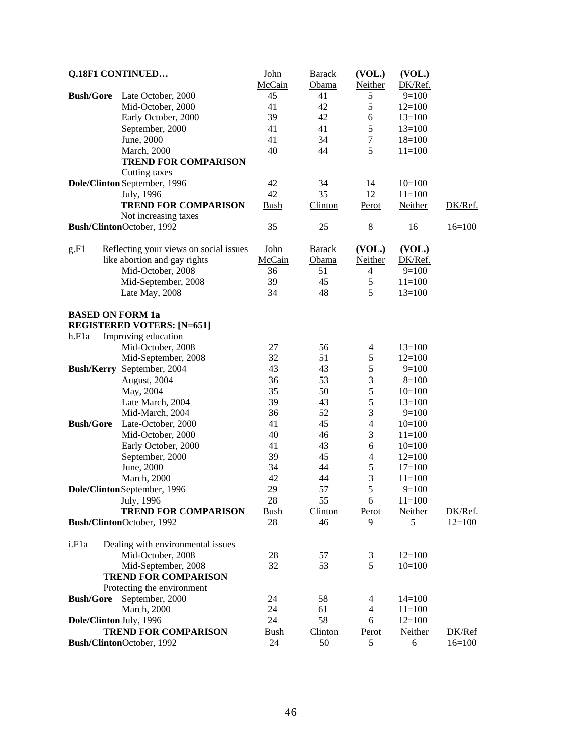| Q.18F1 CONTINUED… | | John McCain | Barack Obama | (VOL.) Neither | (VOL.) DK/Ref. | |
|---|---|---|---|---|---|---|
| **Bush/Gore** | Late October, 2000 | 45 | 41 | 5 | 9=100 | |
| | Mid-October, 2000 | 41 | 42 | 5 | 12=100 | |
| | Early October, 2000 | 39 | 42 | 6 | 13=100 | |
| | September, 2000 | 41 | 41 | 5 | 13=100 | |
| | June, 2000 | 41 | 34 | 7 | 18=100 | |
| | March, 2000 | 40 | 44 | 5 | 11=100 | |
| | **TREND FOR COMPARISON** | | | | | |
| | Cutting taxes | | | | | |
| **Dole/Clinton** | September, 1996 | 42 | 34 | 14 | 10=100 | |
| | July, 1996 | 42 | 35 | 12 | 11=100 | |
| | **TREND FOR COMPARISON** | Bush | Clinton | Perot | Neither | DK/Ref. |
| | Not increasing taxes | | | | | |
| **Bush/Clinton** | October, 1992 | 35 | 25 | 8 | 16 | 16=100 |

| g.F1 | Reflecting your views on social issues like abortion and gay rights | John McCain | Barack Obama | (VOL.) Neither | (VOL.) DK/Ref. |
|---|---|---|---|---|---|
| | Mid-October, 2008 | 36 | 51 | 4 | 9=100 |
| | Mid-September, 2008 | 39 | 45 | 5 | 11=100 |
| | Late May, 2008 | 34 | 48 | 5 | 13=100 |

**BASED ON FORM 1a**
**REGISTERED VOTERS: [N=651]**

| h.F1a | Improving education | | | | | |
|---|---|---|---|---|---|---|
| | Mid-October, 2008 | 27 | 56 | 4 | 13=100 | |
| | Mid-September, 2008 | 32 | 51 | 5 | 12=100 | |
| **Bush/Kerry** | September, 2004 | 43 | 43 | 5 | 9=100 | |
| | August, 2004 | 36 | 53 | 3 | 8=100 | |
| | May, 2004 | 35 | 50 | 5 | 10=100 | |
| | Late March, 2004 | 39 | 43 | 5 | 13=100 | |
| | Mid-March, 2004 | 36 | 52 | 3 | 9=100 | |
| **Bush/Gore** | Late-October, 2000 | 41 | 45 | 4 | 10=100 | |
| | Mid-October, 2000 | 40 | 46 | 3 | 11=100 | |
| | Early October, 2000 | 41 | 43 | 6 | 10=100 | |
| | September, 2000 | 39 | 45 | 4 | 12=100 | |
| | June, 2000 | 34 | 44 | 5 | 17=100 | |
| | March, 2000 | 42 | 44 | 3 | 11=100 | |
| **Dole/Clinton** | September, 1996 | 29 | 57 | 5 | 9=100 | |
| | July, 1996 | 28 | 55 | 6 | 11=100 | |
| | **TREND FOR COMPARISON** | Bush | Clinton | Perot | Neither | DK/Ref. |
| **Bush/Clinton** | October, 1992 | 28 | 46 | 9 | 5 | 12=100 |

| i.F1a | Dealing with environmental issues | | | | | |
|---|---|---|---|---|---|---|
| | Mid-October, 2008 | 28 | 57 | 3 | 12=100 | |
| | Mid-September, 2008 | 32 | 53 | 5 | 10=100 | |
| | **TREND FOR COMPARISON** | | | | | |
| | Protecting the environment | | | | | |
| **Bush/Gore** | September, 2000 | 24 | 58 | 4 | 14=100 | |
| | March, 2000 | 24 | 61 | 4 | 11=100 | |
| **Dole/Clinton** | July, 1996 | 24 | 58 | 6 | 12=100 | |
| | **TREND FOR COMPARISON** | Bush | Clinton | Perot | Neither | DK/Ref |
| **Bush/Clinton** | October, 1992 | 24 | 50 | 5 | 6 | 16=100 |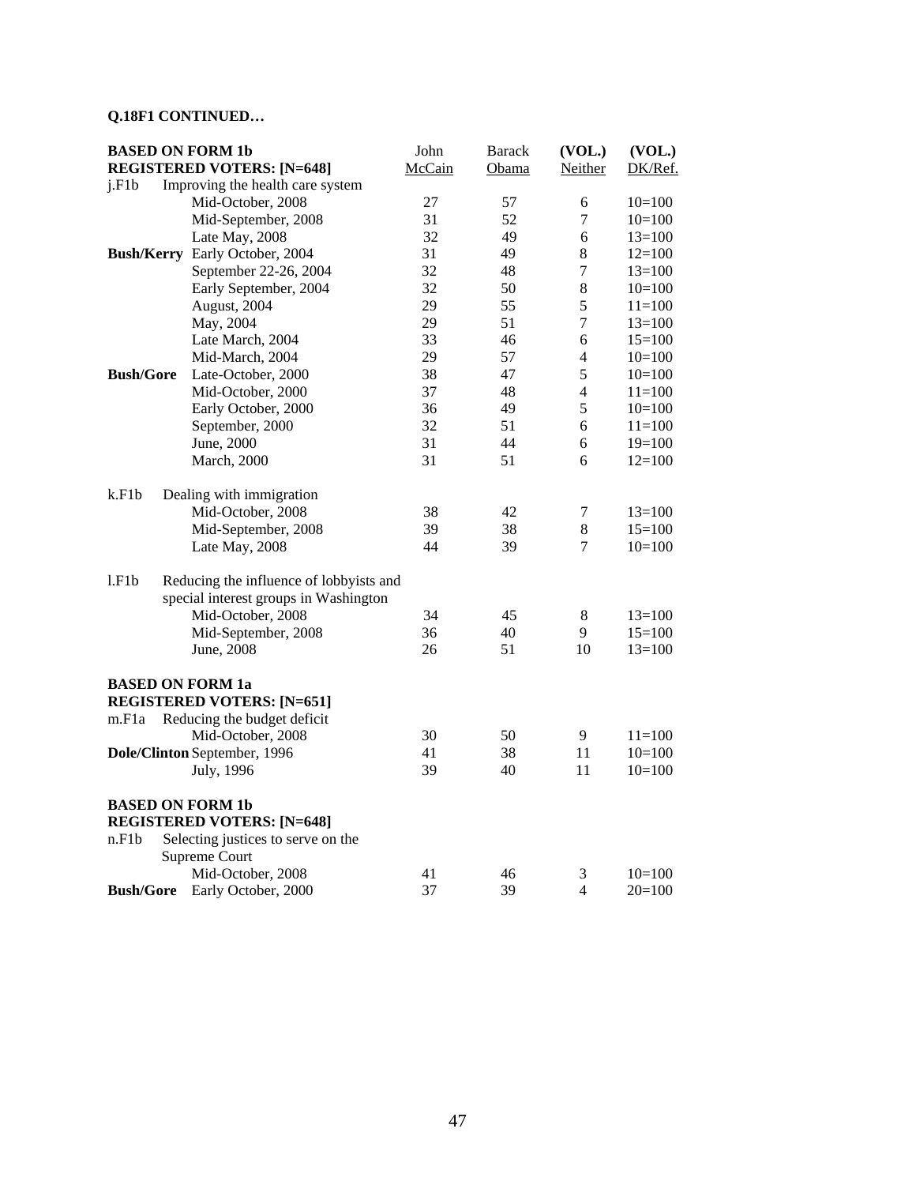**Q.18F1 CONTINUED…**

| **BASED ON FORM 1b REGISTERED VOTERS: [N=648]** | | John McCain | Barack Obama | (VOL.) Neither | (VOL.) DK/Ref. |
|---|---|---|---|---|---|
| j.F1b | Improving the health care system | | | | |
| | Mid-October, 2008 | 27 | 57 | 6 | 10=100 |
| | Mid-September, 2008 | 31 | 52 | 7 | 10=100 |
| | Late May, 2008 | 32 | 49 | 6 | 13=100 |
| **Bush/Kerry** | Early October, 2004 | 31 | 49 | 8 | 12=100 |
| | September 22-26, 2004 | 32 | 48 | 7 | 13=100 |
| | Early September, 2004 | 32 | 50 | 8 | 10=100 |
| | August, 2004 | 29 | 55 | 5 | 11=100 |
| | May, 2004 | 29 | 51 | 7 | 13=100 |
| | Late March, 2004 | 33 | 46 | 6 | 15=100 |
| | Mid-March, 2004 | 29 | 57 | 4 | 10=100 |
| **Bush/Gore** | Late-October, 2000 | 38 | 47 | 5 | 10=100 |
| | Mid-October, 2000 | 37 | 48 | 4 | 11=100 |
| | Early October, 2000 | 36 | 49 | 5 | 10=100 |
| | September, 2000 | 32 | 51 | 6 | 11=100 |
| | June, 2000 | 31 | 44 | 6 | 19=100 |
| | March, 2000 | 31 | 51 | 6 | 12=100 |
| k.F1b | Dealing with immigration | | | | |
| | Mid-October, 2008 | 38 | 42 | 7 | 13=100 |
| | Mid-September, 2008 | 39 | 38 | 8 | 15=100 |
| | Late May, 2008 | 44 | 39 | 7 | 10=100 |
| l.F1b | Reducing the influence of lobbyists and special interest groups in Washington | | | | |
| | Mid-October, 2008 | 34 | 45 | 8 | 13=100 |
| | Mid-September, 2008 | 36 | 40 | 9 | 15=100 |
| | June, 2008 | 26 | 51 | 10 | 13=100 |
| **BASED ON FORM 1a REGISTERED VOTERS: [N=651]** | | | | | |
| m.F1a | Reducing the budget deficit | | | | |
| | Mid-October, 2008 | 30 | 50 | 9 | 11=100 |
| **Dole/Clinton** | September, 1996 | 41 | 38 | 11 | 10=100 |
| | July, 1996 | 39 | 40 | 11 | 10=100 |
| **BASED ON FORM 1b REGISTERED VOTERS: [N=648]** | | | | | |
| n.F1b | Selecting justices to serve on the Supreme Court | | | | |
| | Mid-October, 2008 | 41 | 46 | 3 | 10=100 |
| **Bush/Gore** | Early October, 2000 | 37 | 39 | 4 | 20=100 |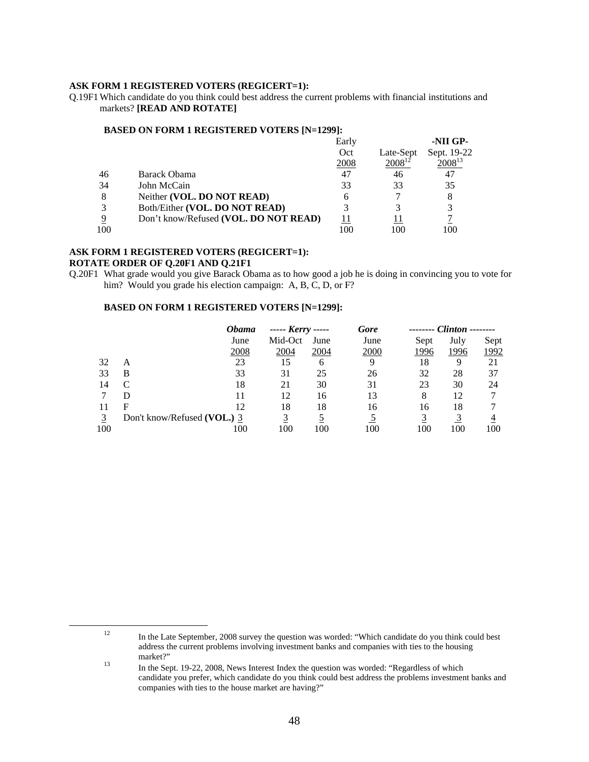**ASK FORM 1 REGISTERED VOTERS (REGICERT=1):**

Q.19F1 Which candidate do you think could best address the current problems with financial institutions and markets? **[READ AND ROTATE]**

**BASED ON FORM 1 REGISTERED VOTERS [N=1299]:**

| | | Early Oct 2008 | Late-Sept 2008[12] | -NII GP- Sept. 19-22 2008[13] |
|---|---|---|---|---|
| 46 | Barack Obama | 47 | 46 | 47 |
| 34 | John McCain | 33 | 33 | 35 |
| 8 | Neither **(VOL. DO NOT READ)** | 6 | 7 | 8 |
| 3 | Both/Either **(VOL. DO NOT READ)** | 3 | 3 | 3 |
| 9 | Don't know/Refused **(VOL. DO NOT READ)** | 11 | 11 | 7 |
| 100 | | 100 | 100 | 100 |

**ASK FORM 1 REGISTERED VOTERS (REGICERT=1):**
**ROTATE ORDER OF Q.20F1 AND Q.21F1**

Q.20F1 What grade would you give Barack Obama as to how good a job he is doing in convincing you to vote for him? Would you grade his election campaign: A, B, C, D, or F?

**BASED ON FORM 1 REGISTERED VOTERS [N=1299]:**

| | | ***Obama*** | ***Kerry*** | | ***Gore*** | ***Clinton*** | | |
|---|---|---|---|---|---|---|---|---|
| | | June 2008 | Mid-Oct 2004 | June 2004 | June 2000 | Sept 1996 | July 1996 | Sept 1992 |
| 32 | A | 23 | 15 | 6 | 9 | 18 | 9 | 21 |
| 33 | B | 33 | 31 | 25 | 26 | 32 | 28 | 37 |
| 14 | C | 18 | 21 | 30 | 31 | 23 | 30 | 24 |
| 7 | D | 11 | 12 | 16 | 13 | 8 | 12 | 7 |
| 11 | F | 12 | 18 | 18 | 16 | 16 | 18 | 7 |
| 3 | Don't know/Refused **(VOL.)** | 3 | 3 | 5 | 5 | 3 | 3 | 4 |
| 100 | | 100 | 100 | 100 | 100 | 100 | 100 | 100 |

---

[12] In the Late September, 2008 survey the question was worded: "Which candidate do you think could best address the current problems involving investment banks and companies with ties to the housing market?"

[13] In the Sept. 19-22, 2008, News Interest Index the question was worded: "Regardless of which candidate you prefer, which candidate do you think could best address the problems investment banks and companies with ties to the house market are having?"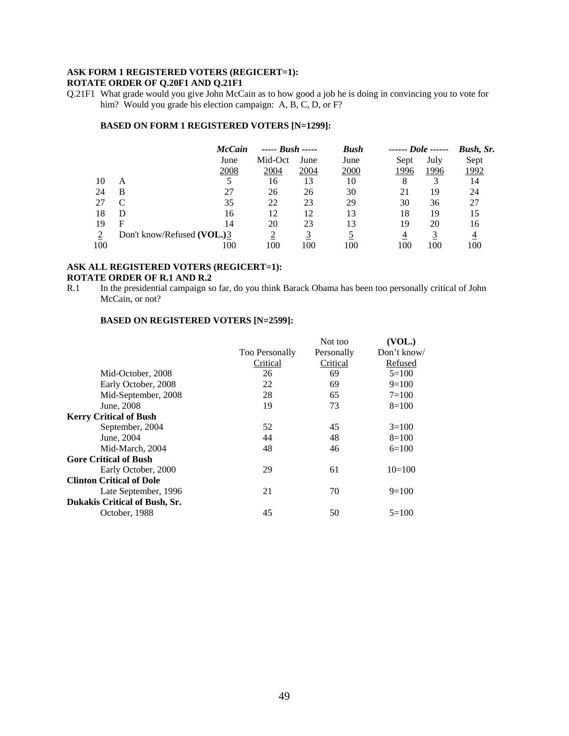**ASK FORM 1 REGISTERED VOTERS (REGICERT=1):**
**ROTATE ORDER OF Q.20F1 AND Q.21F1**

Q.21F1 What grade would you give John McCain as to how good a job he is doing in convincing you to vote for him? Would you grade his election campaign: A, B, C, D, or F?

**BASED ON FORM 1 REGISTERED VOTERS [N=1299]:**

| | | *McCain* | *----- Bush -----* | | *Bush* | *------ Dole ------* | | *Bush, Sr.* |
|---|---|---|---|---|---|---|---|---|
| | | June 2008 | Mid-Oct 2004 | June 2004 | June 2000 | Sept 1996 | July 1996 | Sept 1992 |
| 10 | A | 5 | 16 | 13 | 10 | 8 | 3 | 14 |
| 24 | B | 27 | 26 | 26 | 30 | 21 | 19 | 24 |
| 27 | C | 35 | 22 | 23 | 29 | 30 | 36 | 27 |
| 18 | D | 16 | 12 | 12 | 13 | 18 | 19 | 15 |
| 19 | F | 14 | 20 | 23 | 13 | 19 | 20 | 16 |
| 2 | Don't know/Refused **(VOL.)** | 3 | 2 | 3 | 5 | 4 | 3 | 4 |
| 100 | | 100 | 100 | 100 | 100 | 100 | 100 | 100 |

**ASK ALL REGISTERED VOTERS (REGICERT=1):**
**ROTATE ORDER OF R.1 AND R.2**

R.1 In the presidential campaign so far, do you think Barack Obama has been too personally critical of John McCain, or not?

**BASED ON REGISTERED VOTERS [N=2599]:**

| | Too Personally Critical | Not too Personally Critical | **(VOL.)** Don't know/ Refused |
|---|---|---|---|
| Mid-October, 2008 | 26 | 69 | 5=100 |
| Early October, 2008 | 22 | 69 | 9=100 |
| Mid-September, 2008 | 28 | 65 | 7=100 |
| June, 2008 | 19 | 73 | 8=100 |
| **Kerry Critical of Bush** | | | |
| September, 2004 | 52 | 45 | 3=100 |
| June, 2004 | 44 | 48 | 8=100 |
| Mid-March, 2004 | 48 | 46 | 6=100 |
| **Gore Critical of Bush** | | | |
| Early October, 2000 | 29 | 61 | 10=100 |
| **Clinton Critical of Dole** | | | |
| Late September, 1996 | 21 | 70 | 9=100 |
| **Dukakis Critical of Bush, Sr.** | | | |
| October, 1988 | 45 | 50 | 5=100 |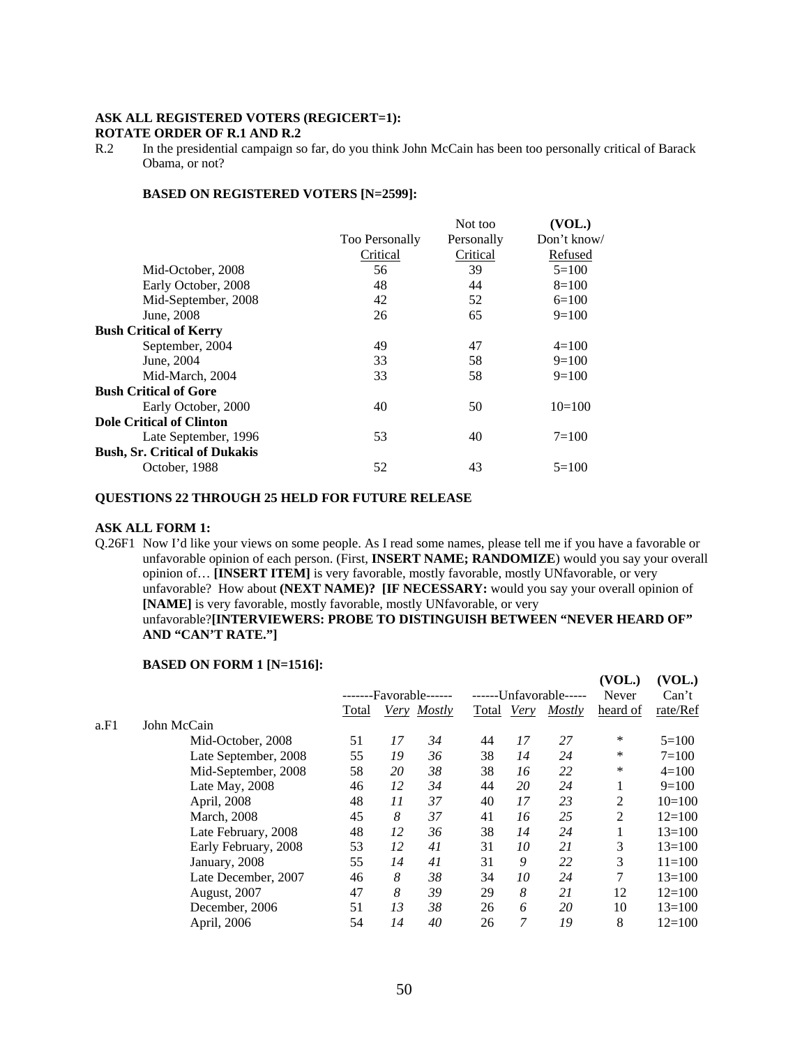**ASK ALL REGISTERED VOTERS (REGICERT=1):**
**ROTATE ORDER OF R.1 AND R.2**

R.2 In the presidential campaign so far, do you think John McCain has been too personally critical of Barack Obama, or not?

**BASED ON REGISTERED VOTERS [N=2599]:**

| | Too Personally Critical | Not too Personally Critical | (VOL.) Don't know/ Refused |
|---|---|---|---|
| Mid-October, 2008 | 56 | 39 | 5=100 |
| Early October, 2008 | 48 | 44 | 8=100 |
| Mid-September, 2008 | 42 | 52 | 6=100 |
| June, 2008 | 26 | 65 | 9=100 |
| **Bush Critical of Kerry** | | | |
| September, 2004 | 49 | 47 | 4=100 |
| June, 2004 | 33 | 58 | 9=100 |
| Mid-March, 2004 | 33 | 58 | 9=100 |
| **Bush Critical of Gore** | | | |
| Early October, 2000 | 40 | 50 | 10=100 |
| **Dole Critical of Clinton** | | | |
| Late September, 1996 | 53 | 40 | 7=100 |
| **Bush, Sr. Critical of Dukakis** | | | |
| October, 1988 | 52 | 43 | 5=100 |

**QUESTIONS 22 THROUGH 25 HELD FOR FUTURE RELEASE**

**ASK ALL FORM 1:**

Q.26F1 Now I'd like your views on some people. As I read some names, please tell me if you have a favorable or unfavorable opinion of each person. (First, **INSERT NAME; RANDOMIZE**) would you say your overall opinion of… **[INSERT ITEM]** is very favorable, mostly favorable, mostly UNfavorable, or very unfavorable? How about **(NEXT NAME)? [IF NECESSARY:** would you say your overall opinion of **[NAME]** is very favorable, mostly favorable, mostly UNfavorable, or very unfavorable?**[INTERVIEWERS: PROBE TO DISTINGUISH BETWEEN "NEVER HEARD OF" AND "CAN'T RATE."]**

**BASED ON FORM 1 [N=1516]:**

| | | -------Favorable------ | | | ------Unfavorable----- | | | (VOL.) Never | (VOL.) Can't |
|---|---|---|---|---|---|---|---|---|---|
| | | Total | *Very* | *Mostly* | Total | *Very* | *Mostly* | heard of | rate/Ref |
| a.F1 | John McCain | | | | | | | | |
| | Mid-October, 2008 | 51 | *17* | *34* | 44 | *17* | *27* | * | 5=100 |
| | Late September, 2008 | 55 | *19* | *36* | 38 | *14* | *24* | * | 7=100 |
| | Mid-September, 2008 | 58 | *20* | *38* | 38 | *16* | *22* | * | 4=100 |
| | Late May, 2008 | 46 | *12* | *34* | 44 | *20* | *24* | 1 | 9=100 |
| | April, 2008 | 48 | *11* | *37* | 40 | *17* | *23* | 2 | 10=100 |
| | March, 2008 | 45 | *8* | *37* | 41 | *16* | *25* | 2 | 12=100 |
| | Late February, 2008 | 48 | *12* | *36* | 38 | *14* | *24* | 1 | 13=100 |
| | Early February, 2008 | 53 | *12* | *41* | 31 | *10* | *21* | 3 | 13=100 |
| | January, 2008 | 55 | *14* | *41* | 31 | *9* | *22* | 3 | 11=100 |
| | Late December, 2007 | 46 | *8* | *38* | 34 | *10* | *24* | 7 | 13=100 |
| | August, 2007 | 47 | *8* | *39* | 29 | *8* | *21* | 12 | 12=100 |
| | December, 2006 | 51 | *13* | *38* | 26 | *6* | *20* | 10 | 13=100 |
| | April, 2006 | 54 | *14* | *40* | 26 | *7* | *19* | 8 | 12=100 |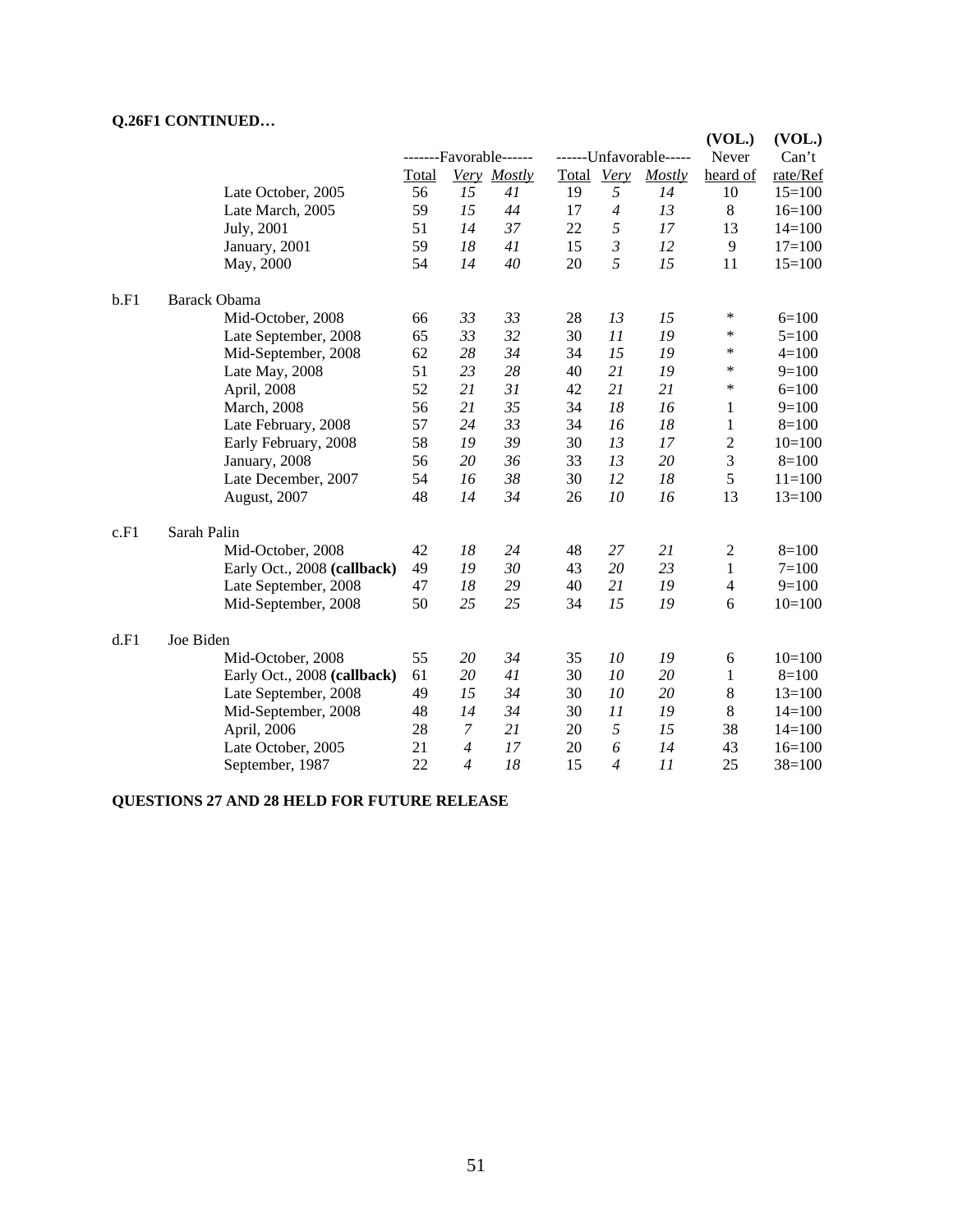**Q.26F1 CONTINUED…**

| | | -------Favorable------ | | | ------Unfavorable----- | | | (VOL.) Never | (VOL.) Can't |
|---|---|---|---|---|---|---|---|---|---|
| | | Total | *Very* | *Mostly* | Total | *Very* | *Mostly* | heard of | rate/Ref |
| | Late October, 2005 | 56 | *15* | *41* | 19 | *5* | *14* | 10 | 15=100 |
| | Late March, 2005 | 59 | *15* | *44* | 17 | *4* | *13* | 8 | 16=100 |
| | July, 2001 | 51 | *14* | *37* | 22 | *5* | *17* | 13 | 14=100 |
| | January, 2001 | 59 | *18* | *41* | 15 | *3* | *12* | 9 | 17=100 |
| | May, 2000 | 54 | *14* | *40* | 20 | *5* | *15* | 11 | 15=100 |
| b.F1 | Barack Obama | | | | | | | | |
| | Mid-October, 2008 | 66 | *33* | *33* | 28 | *13* | *15* | * | 6=100 |
| | Late September, 2008 | 65 | *33* | *32* | 30 | *11* | *19* | * | 5=100 |
| | Mid-September, 2008 | 62 | *28* | *34* | 34 | *15* | *19* | * | 4=100 |
| | Late May, 2008 | 51 | *23* | *28* | 40 | *21* | *19* | * | 9=100 |
| | April, 2008 | 52 | *21* | *31* | 42 | *21* | *21* | * | 6=100 |
| | March, 2008 | 56 | *21* | *35* | 34 | *18* | *16* | 1 | 9=100 |
| | Late February, 2008 | 57 | *24* | *33* | 34 | *16* | *18* | 1 | 8=100 |
| | Early February, 2008 | 58 | *19* | *39* | 30 | *13* | *17* | 2 | 10=100 |
| | January, 2008 | 56 | *20* | *36* | 33 | *13* | *20* | 3 | 8=100 |
| | Late December, 2007 | 54 | *16* | *38* | 30 | *12* | *18* | 5 | 11=100 |
| | August, 2007 | 48 | *14* | *34* | 26 | *10* | *16* | 13 | 13=100 |
| c.F1 | Sarah Palin | | | | | | | | |
| | Mid-October, 2008 | 42 | *18* | *24* | 48 | *27* | *21* | 2 | 8=100 |
| | Early Oct., 2008 **(callback)** | 49 | *19* | *30* | 43 | *20* | *23* | 1 | 7=100 |
| | Late September, 2008 | 47 | *18* | *29* | 40 | *21* | *19* | 4 | 9=100 |
| | Mid-September, 2008 | 50 | *25* | *25* | 34 | *15* | *19* | 6 | 10=100 |
| d.F1 | Joe Biden | | | | | | | | |
| | Mid-October, 2008 | 55 | *20* | *34* | 35 | *10* | *19* | 6 | 10=100 |
| | Early Oct., 2008 **(callback)** | 61 | *20* | *41* | 30 | *10* | *20* | 1 | 8=100 |
| | Late September, 2008 | 49 | *15* | *34* | 30 | *10* | *20* | 8 | 13=100 |
| | Mid-September, 2008 | 48 | *14* | *34* | 30 | *11* | *19* | 8 | 14=100 |
| | April, 2006 | 28 | *7* | *21* | 20 | *5* | *15* | 38 | 14=100 |
| | Late October, 2005 | 21 | *4* | *17* | 20 | *6* | *14* | 43 | 16=100 |
| | September, 1987 | 22 | *4* | *18* | 15 | *4* | *11* | 25 | 38=100 |

**QUESTIONS 27 AND 28 HELD FOR FUTURE RELEASE**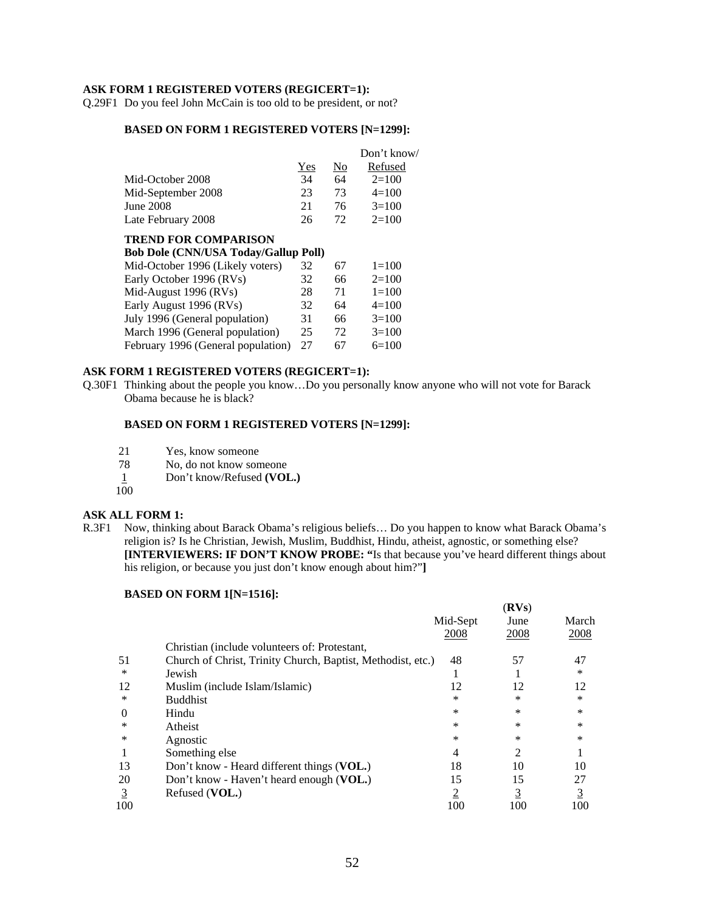**ASK FORM 1 REGISTERED VOTERS (REGICERT=1):**

Q.29F1 Do you feel John McCain is too old to be president, or not?

**BASED ON FORM 1 REGISTERED VOTERS [N=1299]:**

| | Yes | No | Don't know/ Refused |
|---|---|---|---|
| Mid-October 2008 | 34 | 64 | 2=100 |
| Mid-September 2008 | 23 | 73 | 4=100 |
| June 2008 | 21 | 76 | 3=100 |
| Late February 2008 | 26 | 72 | 2=100 |
| **TREND FOR COMPARISON** | | | |
| **Bob Dole (CNN/USA Today/Gallup Poll)** | | | |
| Mid-October 1996 (Likely voters) | 32 | 67 | 1=100 |
| Early October 1996 (RVs) | 32 | 66 | 2=100 |
| Mid-August 1996 (RVs) | 28 | 71 | 1=100 |
| Early August 1996 (RVs) | 32 | 64 | 4=100 |
| July 1996 (General population) | 31 | 66 | 3=100 |
| March 1996 (General population) | 25 | 72 | 3=100 |
| February 1996 (General population) | 27 | 67 | 6=100 |

**ASK FORM 1 REGISTERED VOTERS (REGICERT=1):**

Q.30F1 Thinking about the people you know…Do you personally know anyone who will not vote for Barack Obama because he is black?

**BASED ON FORM 1 REGISTERED VOTERS [N=1299]:**

| | |
|---|---|
| 21 | Yes, know someone |
| 78 | No, do not know someone |
| 1 | Don't know/Refused **(VOL.)** |
| 100 | |

**ASK ALL FORM 1:**

R.3F1 Now, thinking about Barack Obama's religious beliefs… Do you happen to know what Barack Obama's religion is? Is he Christian, Jewish, Muslim, Buddhist, Hindu, atheist, agnostic, or something else? **[INTERVIEWERS: IF DON'T KNOW PROBE: "**Is that because you've heard different things about his religion, or because you just don't know enough about him?"**]**

**BASED ON FORM 1[N=1516]:**

| | | (**RVs**) Mid-Sept 2008 | June 2008 | March 2008 |
|---|---|---|---|---|
| 51 | Christian (include volunteers of: Protestant, Church of Christ, Trinity Church, Baptist, Methodist, etc.) | 48 | 57 | 47 |
| * | Jewish | 1 | 1 | * |
| 12 | Muslim (include Islam/Islamic) | 12 | 12 | 12 |
| * | Buddhist | * | * | * |
| 0 | Hindu | * | * | * |
| * | Atheist | * | * | * |
| * | Agnostic | * | * | * |
| 1 | Something else | 4 | 2 | 1 |
| 13 | Don't know - Heard different things (**VOL.**) | 18 | 10 | 10 |
| 20 | Don't know - Haven't heard enough (**VOL.**) | 15 | 15 | 27 |
| 3 | Refused (**VOL.**) | 2 | 3 | 3 |
| 100 | | 100 | 100 | 100 |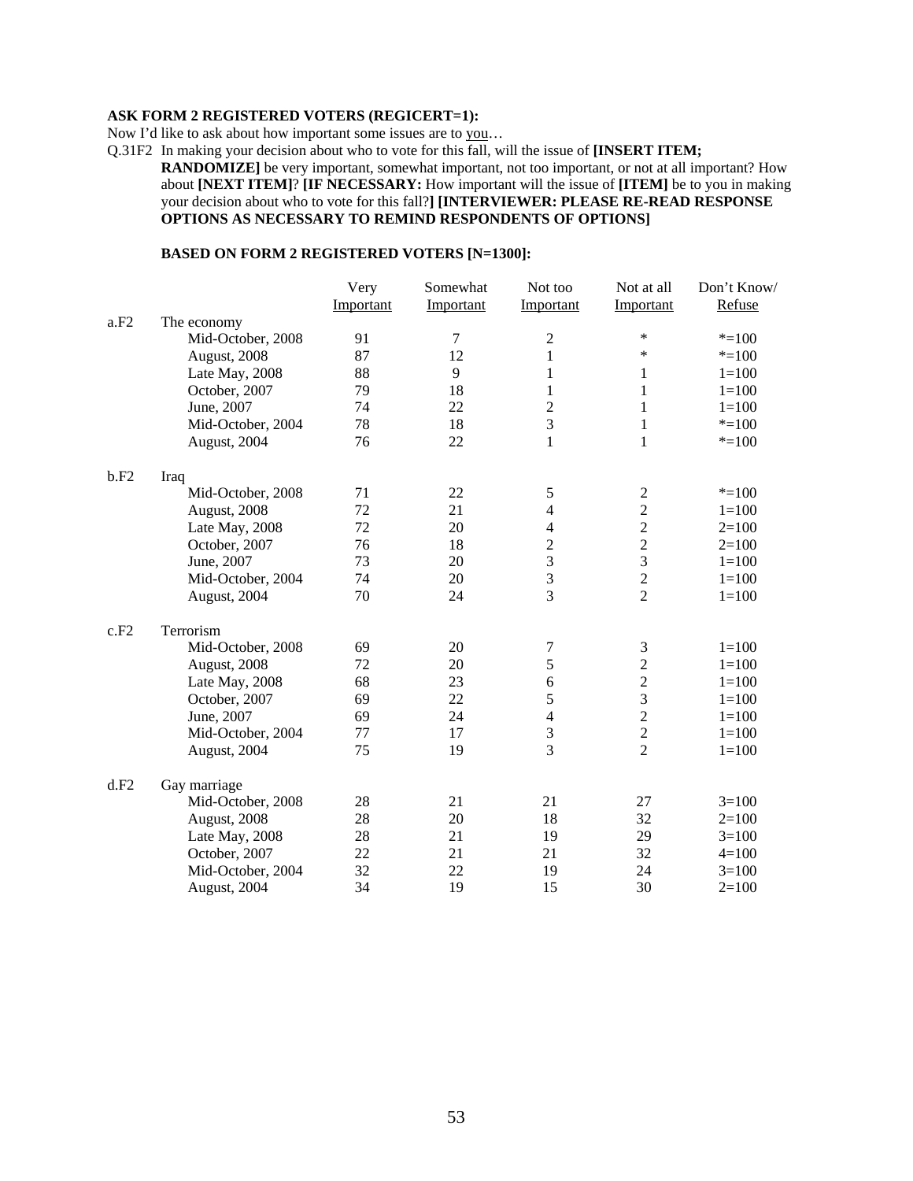**ASK FORM 2 REGISTERED VOTERS (REGICERT=1):**

Now I'd like to ask about how important some issues are to you…

Q.31F2 In making your decision about who to vote for this fall, will the issue of **[INSERT ITEM; RANDOMIZE]** be very important, somewhat important, not too important, or not at all important? How about **[NEXT ITEM]**? **[IF NECESSARY:** How important will the issue of **[ITEM]** be to you in making your decision about who to vote for this fall?**] [INTERVIEWER: PLEASE RE-READ RESPONSE OPTIONS AS NECESSARY TO REMIND RESPONDENTS OF OPTIONS]**

**BASED ON FORM 2 REGISTERED VOTERS [N=1300]:**

| | | Very Important | Somewhat Important | Not too Important | Not at all Important | Don't Know/ Refuse |
|---|---|---|---|---|---|---|
| a.F2 | The economy | | | | | |
| | Mid-October, 2008 | 91 | 7 | 2 | * | *=100 |
| | August, 2008 | 87 | 12 | 1 | * | *=100 |
| | Late May, 2008 | 88 | 9 | 1 | 1 | 1=100 |
| | October, 2007 | 79 | 18 | 1 | 1 | 1=100 |
| | June, 2007 | 74 | 22 | 2 | 1 | 1=100 |
| | Mid-October, 2004 | 78 | 18 | 3 | 1 | *=100 |
| | August, 2004 | 76 | 22 | 1 | 1 | *=100 |
| b.F2 | Iraq | | | | | |
| | Mid-October, 2008 | 71 | 22 | 5 | 2 | *=100 |
| | August, 2008 | 72 | 21 | 4 | 2 | 1=100 |
| | Late May, 2008 | 72 | 20 | 4 | 2 | 2=100 |
| | October, 2007 | 76 | 18 | 2 | 2 | 2=100 |
| | June, 2007 | 73 | 20 | 3 | 3 | 1=100 |
| | Mid-October, 2004 | 74 | 20 | 3 | 2 | 1=100 |
| | August, 2004 | 70 | 24 | 3 | 2 | 1=100 |
| c.F2 | Terrorism | | | | | |
| | Mid-October, 2008 | 69 | 20 | 7 | 3 | 1=100 |
| | August, 2008 | 72 | 20 | 5 | 2 | 1=100 |
| | Late May, 2008 | 68 | 23 | 6 | 2 | 1=100 |
| | October, 2007 | 69 | 22 | 5 | 3 | 1=100 |
| | June, 2007 | 69 | 24 | 4 | 2 | 1=100 |
| | Mid-October, 2004 | 77 | 17 | 3 | 2 | 1=100 |
| | August, 2004 | 75 | 19 | 3 | 2 | 1=100 |
| d.F2 | Gay marriage | | | | | |
| | Mid-October, 2008 | 28 | 21 | 21 | 27 | 3=100 |
| | August, 2008 | 28 | 20 | 18 | 32 | 2=100 |
| | Late May, 2008 | 28 | 21 | 19 | 29 | 3=100 |
| | October, 2007 | 22 | 21 | 21 | 32 | 4=100 |
| | Mid-October, 2004 | 32 | 22 | 19 | 24 | 3=100 |
| | August, 2004 | 34 | 19 | 15 | 30 | 2=100 |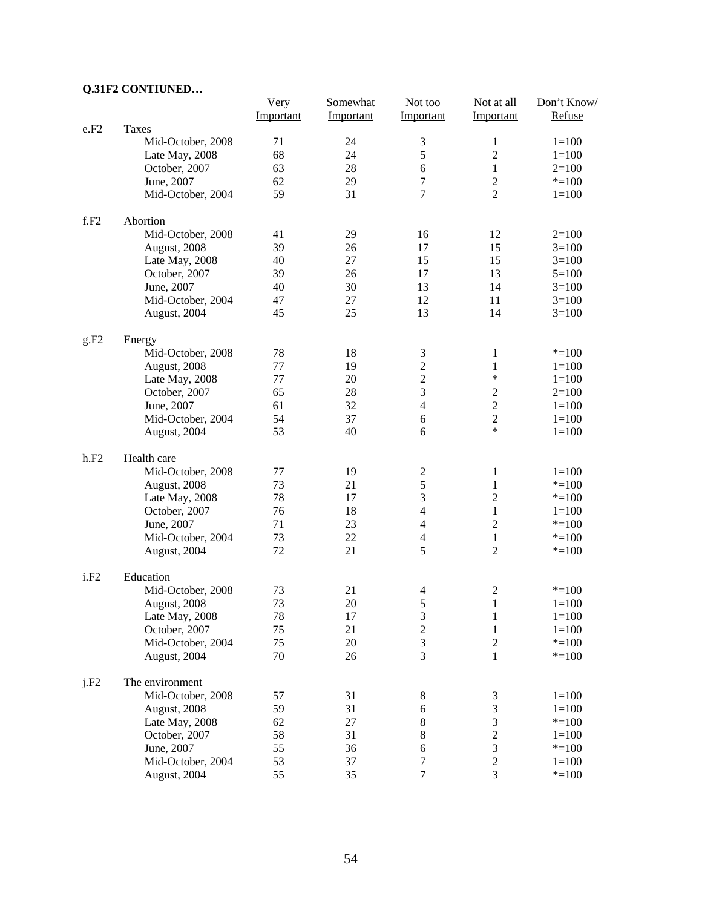**Q.31F2 CONTIUNED…**

| | | Very Important | Somewhat Important | Not too Important | Not at all Important | Don't Know/ Refuse |
|---|---|---|---|---|---|---|
| e.F2 | Taxes | | | | | |
| | Mid-October, 2008 | 71 | 24 | 3 | 1 | 1=100 |
| | Late May, 2008 | 68 | 24 | 5 | 2 | 1=100 |
| | October, 2007 | 63 | 28 | 6 | 1 | 2=100 |
| | June, 2007 | 62 | 29 | 7 | 2 | *=100 |
| | Mid-October, 2004 | 59 | 31 | 7 | 2 | 1=100 |
| f.F2 | Abortion | | | | | |
| | Mid-October, 2008 | 41 | 29 | 16 | 12 | 2=100 |
| | August, 2008 | 39 | 26 | 17 | 15 | 3=100 |
| | Late May, 2008 | 40 | 27 | 15 | 15 | 3=100 |
| | October, 2007 | 39 | 26 | 17 | 13 | 5=100 |
| | June, 2007 | 40 | 30 | 13 | 14 | 3=100 |
| | Mid-October, 2004 | 47 | 27 | 12 | 11 | 3=100 |
| | August, 2004 | 45 | 25 | 13 | 14 | 3=100 |
| g.F2 | Energy | | | | | |
| | Mid-October, 2008 | 78 | 18 | 3 | 1 | *=100 |
| | August, 2008 | 77 | 19 | 2 | 1 | 1=100 |
| | Late May, 2008 | 77 | 20 | 2 | * | 1=100 |
| | October, 2007 | 65 | 28 | 3 | 2 | 2=100 |
| | June, 2007 | 61 | 32 | 4 | 2 | 1=100 |
| | Mid-October, 2004 | 54 | 37 | 6 | 2 | 1=100 |
| | August, 2004 | 53 | 40 | 6 | * | 1=100 |
| h.F2 | Health care | | | | | |
| | Mid-October, 2008 | 77 | 19 | 2 | 1 | 1=100 |
| | August, 2008 | 73 | 21 | 5 | 1 | *=100 |
| | Late May, 2008 | 78 | 17 | 3 | 2 | *=100 |
| | October, 2007 | 76 | 18 | 4 | 1 | 1=100 |
| | June, 2007 | 71 | 23 | 4 | 2 | *=100 |
| | Mid-October, 2004 | 73 | 22 | 4 | 1 | *=100 |
| | August, 2004 | 72 | 21 | 5 | 2 | *=100 |
| i.F2 | Education | | | | | |
| | Mid-October, 2008 | 73 | 21 | 4 | 2 | *=100 |
| | August, 2008 | 73 | 20 | 5 | 1 | 1=100 |
| | Late May, 2008 | 78 | 17 | 3 | 1 | 1=100 |
| | October, 2007 | 75 | 21 | 2 | 1 | 1=100 |
| | Mid-October, 2004 | 75 | 20 | 3 | 2 | *=100 |
| | August, 2004 | 70 | 26 | 3 | 1 | *=100 |
| j.F2 | The environment | | | | | |
| | Mid-October, 2008 | 57 | 31 | 8 | 3 | 1=100 |
| | August, 2008 | 59 | 31 | 6 | 3 | 1=100 |
| | Late May, 2008 | 62 | 27 | 8 | 3 | *=100 |
| | October, 2007 | 58 | 31 | 8 | 2 | 1=100 |
| | June, 2007 | 55 | 36 | 6 | 3 | *=100 |
| | Mid-October, 2004 | 53 | 37 | 7 | 2 | 1=100 |
| | August, 2004 | 55 | 35 | 7 | 3 | *=100 |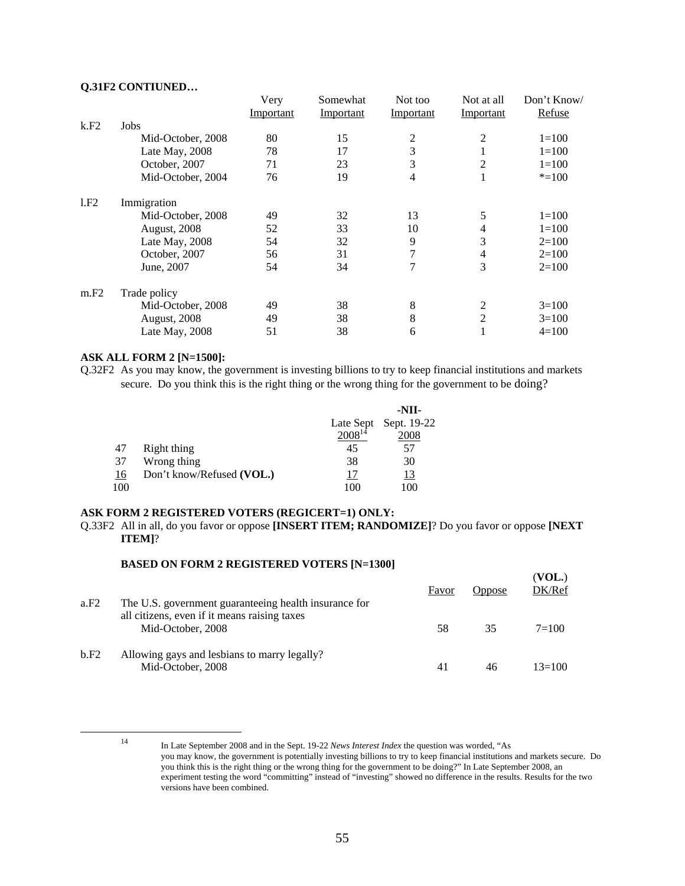**Q.31F2 CONTIUNED…**

| | | Very Important | Somewhat Important | Not too Important | Not at all Important | Don't Know/ Refuse |
|---|---|---|---|---|---|---|
| k.F2 | Jobs | | | | | |
| | Mid-October, 2008 | 80 | 15 | 2 | 2 | 1=100 |
| | Late May, 2008 | 78 | 17 | 3 | 1 | 1=100 |
| | October, 2007 | 71 | 23 | 3 | 2 | 1=100 |
| | Mid-October, 2004 | 76 | 19 | 4 | 1 | *=100 |
| l.F2 | Immigration | | | | | |
| | Mid-October, 2008 | 49 | 32 | 13 | 5 | 1=100 |
| | August, 2008 | 52 | 33 | 10 | 4 | 1=100 |
| | Late May, 2008 | 54 | 32 | 9 | 3 | 2=100 |
| | October, 2007 | 56 | 31 | 7 | 4 | 2=100 |
| | June, 2007 | 54 | 34 | 7 | 3 | 2=100 |
| m.F2 | Trade policy | | | | | |
| | Mid-October, 2008 | 49 | 38 | 8 | 2 | 3=100 |
| | August, 2008 | 49 | 38 | 8 | 2 | 3=100 |
| | Late May, 2008 | 51 | 38 | 6 | 1 | 4=100 |

**ASK ALL FORM 2 [N=1500]:**

Q.32F2 As you may know, the government is investing billions to try to keep financial institutions and markets secure. Do you think this is the right thing or the wrong thing for the government to be doing?

| | | Late Sept 2008[14] | -NII- Sept. 19-22 2008 |
|---|---|---|---|
| 47 | Right thing | 45 | 57 |
| 37 | Wrong thing | 38 | 30 |
| 16 | Don't know/Refused **(VOL.)** | 17 | 13 |
| 100 | | 100 | 100 |

**ASK FORM 2 REGISTERED VOTERS (REGICERT=1) ONLY:**

Q.33F2 All in all, do you favor or oppose **[INSERT ITEM; RANDOMIZE]**? Do you favor or oppose **[NEXT ITEM]**?

**BASED ON FORM 2 REGISTERED VOTERS [N=1300]**

| | | Favor | Oppose | (**VOL.**) DK/Ref |
|---|---|---|---|---|
| a.F2 | The U.S. government guaranteeing health insurance for all citizens, even if it means raising taxes | | | |
| | Mid-October, 2008 | 58 | 35 | 7=100 |
| b.F2 | Allowing gays and lesbians to marry legally? | | | |
| | Mid-October, 2008 | 41 | 46 | 13=100 |

[14] In Late September 2008 and in the Sept. 19-22 *News Interest Index* the question was worded, "As you may know, the government is potentially investing billions to try to keep financial institutions and markets secure. Do you think this is the right thing or the wrong thing for the government to be doing?" In Late September 2008, an experiment testing the word "committing" instead of "investing" showed no difference in the results. Results for the two versions have been combined.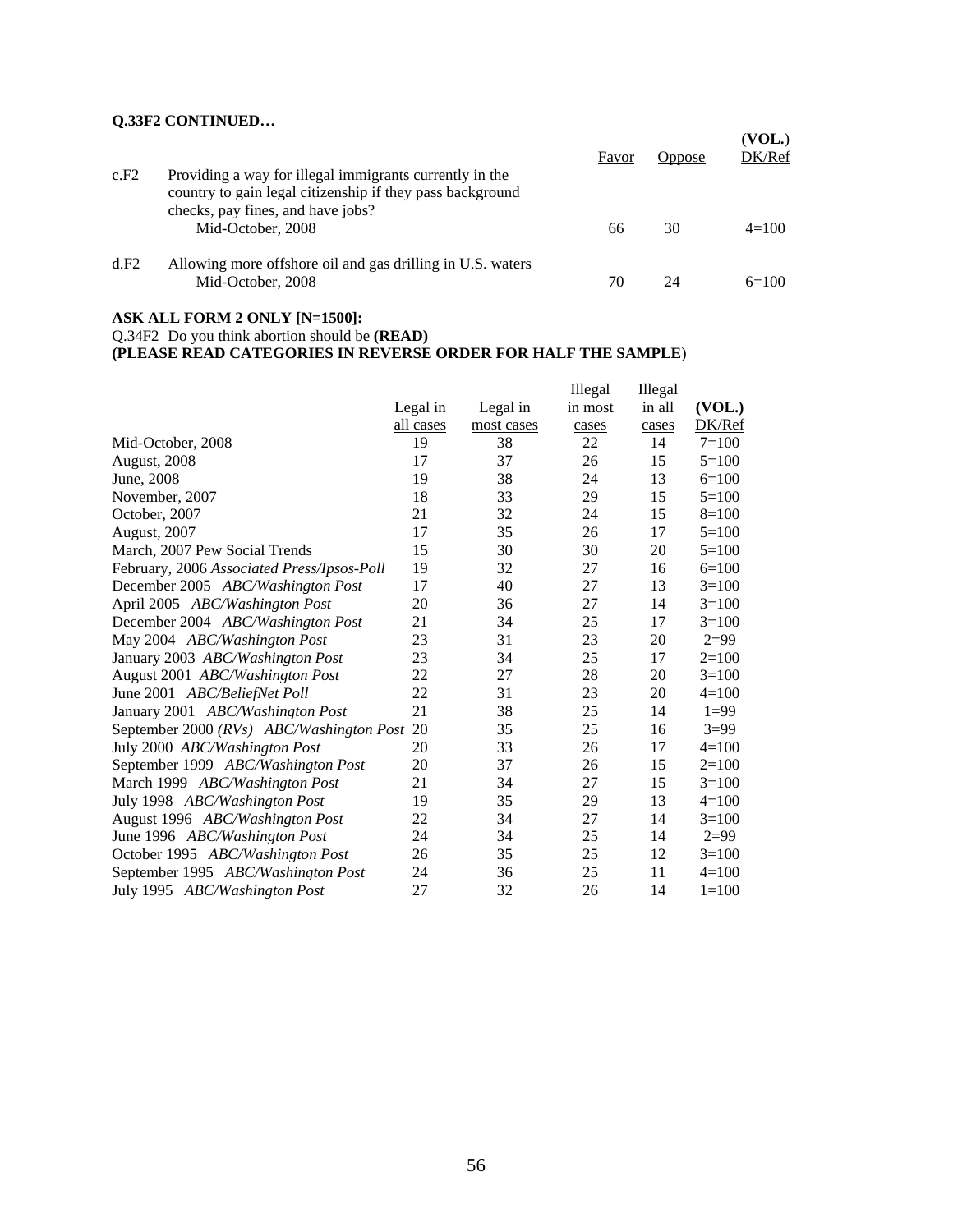**Q.33F2 CONTINUED…**

| | | Favor | Oppose | (**VOL.**) DK/Ref |
|---|---|---|---|---|
| c.F2 | Providing a way for illegal immigrants currently in the country to gain legal citizenship if they pass background checks, pay fines, and have jobs? | | | |
| | Mid-October, 2008 | 66 | 30 | 4=100 |
| d.F2 | Allowing more offshore oil and gas drilling in U.S. waters | | | |
| | Mid-October, 2008 | 70 | 24 | 6=100 |

**ASK ALL FORM 2 ONLY [N=1500]:**

Q.34F2 Do you think abortion should be **(READ)**
**(PLEASE READ CATEGORIES IN REVERSE ORDER FOR HALF THE SAMPLE**)

| | Legal in all cases | Legal in most cases | Illegal in most cases | Illegal in all cases | **(VOL.)** DK/Ref |
|---|---|---|---|---|---|
| Mid-October, 2008 | 19 | 38 | 22 | 14 | 7=100 |
| August, 2008 | 17 | 37 | 26 | 15 | 5=100 |
| June, 2008 | 19 | 38 | 24 | 13 | 6=100 |
| November, 2007 | 18 | 33 | 29 | 15 | 5=100 |
| October, 2007 | 21 | 32 | 24 | 15 | 8=100 |
| August, 2007 | 17 | 35 | 26 | 17 | 5=100 |
| March, 2007 Pew Social Trends | 15 | 30 | 30 | 20 | 5=100 |
| February, 2006 *Associated Press/Ipsos-Poll* | 19 | 32 | 27 | 16 | 6=100 |
| December 2005 *ABC/Washington Post* | 17 | 40 | 27 | 13 | 3=100 |
| April 2005 *ABC/Washington Post* | 20 | 36 | 27 | 14 | 3=100 |
| December 2004 *ABC/Washington Post* | 21 | 34 | 25 | 17 | 3=100 |
| May 2004 *ABC/Washington Post* | 23 | 31 | 23 | 20 | 2=99 |
| January 2003 *ABC/Washington Post* | 23 | 34 | 25 | 17 | 2=100 |
| August 2001 *ABC/Washington Post* | 22 | 27 | 28 | 20 | 3=100 |
| June 2001 *ABC/BeliefNet Poll* | 22 | 31 | 23 | 20 | 4=100 |
| January 2001 *ABC/Washington Post* | 21 | 38 | 25 | 14 | 1=99 |
| September 2000 *(RVs) ABC/Washington Post* | 20 | 35 | 25 | 16 | 3=99 |
| July 2000 *ABC/Washington Post* | 20 | 33 | 26 | 17 | 4=100 |
| September 1999 *ABC/Washington Post* | 20 | 37 | 26 | 15 | 2=100 |
| March 1999 *ABC/Washington Post* | 21 | 34 | 27 | 15 | 3=100 |
| July 1998 *ABC/Washington Post* | 19 | 35 | 29 | 13 | 4=100 |
| August 1996 *ABC/Washington Post* | 22 | 34 | 27 | 14 | 3=100 |
| June 1996 *ABC/Washington Post* | 24 | 34 | 25 | 14 | 2=99 |
| October 1995 *ABC/Washington Post* | 26 | 35 | 25 | 12 | 3=100 |
| September 1995 *ABC/Washington Post* | 24 | 36 | 25 | 11 | 4=100 |
| July 1995 *ABC/Washington Post* | 27 | 32 | 26 | 14 | 1=100 |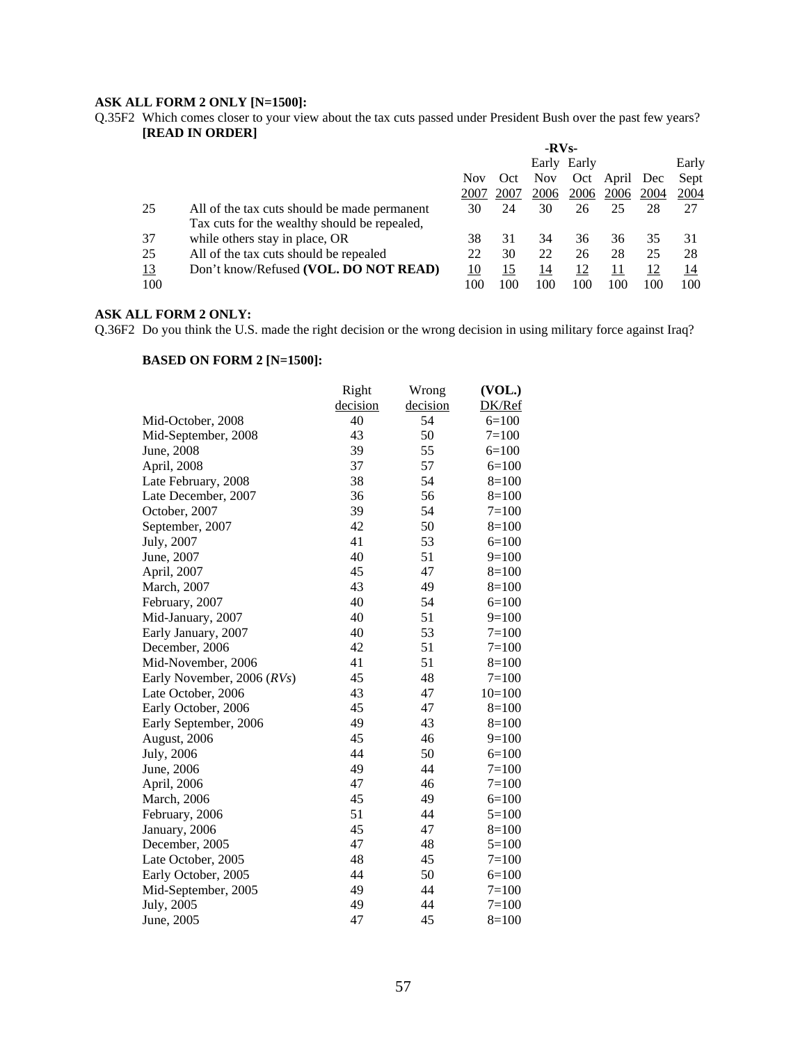**ASK ALL FORM 2 ONLY [N=1500]:**

Q.35F2 Which comes closer to your view about the tax cuts passed under President Bush over the past few years? **[READ IN ORDER]**

| | | -RVs- | | | | | | |
|---|---|---|---|---|---|---|---|---|
| | | Nov 2007 | Oct 2007 | Early Nov 2006 | Early Oct 2006 | April 2006 | Dec 2004 | Early Sept 2004 |
| 25 | All of the tax cuts should be made permanent | 30 | 24 | 30 | 26 | 25 | 28 | 27 |
| 37 | Tax cuts for the wealthy should be repealed, while others stay in place, OR | 38 | 31 | 34 | 36 | 36 | 35 | 31 |
| 25 | All of the tax cuts should be repealed | 22 | 30 | 22 | 26 | 28 | 25 | 28 |
| 13 | Don't know/Refused **(VOL. DO NOT READ)** | 10 | 15 | 14 | 12 | 11 | 12 | 14 |
| 100 | | 100 | 100 | 100 | 100 | 100 | 100 | 100 |

**ASK ALL FORM 2 ONLY:**

Q.36F2 Do you think the U.S. made the right decision or the wrong decision in using military force against Iraq?

**BASED ON FORM 2 [N=1500]:**

| | Right decision | Wrong decision | **(VOL.)** DK/Ref |
|---|---|---|---|
| Mid-October, 2008 | 40 | 54 | 6=100 |
| Mid-September, 2008 | 43 | 50 | 7=100 |
| June, 2008 | 39 | 55 | 6=100 |
| April, 2008 | 37 | 57 | 6=100 |
| Late February, 2008 | 38 | 54 | 8=100 |
| Late December, 2007 | 36 | 56 | 8=100 |
| October, 2007 | 39 | 54 | 7=100 |
| September, 2007 | 42 | 50 | 8=100 |
| July, 2007 | 41 | 53 | 6=100 |
| June, 2007 | 40 | 51 | 9=100 |
| April, 2007 | 45 | 47 | 8=100 |
| March, 2007 | 43 | 49 | 8=100 |
| February, 2007 | 40 | 54 | 6=100 |
| Mid-January, 2007 | 40 | 51 | 9=100 |
| Early January, 2007 | 40 | 53 | 7=100 |
| December, 2006 | 42 | 51 | 7=100 |
| Mid-November, 2006 | 41 | 51 | 8=100 |
| Early November, 2006 (*RVs*) | 45 | 48 | 7=100 |
| Late October, 2006 | 43 | 47 | 10=100 |
| Early October, 2006 | 45 | 47 | 8=100 |
| Early September, 2006 | 49 | 43 | 8=100 |
| August, 2006 | 45 | 46 | 9=100 |
| July, 2006 | 44 | 50 | 6=100 |
| June, 2006 | 49 | 44 | 7=100 |
| April, 2006 | 47 | 46 | 7=100 |
| March, 2006 | 45 | 49 | 6=100 |
| February, 2006 | 51 | 44 | 5=100 |
| January, 2006 | 45 | 47 | 8=100 |
| December, 2005 | 47 | 48 | 5=100 |
| Late October, 2005 | 48 | 45 | 7=100 |
| Early October, 2005 | 44 | 50 | 6=100 |
| Mid-September, 2005 | 49 | 44 | 7=100 |
| July, 2005 | 49 | 44 | 7=100 |
| June, 2005 | 47 | 45 | 8=100 |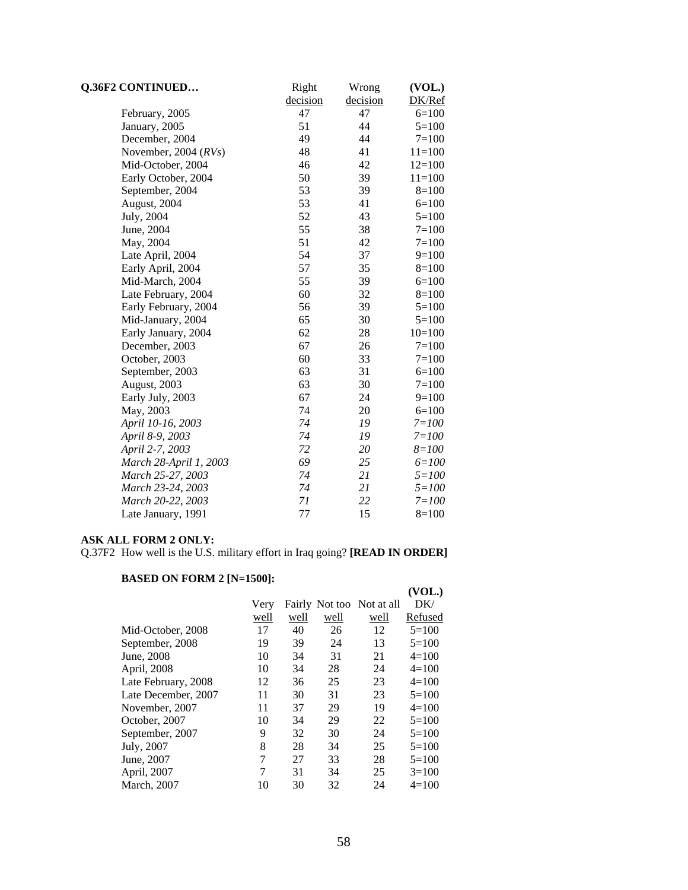**Q.36F2 CONTINUED…**

| | Right decision | Wrong decision | (VOL.) DK/Ref |
|---|---|---|---|
| February, 2005 | 47 | 47 | 6=100 |
| January, 2005 | 51 | 44 | 5=100 |
| December, 2004 | 49 | 44 | 7=100 |
| November, 2004 (*RVs*) | 48 | 41 | 11=100 |
| Mid-October, 2004 | 46 | 42 | 12=100 |
| Early October, 2004 | 50 | 39 | 11=100 |
| September, 2004 | 53 | 39 | 8=100 |
| August, 2004 | 53 | 41 | 6=100 |
| July, 2004 | 52 | 43 | 5=100 |
| June, 2004 | 55 | 38 | 7=100 |
| May, 2004 | 51 | 42 | 7=100 |
| Late April, 2004 | 54 | 37 | 9=100 |
| Early April, 2004 | 57 | 35 | 8=100 |
| Mid-March, 2004 | 55 | 39 | 6=100 |
| Late February, 2004 | 60 | 32 | 8=100 |
| Early February, 2004 | 56 | 39 | 5=100 |
| Mid-January, 2004 | 65 | 30 | 5=100 |
| Early January, 2004 | 62 | 28 | 10=100 |
| December, 2003 | 67 | 26 | 7=100 |
| October, 2003 | 60 | 33 | 7=100 |
| September, 2003 | 63 | 31 | 6=100 |
| August, 2003 | 63 | 30 | 7=100 |
| Early July, 2003 | 67 | 24 | 9=100 |
| May, 2003 | 74 | 20 | 6=100 |
| *April 10-16, 2003* | *74* | *19* | *7=100* |
| *April 8-9, 2003* | *74* | *19* | *7=100* |
| *April 2-7, 2003* | *72* | *20* | *8=100* |
| *March 28-April 1, 2003* | *69* | *25* | *6=100* |
| *March 25-27, 2003* | *74* | *21* | *5=100* |
| *March 23-24, 2003* | *74* | *21* | *5=100* |
| *March 20-22, 2003* | *71* | *22* | *7=100* |
| Late January, 1991 | 77 | 15 | 8=100 |

**ASK ALL FORM 2 ONLY:**

Q.37F2 How well is the U.S. military effort in Iraq going? **[READ IN ORDER]**

**BASED ON FORM 2 [N=1500]:**

| | Very well | Fairly well | Not too well | Not at all well | (VOL.) DK/ Refused |
|---|---|---|---|---|---|
| Mid-October, 2008 | 17 | 40 | 26 | 12 | 5=100 |
| September, 2008 | 19 | 39 | 24 | 13 | 5=100 |
| June, 2008 | 10 | 34 | 31 | 21 | 4=100 |
| April, 2008 | 10 | 34 | 28 | 24 | 4=100 |
| Late February, 2008 | 12 | 36 | 25 | 23 | 4=100 |
| Late December, 2007 | 11 | 30 | 31 | 23 | 5=100 |
| November, 2007 | 11 | 37 | 29 | 19 | 4=100 |
| October, 2007 | 10 | 34 | 29 | 22 | 5=100 |
| September, 2007 | 9 | 32 | 30 | 24 | 5=100 |
| July, 2007 | 8 | 28 | 34 | 25 | 5=100 |
| June, 2007 | 7 | 27 | 33 | 28 | 5=100 |
| April, 2007 | 7 | 31 | 34 | 25 | 3=100 |
| March, 2007 | 10 | 30 | 32 | 24 | 4=100 |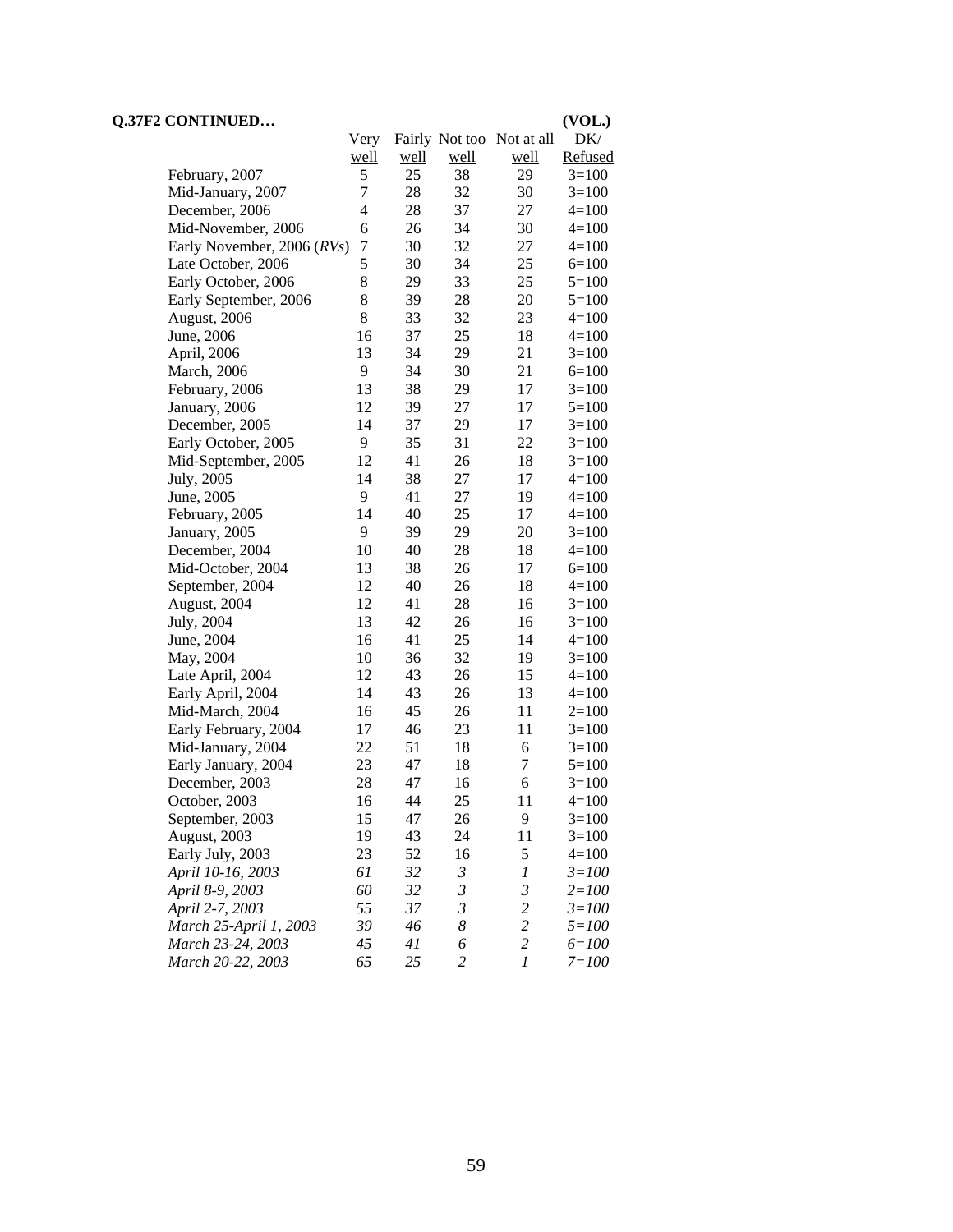**Q.37F2 CONTINUED…**

| | Very well | Fairly well | Not too well | Not at all well | (VOL.) DK/ Refused |
|---|---|---|---|---|---|
| February, 2007 | 5 | 25 | 38 | 29 | 3=100 |
| Mid-January, 2007 | 7 | 28 | 32 | 30 | 3=100 |
| December, 2006 | 4 | 28 | 37 | 27 | 4=100 |
| Mid-November, 2006 | 6 | 26 | 34 | 30 | 4=100 |
| Early November, 2006 (*RVs*) | 7 | 30 | 32 | 27 | 4=100 |
| Late October, 2006 | 5 | 30 | 34 | 25 | 6=100 |
| Early October, 2006 | 8 | 29 | 33 | 25 | 5=100 |
| Early September, 2006 | 8 | 39 | 28 | 20 | 5=100 |
| August, 2006 | 8 | 33 | 32 | 23 | 4=100 |
| June, 2006 | 16 | 37 | 25 | 18 | 4=100 |
| April, 2006 | 13 | 34 | 29 | 21 | 3=100 |
| March, 2006 | 9 | 34 | 30 | 21 | 6=100 |
| February, 2006 | 13 | 38 | 29 | 17 | 3=100 |
| January, 2006 | 12 | 39 | 27 | 17 | 5=100 |
| December, 2005 | 14 | 37 | 29 | 17 | 3=100 |
| Early October, 2005 | 9 | 35 | 31 | 22 | 3=100 |
| Mid-September, 2005 | 12 | 41 | 26 | 18 | 3=100 |
| July, 2005 | 14 | 38 | 27 | 17 | 4=100 |
| June, 2005 | 9 | 41 | 27 | 19 | 4=100 |
| February, 2005 | 14 | 40 | 25 | 17 | 4=100 |
| January, 2005 | 9 | 39 | 29 | 20 | 3=100 |
| December, 2004 | 10 | 40 | 28 | 18 | 4=100 |
| Mid-October, 2004 | 13 | 38 | 26 | 17 | 6=100 |
| September, 2004 | 12 | 40 | 26 | 18 | 4=100 |
| August, 2004 | 12 | 41 | 28 | 16 | 3=100 |
| July, 2004 | 13 | 42 | 26 | 16 | 3=100 |
| June, 2004 | 16 | 41 | 25 | 14 | 4=100 |
| May, 2004 | 10 | 36 | 32 | 19 | 3=100 |
| Late April, 2004 | 12 | 43 | 26 | 15 | 4=100 |
| Early April, 2004 | 14 | 43 | 26 | 13 | 4=100 |
| Mid-March, 2004 | 16 | 45 | 26 | 11 | 2=100 |
| Early February, 2004 | 17 | 46 | 23 | 11 | 3=100 |
| Mid-January, 2004 | 22 | 51 | 18 | 6 | 3=100 |
| Early January, 2004 | 23 | 47 | 18 | 7 | 5=100 |
| December, 2003 | 28 | 47 | 16 | 6 | 3=100 |
| October, 2003 | 16 | 44 | 25 | 11 | 4=100 |
| September, 2003 | 15 | 47 | 26 | 9 | 3=100 |
| August, 2003 | 19 | 43 | 24 | 11 | 3=100 |
| Early July, 2003 | 23 | 52 | 16 | 5 | 4=100 |
| *April 10-16, 2003* | *61* | *32* | *3* | *1* | *3=100* |
| *April 8-9, 2003* | *60* | *32* | *3* | *3* | *2=100* |
| *April 2-7, 2003* | *55* | *37* | *3* | *2* | *3=100* |
| *March 25-April 1, 2003* | *39* | *46* | *8* | *2* | *5=100* |
| *March 23-24, 2003* | *45* | *41* | *6* | *2* | *6=100* |
| *March 20-22, 2003* | *65* | *25* | *2* | *1* | *7=100* |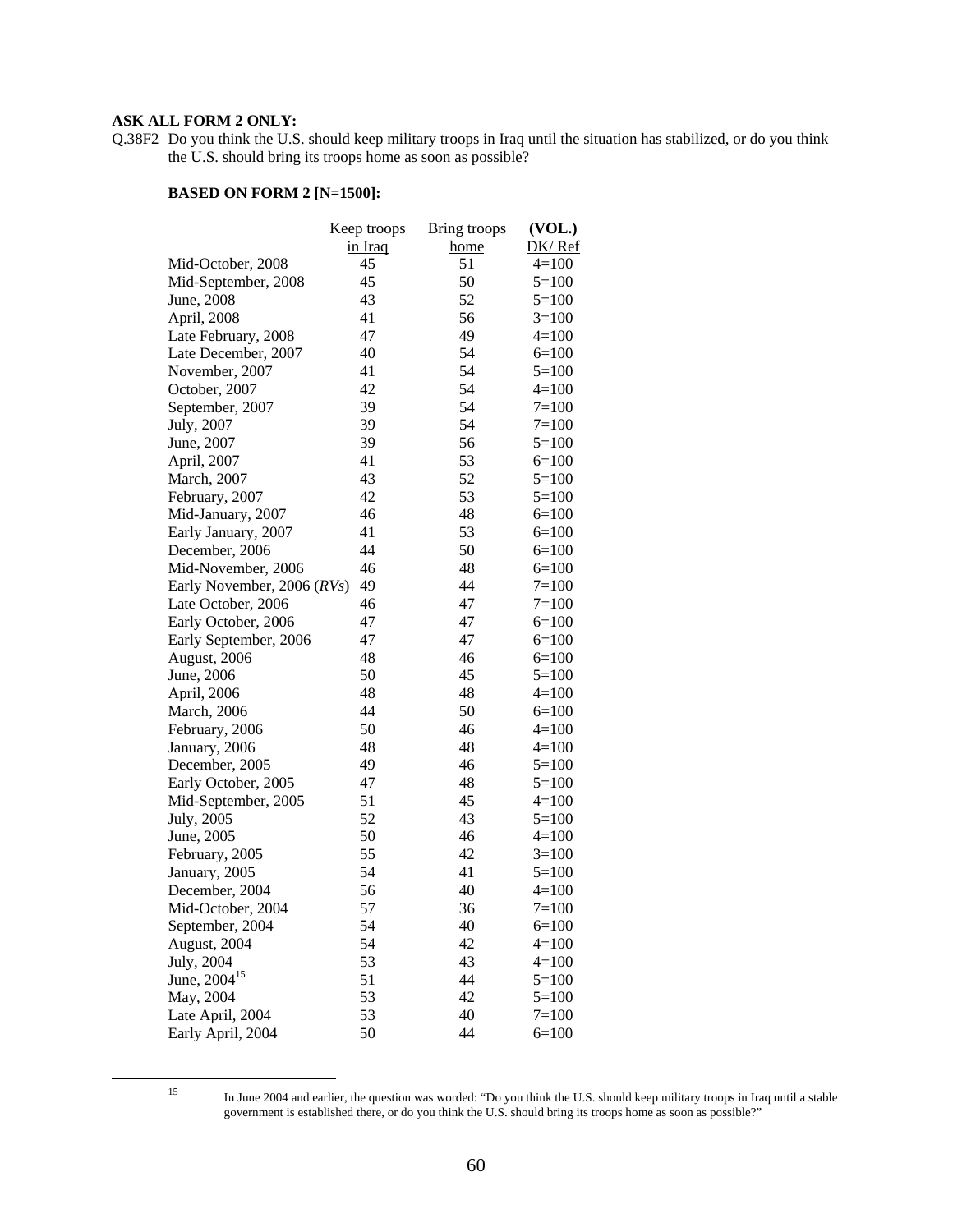**ASK ALL FORM 2 ONLY:**

Q.38F2 Do you think the U.S. should keep military troops in Iraq until the situation has stabilized, or do you think the U.S. should bring its troops home as soon as possible?

**BASED ON FORM 2 [N=1500]:**

| | Keep troops in Iraq | Bring troops home | (VOL.) DK/ Ref |
|---|---|---|---|
| Mid-October, 2008 | 45 | 51 | 4=100 |
| Mid-September, 2008 | 45 | 50 | 5=100 |
| June, 2008 | 43 | 52 | 5=100 |
| April, 2008 | 41 | 56 | 3=100 |
| Late February, 2008 | 47 | 49 | 4=100 |
| Late December, 2007 | 40 | 54 | 6=100 |
| November, 2007 | 41 | 54 | 5=100 |
| October, 2007 | 42 | 54 | 4=100 |
| September, 2007 | 39 | 54 | 7=100 |
| July, 2007 | 39 | 54 | 7=100 |
| June, 2007 | 39 | 56 | 5=100 |
| April, 2007 | 41 | 53 | 6=100 |
| March, 2007 | 43 | 52 | 5=100 |
| February, 2007 | 42 | 53 | 5=100 |
| Mid-January, 2007 | 46 | 48 | 6=100 |
| Early January, 2007 | 41 | 53 | 6=100 |
| December, 2006 | 44 | 50 | 6=100 |
| Mid-November, 2006 | 46 | 48 | 6=100 |
| Early November, 2006 (*RVs*) | 49 | 44 | 7=100 |
| Late October, 2006 | 46 | 47 | 7=100 |
| Early October, 2006 | 47 | 47 | 6=100 |
| Early September, 2006 | 47 | 47 | 6=100 |
| August, 2006 | 48 | 46 | 6=100 |
| June, 2006 | 50 | 45 | 5=100 |
| April, 2006 | 48 | 48 | 4=100 |
| March, 2006 | 44 | 50 | 6=100 |
| February, 2006 | 50 | 46 | 4=100 |
| January, 2006 | 48 | 48 | 4=100 |
| December, 2005 | 49 | 46 | 5=100 |
| Early October, 2005 | 47 | 48 | 5=100 |
| Mid-September, 2005 | 51 | 45 | 4=100 |
| July, 2005 | 52 | 43 | 5=100 |
| June, 2005 | 50 | 46 | 4=100 |
| February, 2005 | 55 | 42 | 3=100 |
| January, 2005 | 54 | 41 | 5=100 |
| December, 2004 | 56 | 40 | 4=100 |
| Mid-October, 2004 | 57 | 36 | 7=100 |
| September, 2004 | 54 | 40 | 6=100 |
| August, 2004 | 54 | 42 | 4=100 |
| July, 2004 | 53 | 43 | 4=100 |
| June, 2004[15] | 51 | 44 | 5=100 |
| May, 2004 | 53 | 42 | 5=100 |
| Late April, 2004 | 53 | 40 | 7=100 |
| Early April, 2004 | 50 | 44 | 6=100 |

[15] In June 2004 and earlier, the question was worded: "Do you think the U.S. should keep military troops in Iraq until a stable government is established there, or do you think the U.S. should bring its troops home as soon as possible?"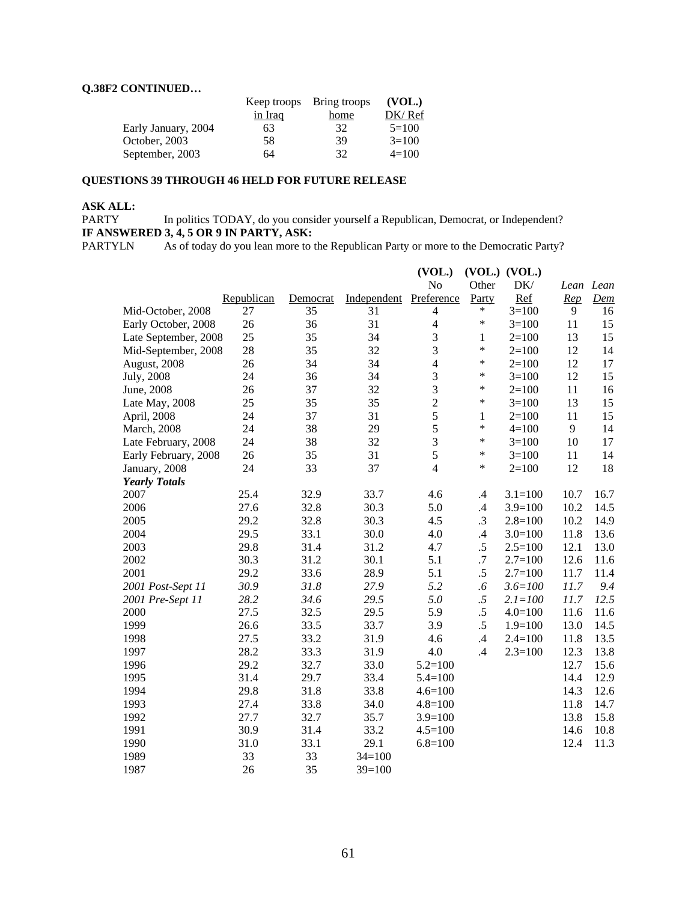**Q.38F2 CONTINUED…**

| | Keep troops in Iraq | Bring troops home | (VOL.) DK/ Ref |
|---|---|---|---|
| Early January, 2004 | 63 | 32 | 5=100 |
| October, 2003 | 58 | 39 | 3=100 |
| September, 2003 | 64 | 32 | 4=100 |

**QUESTIONS 39 THROUGH 46 HELD FOR FUTURE RELEASE**

**ASK ALL:**

PARTY In politics TODAY, do you consider yourself a Republican, Democrat, or Independent?

**IF ANSWERED 3, 4, 5 OR 9 IN PARTY, ASK:**

PARTYLN As of today do you lean more to the Republican Party or more to the Democratic Party?

| | Republican | Democrat | Independent | (VOL.) No Preference | (VOL.) Other Party | (VOL.) DK/ Ref | *Lean Rep* | *Lean Dem* |
|---|---|---|---|---|---|---|---|---|
| Mid-October, 2008 | 27 | 35 | 31 | 4 | * | 3=100 | 9 | 16 |
| Early October, 2008 | 26 | 36 | 31 | 4 | * | 3=100 | 11 | 15 |
| Late September, 2008 | 25 | 35 | 34 | 3 | 1 | 2=100 | 13 | 15 |
| Mid-September, 2008 | 28 | 35 | 32 | 3 | * | 2=100 | 12 | 14 |
| August, 2008 | 26 | 34 | 34 | 4 | * | 2=100 | 12 | 17 |
| July, 2008 | 24 | 36 | 34 | 3 | * | 3=100 | 12 | 15 |
| June, 2008 | 26 | 37 | 32 | 3 | * | 2=100 | 11 | 16 |
| Late May, 2008 | 25 | 35 | 35 | 2 | * | 3=100 | 13 | 15 |
| April, 2008 | 24 | 37 | 31 | 5 | 1 | 2=100 | 11 | 15 |
| March, 2008 | 24 | 38 | 29 | 5 | * | 4=100 | 9 | 14 |
| Late February, 2008 | 24 | 38 | 32 | 3 | * | 3=100 | 10 | 17 |
| Early February, 2008 | 26 | 35 | 31 | 5 | * | 3=100 | 11 | 14 |
| January, 2008 | 24 | 33 | 37 | 4 | * | 2=100 | 12 | 18 |
| ***Yearly Totals*** | | | | | | | | |
| 2007 | 25.4 | 32.9 | 33.7 | 4.6 | .4 | 3.1=100 | 10.7 | 16.7 |
| 2006 | 27.6 | 32.8 | 30.3 | 5.0 | .4 | 3.9=100 | 10.2 | 14.5 |
| 2005 | 29.2 | 32.8 | 30.3 | 4.5 | .3 | 2.8=100 | 10.2 | 14.9 |
| 2004 | 29.5 | 33.1 | 30.0 | 4.0 | .4 | 3.0=100 | 11.8 | 13.6 |
| 2003 | 29.8 | 31.4 | 31.2 | 4.7 | .5 | 2.5=100 | 12.1 | 13.0 |
| 2002 | 30.3 | 31.2 | 30.1 | 5.1 | .7 | 2.7=100 | 12.6 | 11.6 |
| 2001 | 29.2 | 33.6 | 28.9 | 5.1 | .5 | 2.7=100 | 11.7 | 11.4 |
| *2001 Post-Sept 11* | *30.9* | *31.8* | *27.9* | *5.2* | *.6* | *3.6=100* | *11.7* | *9.4* |
| *2001 Pre-Sept 11* | *28.2* | *34.6* | *29.5* | *5.0* | *.5* | *2.1=100* | *11.7* | *12.5* |
| 2000 | 27.5 | 32.5 | 29.5 | 5.9 | .5 | 4.0=100 | 11.6 | 11.6 |
| 1999 | 26.6 | 33.5 | 33.7 | 3.9 | .5 | 1.9=100 | 13.0 | 14.5 |
| 1998 | 27.5 | 33.2 | 31.9 | 4.6 | .4 | 2.4=100 | 11.8 | 13.5 |
| 1997 | 28.2 | 33.3 | 31.9 | 4.0 | .4 | 2.3=100 | 12.3 | 13.8 |
| 1996 | 29.2 | 32.7 | 33.0 | 5.2=100 | | | 12.7 | 15.6 |
| 1995 | 31.4 | 29.7 | 33.4 | 5.4=100 | | | 14.4 | 12.9 |
| 1994 | 29.8 | 31.8 | 33.8 | 4.6=100 | | | 14.3 | 12.6 |
| 1993 | 27.4 | 33.8 | 34.0 | 4.8=100 | | | 11.8 | 14.7 |
| 1992 | 27.7 | 32.7 | 35.7 | 3.9=100 | | | 13.8 | 15.8 |
| 1991 | 30.9 | 31.4 | 33.2 | 4.5=100 | | | 14.6 | 10.8 |
| 1990 | 31.0 | 33.1 | 29.1 | 6.8=100 | | | 12.4 | 11.3 |
| 1989 | 33 | 33 | 34=100 | | | | | |
| 1987 | 26 | 35 | 39=100 | | | | | |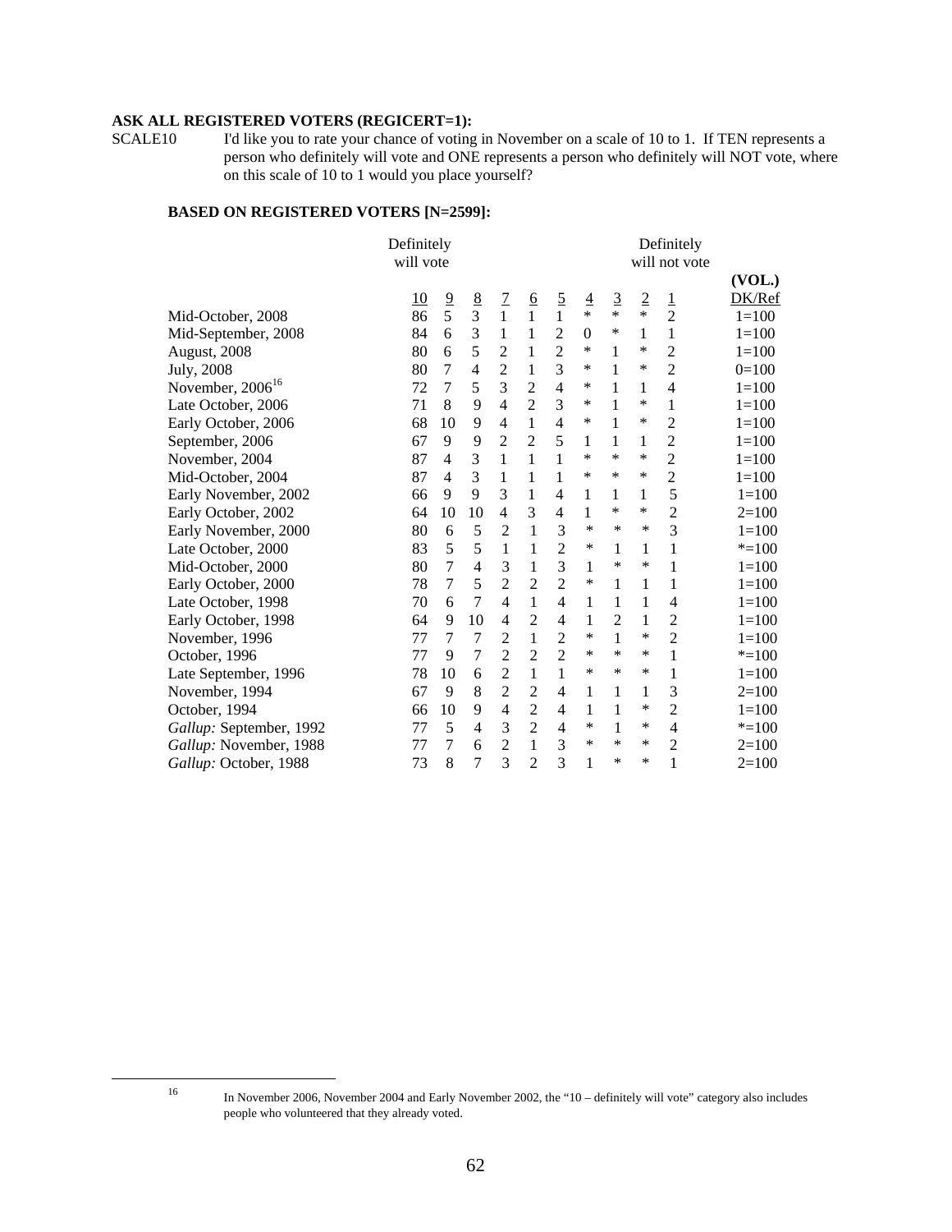**ASK ALL REGISTERED VOTERS (REGICERT=1):**

SCALE10 I'd like you to rate your chance of voting in November on a scale of 10 to 1. If TEN represents a person who definitely will vote and ONE represents a person who definitely will NOT vote, where on this scale of 10 to 1 would you place yourself?

**BASED ON REGISTERED VOTERS [N=2599]:**

| | Definitely will vote | | | | | | | | | Definitely will not vote | **(VOL.)** |
|---|---|---|---|---|---|---|---|---|---|---|---|
| | 10 | 9 | 8 | 7 | 6 | 5 | 4 | 3 | 2 | 1 | DK/Ref |
| Mid-October, 2008 | 86 | 5 | 3 | 1 | 1 | 1 | * | * | * | 2 | 1=100 |
| Mid-September, 2008 | 84 | 6 | 3 | 1 | 1 | 2 | 0 | * | 1 | 1 | 1=100 |
| August, 2008 | 80 | 6 | 5 | 2 | 1 | 2 | * | 1 | * | 2 | 1=100 |
| July, 2008 | 80 | 7 | 4 | 2 | 1 | 3 | * | 1 | * | 2 | 0=100 |
| November, 2006[16] | 72 | 7 | 5 | 3 | 2 | 4 | * | 1 | 1 | 4 | 1=100 |
| Late October, 2006 | 71 | 8 | 9 | 4 | 2 | 3 | * | 1 | * | 1 | 1=100 |
| Early October, 2006 | 68 | 10 | 9 | 4 | 1 | 4 | * | 1 | * | 2 | 1=100 |
| September, 2006 | 67 | 9 | 9 | 2 | 2 | 5 | 1 | 1 | 1 | 2 | 1=100 |
| November, 2004 | 87 | 4 | 3 | 1 | 1 | 1 | * | * | * | 2 | 1=100 |
| Mid-October, 2004 | 87 | 4 | 3 | 1 | 1 | 1 | * | * | * | 2 | 1=100 |
| Early November, 2002 | 66 | 9 | 9 | 3 | 1 | 4 | 1 | 1 | 1 | 5 | 1=100 |
| Early October, 2002 | 64 | 10 | 10 | 4 | 3 | 4 | 1 | * | * | 2 | 2=100 |
| Early November, 2000 | 80 | 6 | 5 | 2 | 1 | 3 | * | * | * | 3 | 1=100 |
| Late October, 2000 | 83 | 5 | 5 | 1 | 1 | 2 | * | 1 | 1 | 1 | *=100 |
| Mid-October, 2000 | 80 | 7 | 4 | 3 | 1 | 3 | 1 | * | * | 1 | 1=100 |
| Early October, 2000 | 78 | 7 | 5 | 2 | 2 | 2 | * | 1 | 1 | 1 | 1=100 |
| Late October, 1998 | 70 | 6 | 7 | 4 | 1 | 4 | 1 | 1 | 1 | 4 | 1=100 |
| Early October, 1998 | 64 | 9 | 10 | 4 | 2 | 4 | 1 | 2 | 1 | 2 | 1=100 |
| November, 1996 | 77 | 7 | 7 | 2 | 1 | 2 | * | 1 | * | 2 | 1=100 |
| October, 1996 | 77 | 9 | 7 | 2 | 2 | 2 | * | * | * | 1 | *=100 |
| Late September, 1996 | 78 | 10 | 6 | 2 | 1 | 1 | * | * | * | 1 | 1=100 |
| November, 1994 | 67 | 9 | 8 | 2 | 2 | 4 | 1 | 1 | 1 | 3 | 2=100 |
| October, 1994 | 66 | 10 | 9 | 4 | 2 | 4 | 1 | 1 | * | 2 | 1=100 |
| *Gallup:* September, 1992 | 77 | 5 | 4 | 3 | 2 | 4 | * | 1 | * | 4 | *=100 |
| *Gallup:* November, 1988 | 77 | 7 | 6 | 2 | 1 | 3 | * | * | * | 2 | 2=100 |
| *Gallup:* October, 1988 | 73 | 8 | 7 | 3 | 2 | 3 | 1 | * | * | 1 | 2=100 |

[16] In November 2006, November 2004 and Early November 2002, the "10 – definitely will vote" category also includes people who volunteered that they already voted.